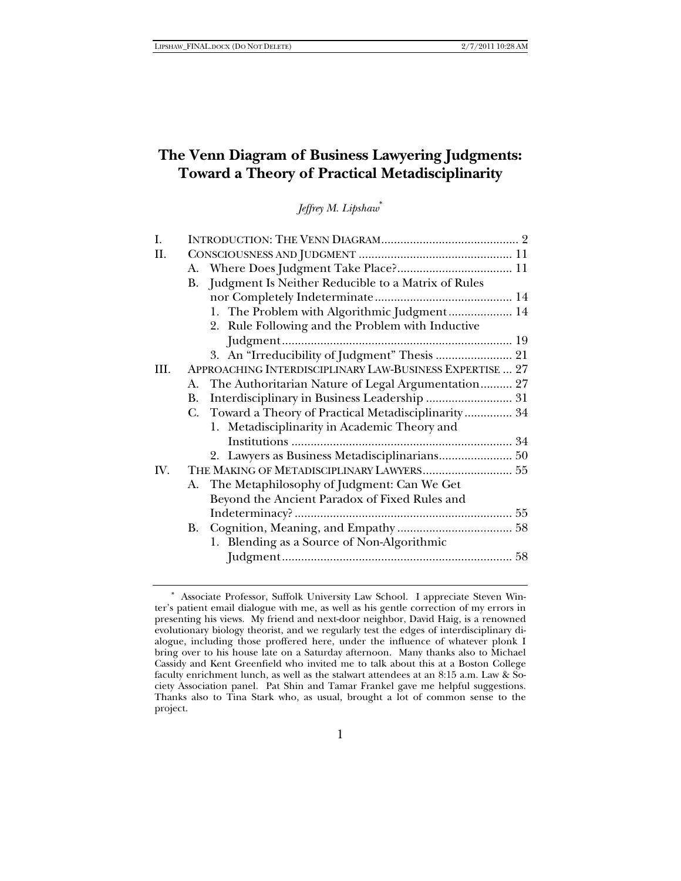# The Venn Diagram of Business Lawyering Judgments: Toward a Theory of Practical Metadisciplinarity

*Jeffrey M. Lipshaw*[*]

I. INTRODUCTION: THE VENN DIAGRAM .......................................... 2

II. CONSCIOUSNESS AND JUDGMENT ............................................... 11

- A. Where Does Judgment Take Place? .................................... 11
- B. Judgment Is Neither Reducible to a Matrix of Rules nor Completely Indeterminate .......................................... 14
  - 1. The Problem with Algorithmic Judgment .................... 14
  - 2. Rule Following and the Problem with Inductive Judgment ........................................................................ 19
  - 3. An "Irreducibility of Judgment" Thesis ........................ 21

III. APPROACHING INTERDISCIPLINARY LAW-BUSINESS EXPERTISE ... 27

- A. The Authoritarian Nature of Legal Argumentation .......... 27
- B. Interdisciplinary in Business Leadership ........................... 31
- C. Toward a Theory of Practical Metadisciplinarity ............... 34
  - 1. Metadisciplinarity in Academic Theory and Institutions ..................................................................... 34
  - 2. Lawyers as Business Metadisciplinarians ....................... 50

IV. THE MAKING OF METADISCIPLINARY LAWYERS ............................ 55

- A. The Metaphilosophy of Judgment: Can We Get Beyond the Ancient Paradox of Fixed Rules and Indeterminacy? .................................................................... 55
- B. Cognition, Meaning, and Empathy .................................... 58
  - 1. Blending as a Source of Non-Algorithmic Judgment ........................................................................ 58

---

[*] Associate Professor, Suffolk University Law School. I appreciate Steven Winter's patient email dialogue with me, as well as his gentle correction of my errors in presenting his views. My friend and next-door neighbor, David Haig, is a renowned evolutionary biology theorist, and we regularly test the edges of interdisciplinary dialogue, including those proffered here, under the influence of whatever plonk I bring over to his house late on a Saturday afternoon. Many thanks also to Michael Cassidy and Kent Greenfield who invited me to talk about this at a Boston College faculty enrichment lunch, as well as the stalwart attendees at an 8:15 a.m. Law & Society Association panel. Pat Shin and Tamar Frankel gave me helpful suggestions. Thanks also to Tina Stark who, as usual, brought a lot of common sense to the project.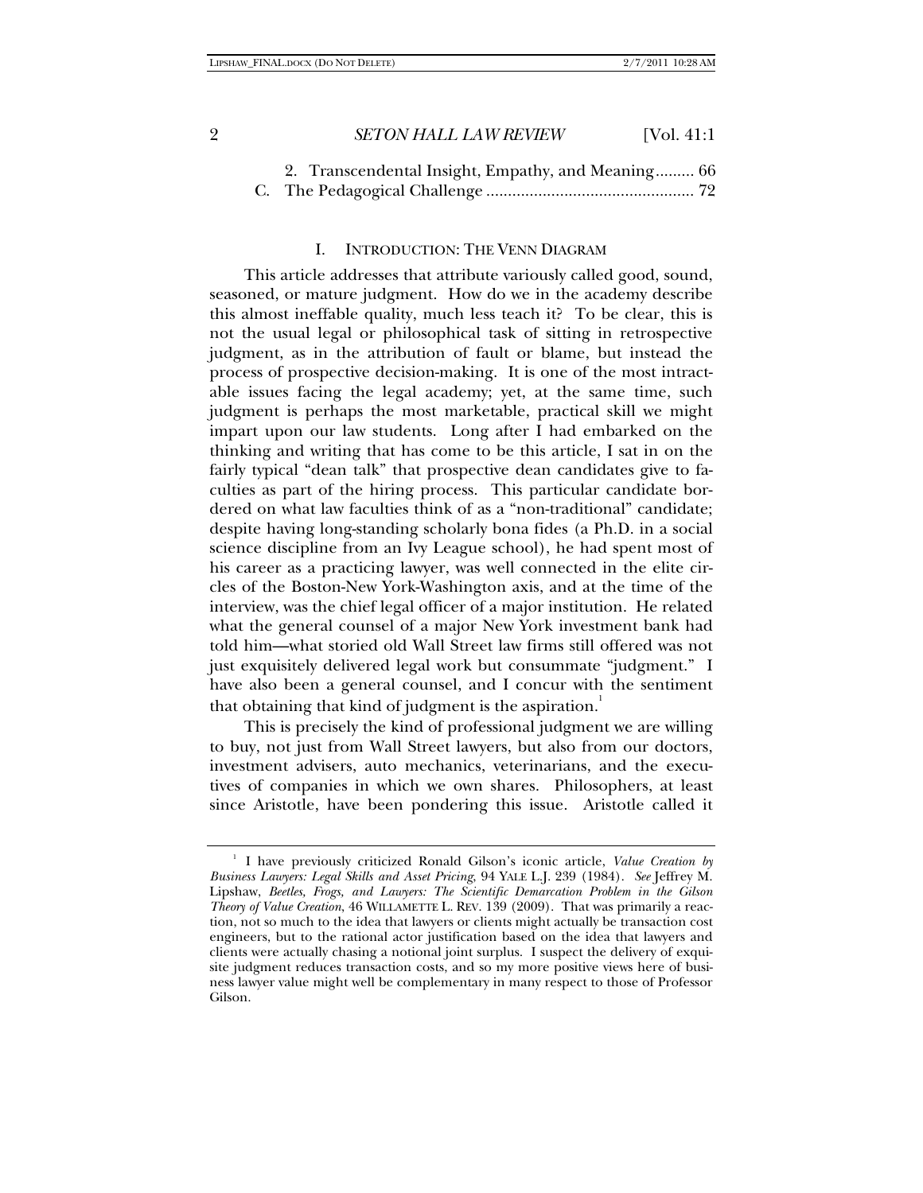2. Transcendental Insight, Empathy, and Meaning......... 66

C. The Pedagogical Challenge ................................................ 72

## I. INTRODUCTION: THE VENN DIAGRAM

This article addresses that attribute variously called good, sound, seasoned, or mature judgment. How do we in the academy describe this almost ineffable quality, much less teach it? To be clear, this is not the usual legal or philosophical task of sitting in retrospective judgment, as in the attribution of fault or blame, but instead the process of prospective decision-making. It is one of the most intractable issues facing the legal academy; yet, at the same time, such judgment is perhaps the most marketable, practical skill we might impart upon our law students. Long after I had embarked on the thinking and writing that has come to be this article, I sat in on the fairly typical "dean talk" that prospective dean candidates give to faculties as part of the hiring process. This particular candidate bordered on what law faculties think of as a "non-traditional" candidate; despite having long-standing scholarly bona fides (a Ph.D. in a social science discipline from an Ivy League school), he had spent most of his career as a practicing lawyer, was well connected in the elite circles of the Boston-New York-Washington axis, and at the time of the interview, was the chief legal officer of a major institution. He related what the general counsel of a major New York investment bank had told him—what storied old Wall Street law firms still offered was not just exquisitely delivered legal work but consummate "judgment." I have also been a general counsel, and I concur with the sentiment that obtaining that kind of judgment is the aspiration.[1]

This is precisely the kind of professional judgment we are willing to buy, not just from Wall Street lawyers, but also from our doctors, investment advisers, auto mechanics, veterinarians, and the executives of companies in which we own shares. Philosophers, at least since Aristotle, have been pondering this issue. Aristotle called it

---

[1] I have previously criticized Ronald Gilson's iconic article, *Value Creation by Business Lawyers: Legal Skills and Asset Pricing*, 94 YALE L.J. 239 (1984). *See* Jeffrey M. Lipshaw, *Beetles, Frogs, and Lawyers: The Scientific Demarcation Problem in the Gilson Theory of Value Creation*, 46 WILLAMETTE L. REV. 139 (2009). That was primarily a reaction, not so much to the idea that lawyers or clients might actually be transaction cost engineers, but to the rational actor justification based on the idea that lawyers and clients were actually chasing a notional joint surplus. I suspect the delivery of exquisite judgment reduces transaction costs, and so my more positive views here of business lawyer value might well be complementary in many respect to those of Professor Gilson.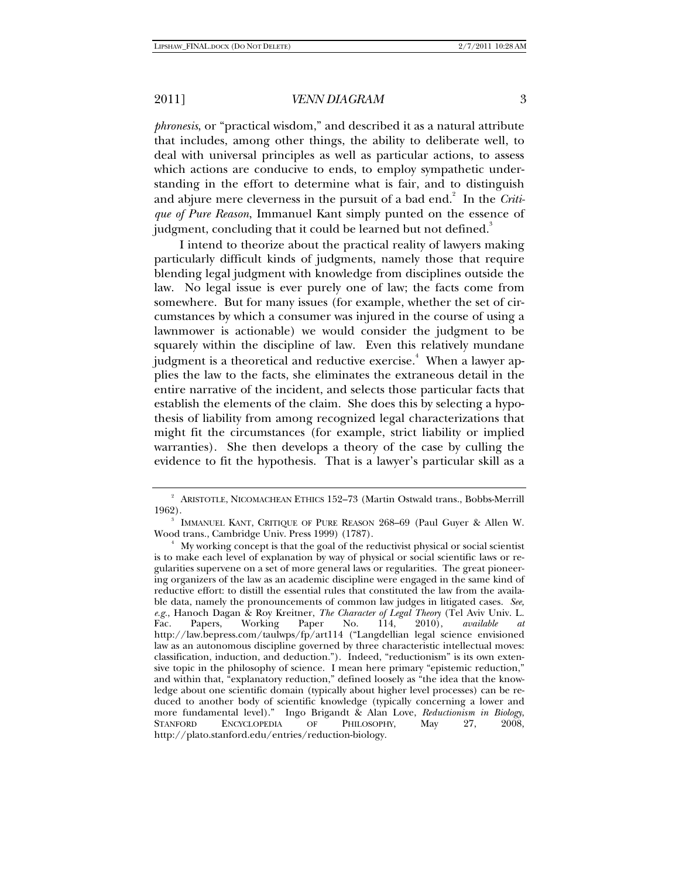*phronesis*, or "practical wisdom," and described it as a natural attribute that includes, among other things, the ability to deliberate well, to deal with universal principles as well as particular actions, to assess which actions are conducive to ends, to employ sympathetic understanding in the effort to determine what is fair, and to distinguish and abjure mere cleverness in the pursuit of a bad end.[2] In the *Critique of Pure Reason*, Immanuel Kant simply punted on the essence of judgment, concluding that it could be learned but not defined.[3]

I intend to theorize about the practical reality of lawyers making particularly difficult kinds of judgments, namely those that require blending legal judgment with knowledge from disciplines outside the law. No legal issue is ever purely one of law; the facts come from somewhere. But for many issues (for example, whether the set of circumstances by which a consumer was injured in the course of using a lawnmower is actionable) we would consider the judgment to be squarely within the discipline of law. Even this relatively mundane judgment is a theoretical and reductive exercise.[4] When a lawyer applies the law to the facts, she eliminates the extraneous detail in the entire narrative of the incident, and selects those particular facts that establish the elements of the claim. She does this by selecting a hypothesis of liability from among recognized legal characterizations that might fit the circumstances (for example, strict liability or implied warranties). She then develops a theory of the case by culling the evidence to fit the hypothesis. That is a lawyer's particular skill as a

---

[2] ARISTOTLE, NICOMACHEAN ETHICS 152–73 (Martin Ostwald trans., Bobbs-Merrill 1962).

[3] IMMANUEL KANT, CRITIQUE OF PURE REASON 268–69 (Paul Guyer & Allen W. Wood trans., Cambridge Univ. Press 1999) (1787).

[4] My working concept is that the goal of the reductivist physical or social scientist is to make each level of explanation by way of physical or social scientific laws or regularities supervene on a set of more general laws or regularities. The great pioneering organizers of the law as an academic discipline were engaged in the same kind of reductive effort: to distill the essential rules that constituted the law from the available data, namely the pronouncements of common law judges in litigated cases. *See, e.g.*, Hanoch Dagan & Roy Kreitner, *The Character of Legal Theory* (Tel Aviv Univ. L. Fac. Papers, Working Paper No. 114, 2010), *available at* http://law.bepress.com/taulwps/fp/art114 ("Langdellian legal science envisioned law as an autonomous discipline governed by three characteristic intellectual moves: classification, induction, and deduction."). Indeed, "reductionism" is its own extensive topic in the philosophy of science. I mean here primary "epistemic reduction," and within that, "explanatory reduction," defined loosely as "the idea that the knowledge about one scientific domain (typically about higher level processes) can be reduced to another body of scientific knowledge (typically concerning a lower and more fundamental level)." Ingo Brigandt & Alan Love, *Reductionism in Biology*, STANFORD ENCYCLOPEDIA OF PHILOSOPHY, May 27, 2008, http://plato.stanford.edu/entries/reduction-biology.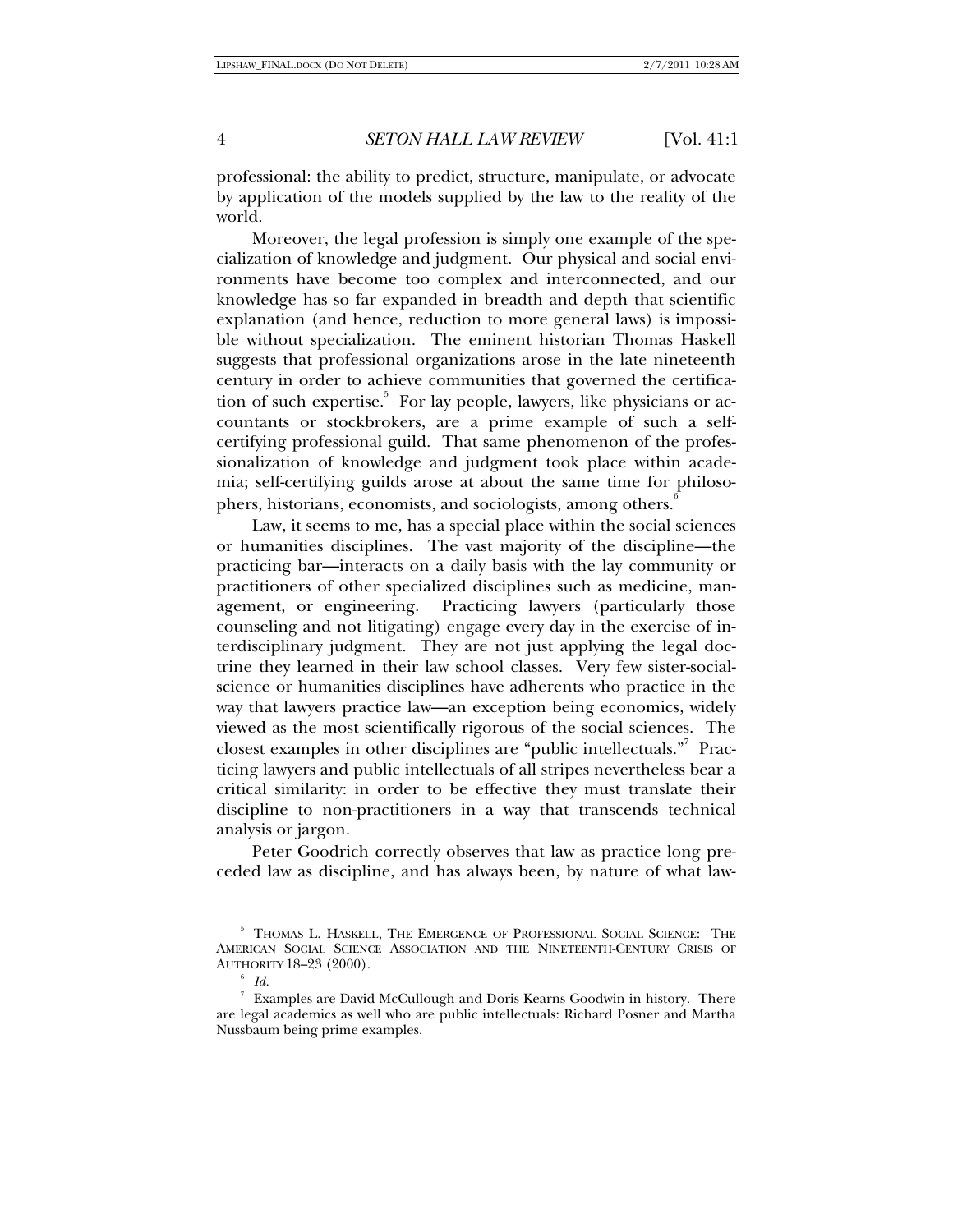professional: the ability to predict, structure, manipulate, or advocate by application of the models supplied by the law to the reality of the world.

Moreover, the legal profession is simply one example of the specialization of knowledge and judgment. Our physical and social environments have become too complex and interconnected, and our knowledge has so far expanded in breadth and depth that scientific explanation (and hence, reduction to more general laws) is impossible without specialization. The eminent historian Thomas Haskell suggests that professional organizations arose in the late nineteenth century in order to achieve communities that governed the certification of such expertise.[5] For lay people, lawyers, like physicians or accountants or stockbrokers, are a prime example of such a self-certifying professional guild. That same phenomenon of the professionalization of knowledge and judgment took place within academia; self-certifying guilds arose at about the same time for philosophers, historians, economists, and sociologists, among others.[6]

Law, it seems to me, has a special place within the social sciences or humanities disciplines. The vast majority of the discipline—the practicing bar—interacts on a daily basis with the lay community or practitioners of other specialized disciplines such as medicine, management, or engineering. Practicing lawyers (particularly those counseling and not litigating) engage every day in the exercise of interdisciplinary judgment. They are not just applying the legal doctrine they learned in their law school classes. Very few sister-social-science or humanities disciplines have adherents who practice in the way that lawyers practice law—an exception being economics, widely viewed as the most scientifically rigorous of the social sciences. The closest examples in other disciplines are "public intellectuals."[7] Practicing lawyers and public intellectuals of all stripes nevertheless bear a critical similarity: in order to be effective they must translate their discipline to non-practitioners in a way that transcends technical analysis or jargon.

Peter Goodrich correctly observes that law as practice long preceded law as discipline, and has always been, by nature of what law-

---

[5] THOMAS L. HASKELL, THE EMERGENCE OF PROFESSIONAL SOCIAL SCIENCE: THE AMERICAN SOCIAL SCIENCE ASSOCIATION AND THE NINETEENTH-CENTURY CRISIS OF AUTHORITY 18–23 (2000).

[6] *Id.*

[7] Examples are David McCullough and Doris Kearns Goodwin in history. There are legal academics as well who are public intellectuals: Richard Posner and Martha Nussbaum being prime examples.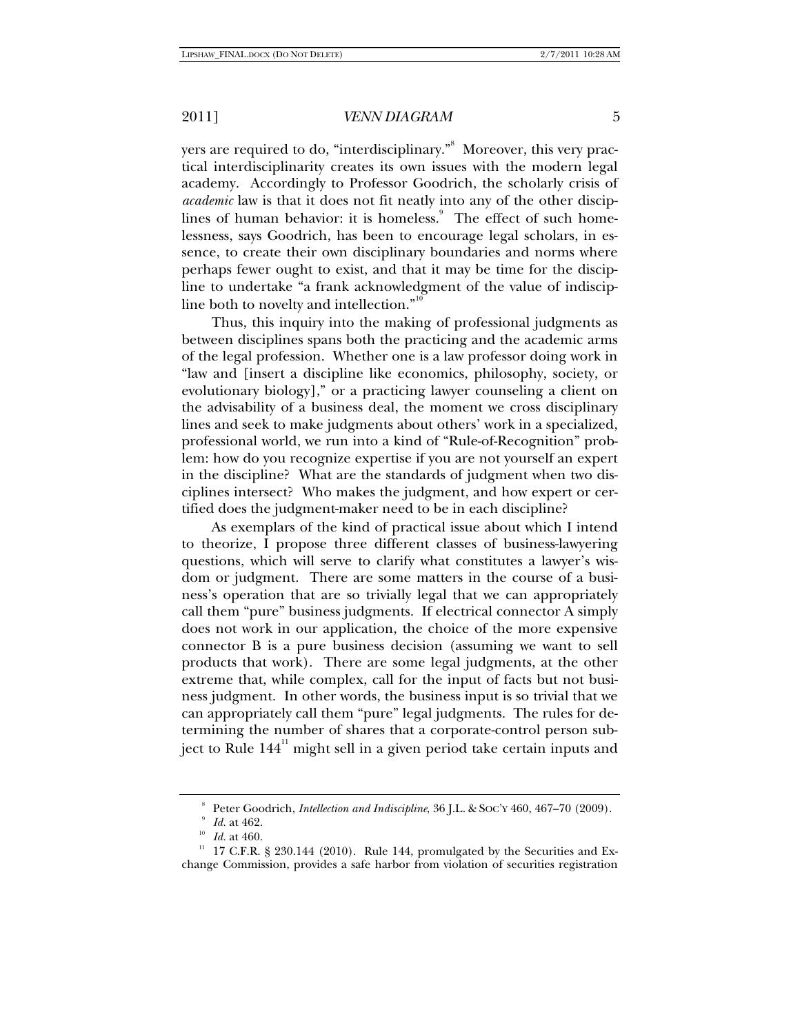yers are required to do, "interdisciplinary."[8] Moreover, this very practical interdisciplinarity creates its own issues with the modern legal academy. Accordingly to Professor Goodrich, the scholarly crisis of *academic* law is that it does not fit neatly into any of the other disciplines of human behavior: it is homeless.[9] The effect of such homelessness, says Goodrich, has been to encourage legal scholars, in essence, to create their own disciplinary boundaries and norms where perhaps fewer ought to exist, and that it may be time for the discipline to undertake "a frank acknowledgment of the value of indiscipline both to novelty and intellection."[10]

Thus, this inquiry into the making of professional judgments as between disciplines spans both the practicing and the academic arms of the legal profession. Whether one is a law professor doing work in "law and [insert a discipline like economics, philosophy, society, or evolutionary biology]," or a practicing lawyer counseling a client on the advisability of a business deal, the moment we cross disciplinary lines and seek to make judgments about others' work in a specialized, professional world, we run into a kind of "Rule-of-Recognition" problem: how do you recognize expertise if you are not yourself an expert in the discipline? What are the standards of judgment when two disciplines intersect? Who makes the judgment, and how expert or certified does the judgment-maker need to be in each discipline?

As exemplars of the kind of practical issue about which I intend to theorize, I propose three different classes of business-lawyering questions, which will serve to clarify what constitutes a lawyer's wisdom or judgment. There are some matters in the course of a business's operation that are so trivially legal that we can appropriately call them "pure" business judgments. If electrical connector A simply does not work in our application, the choice of the more expensive connector B is a pure business decision (assuming we want to sell products that work). There are some legal judgments, at the other extreme that, while complex, call for the input of facts but not business judgment. In other words, the business input is so trivial that we can appropriately call them "pure" legal judgments. The rules for determining the number of shares that a corporate-control person subject to Rule 144[11] might sell in a given period take certain inputs and

---

[8] Peter Goodrich, *Intellection and Indiscipline*, 36 J.L. & SOC'Y 460, 467–70 (2009).

[9] *Id.* at 462.

[10] *Id.* at 460.

[11] 17 C.F.R. § 230.144 (2010). Rule 144, promulgated by the Securities and Exchange Commission, provides a safe harbor from violation of securities registration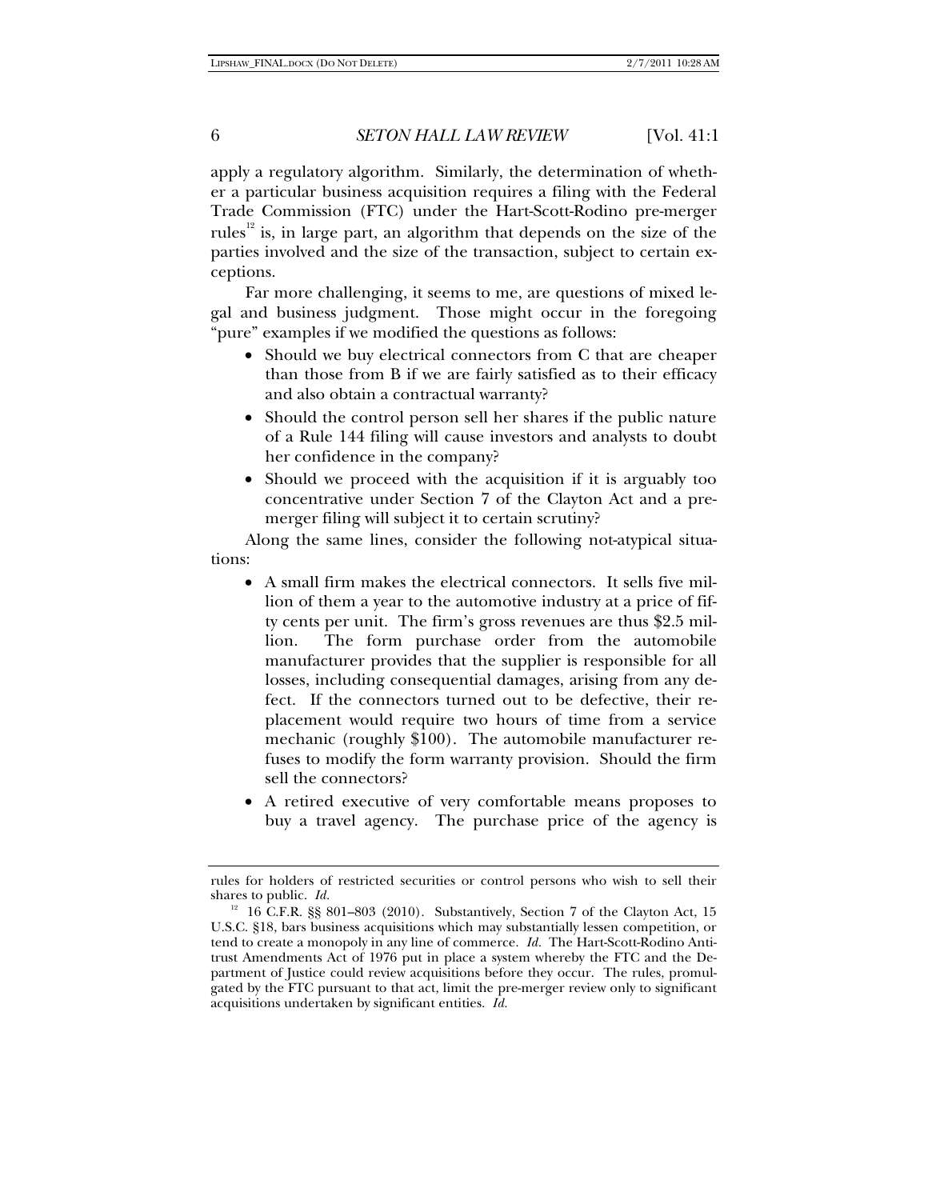apply a regulatory algorithm. Similarly, the determination of whether a particular business acquisition requires a filing with the Federal Trade Commission (FTC) under the Hart-Scott-Rodino pre-merger rules[12] is, in large part, an algorithm that depends on the size of the parties involved and the size of the transaction, subject to certain exceptions.

Far more challenging, it seems to me, are questions of mixed legal and business judgment. Those might occur in the foregoing "pure" examples if we modified the questions as follows:

- Should we buy electrical connectors from C that are cheaper than those from B if we are fairly satisfied as to their efficacy and also obtain a contractual warranty?
- Should the control person sell her shares if the public nature of a Rule 144 filing will cause investors and analysts to doubt her confidence in the company?
- Should we proceed with the acquisition if it is arguably too concentrative under Section 7 of the Clayton Act and a pre-merger filing will subject it to certain scrutiny?

Along the same lines, consider the following not-atypical situations:

- A small firm makes the electrical connectors. It sells five million of them a year to the automotive industry at a price of fifty cents per unit. The firm's gross revenues are thus $2.5 million. The form purchase order from the automobile manufacturer provides that the supplier is responsible for all losses, including consequential damages, arising from any defect. If the connectors turned out to be defective, their replacement would require two hours of time from a service mechanic (roughly $100). The automobile manufacturer refuses to modify the form warranty provision. Should the firm sell the connectors?
- A retired executive of very comfortable means proposes to buy a travel agency. The purchase price of the agency is

---

rules for holders of restricted securities or control persons who wish to sell their shares to public. *Id.*

[12] 16 C.F.R. §§ 801–803 (2010). Substantively, Section 7 of the Clayton Act, 15 U.S.C. §18, bars business acquisitions which may substantially lessen competition, or tend to create a monopoly in any line of commerce. *Id.* The Hart-Scott-Rodino Antitrust Amendments Act of 1976 put in place a system whereby the FTC and the Department of Justice could review acquisitions before they occur. The rules, promulgated by the FTC pursuant to that act, limit the pre-merger review only to significant acquisitions undertaken by significant entities. *Id.*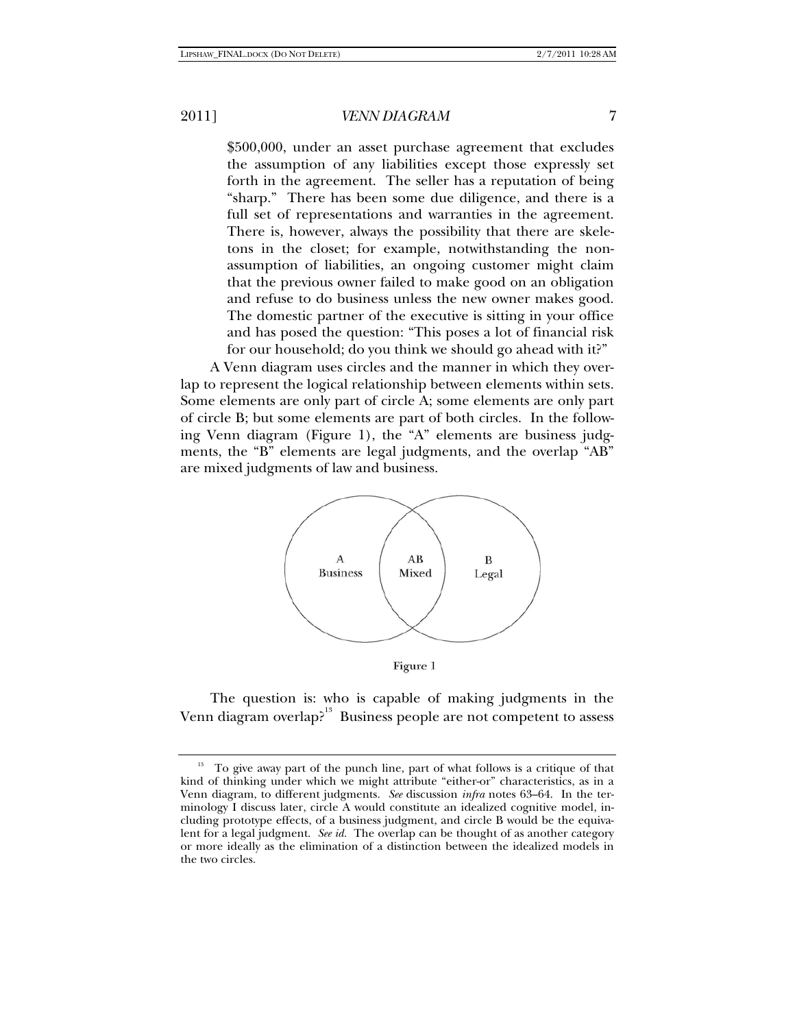$500,000, under an asset purchase agreement that excludes the assumption of any liabilities except those expressly set forth in the agreement. The seller has a reputation of being "sharp." There has been some due diligence, and there is a full set of representations and warranties in the agreement. There is, however, always the possibility that there are skeletons in the closet; for example, notwithstanding the non-assumption of liabilities, an ongoing customer might claim that the previous owner failed to make good on an obligation and refuse to do business unless the new owner makes good. The domestic partner of the executive is sitting in your office and has posed the question: "This poses a lot of financial risk for our household; do you think we should go ahead with it?"

A Venn diagram uses circles and the manner in which they overlap to represent the logical relationship between elements within sets. Some elements are only part of circle A; some elements are only part of circle B; but some elements are part of both circles. In the following Venn diagram (Figure 1), the "A" elements are business judgments, the "B" elements are legal judgments, and the overlap "AB" are mixed judgments of law and business.

A Business | AB Mixed | B Legal

Figure 1

The question is: who is capable of making judgments in the Venn diagram overlap?[13] Business people are not competent to assess

---

[13] To give away part of the punch line, part of what follows is a critique of that kind of thinking under which we might attribute "either-or" characteristics, as in a Venn diagram, to different judgments. *See* discussion *infra* notes 63–64. In the terminology I discuss later, circle A would constitute an idealized cognitive model, including prototype effects, of a business judgment, and circle B would be the equivalent for a legal judgment. *See id.* The overlap can be thought of as another category or more ideally as the elimination of a distinction between the idealized models in the two circles.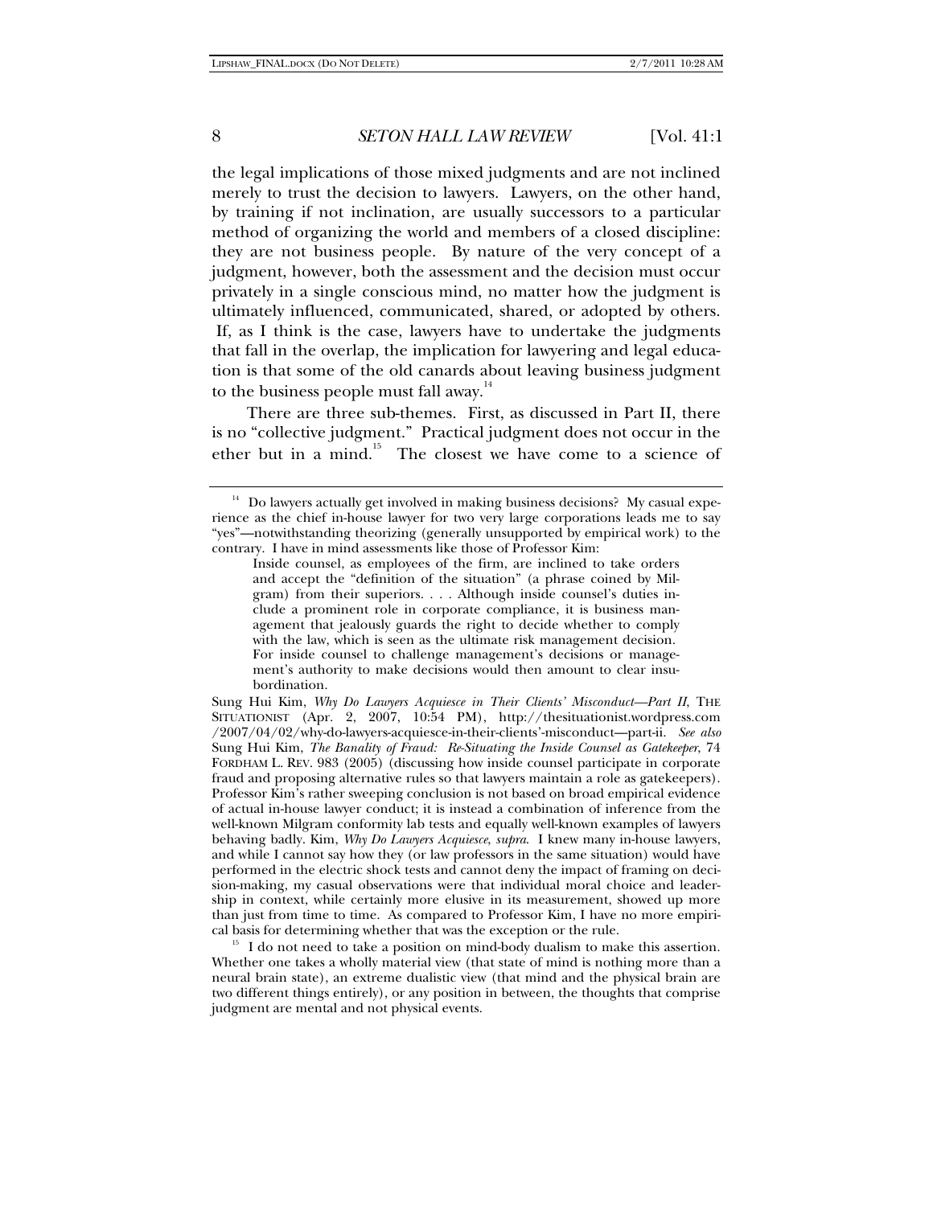the legal implications of those mixed judgments and are not inclined merely to trust the decision to lawyers. Lawyers, on the other hand, by training if not inclination, are usually successors to a particular method of organizing the world and members of a closed discipline: they are not business people. By nature of the very concept of a judgment, however, both the assessment and the decision must occur privately in a single conscious mind, no matter how the judgment is ultimately influenced, communicated, shared, or adopted by others. If, as I think is the case, lawyers have to undertake the judgments that fall in the overlap, the implication for lawyering and legal education is that some of the old canards about leaving business judgment to the business people must fall away.[14]

There are three sub-themes. First, as discussed in Part II, there is no "collective judgment." Practical judgment does not occur in the ether but in a mind.[15] The closest we have come to a science of

---

[14] Do lawyers actually get involved in making business decisions? My casual experience as the chief in-house lawyer for two very large corporations leads me to say "yes"—notwithstanding theorizing (generally unsupported by empirical work) to the contrary. I have in mind assessments like those of Professor Kim:

> Inside counsel, as employees of the firm, are inclined to take orders and accept the "definition of the situation" (a phrase coined by Milgram) from their superiors. . . . Although inside counsel's duties include a prominent role in corporate compliance, it is business management that jealously guards the right to decide whether to comply with the law, which is seen as the ultimate risk management decision. For inside counsel to challenge management's decisions or management's authority to make decisions would then amount to clear insubordination.

Sung Hui Kim, *Why Do Lawyers Acquiesce in Their Clients' Misconduct—Part II*, THE SITUATIONIST (Apr. 2, 2007, 10:54 PM), http://thesituationist.wordpress.com/2007/04/02/why-do-lawyers-acquiesce-in-their-clients'-misconduct—part-ii. *See also* Sung Hui Kim, *The Banality of Fraud: Re-Situating the Inside Counsel as Gatekeeper*, 74 FORDHAM L. REV. 983 (2005) (discussing how inside counsel participate in corporate fraud and proposing alternative rules so that lawyers maintain a role as gatekeepers). Professor Kim's rather sweeping conclusion is not based on broad empirical evidence of actual in-house lawyer conduct; it is instead a combination of inference from the well-known Milgram conformity lab tests and equally well-known examples of lawyers behaving badly. Kim, *Why Do Lawyers Acquiesce*, *supra*. I knew many in-house lawyers, and while I cannot say how they (or law professors in the same situation) would have performed in the electric shock tests and cannot deny the impact of framing on decision-making, my casual observations were that individual moral choice and leadership in context, while certainly more elusive in its measurement, showed up more than just from time to time. As compared to Professor Kim, I have no more empirical basis for determining whether that was the exception or the rule.

[15] I do not need to take a position on mind-body dualism to make this assertion. Whether one takes a wholly material view (that state of mind is nothing more than a neural brain state), an extreme dualistic view (that mind and the physical brain are two different things entirely), or any position in between, the thoughts that comprise judgment are mental and not physical events.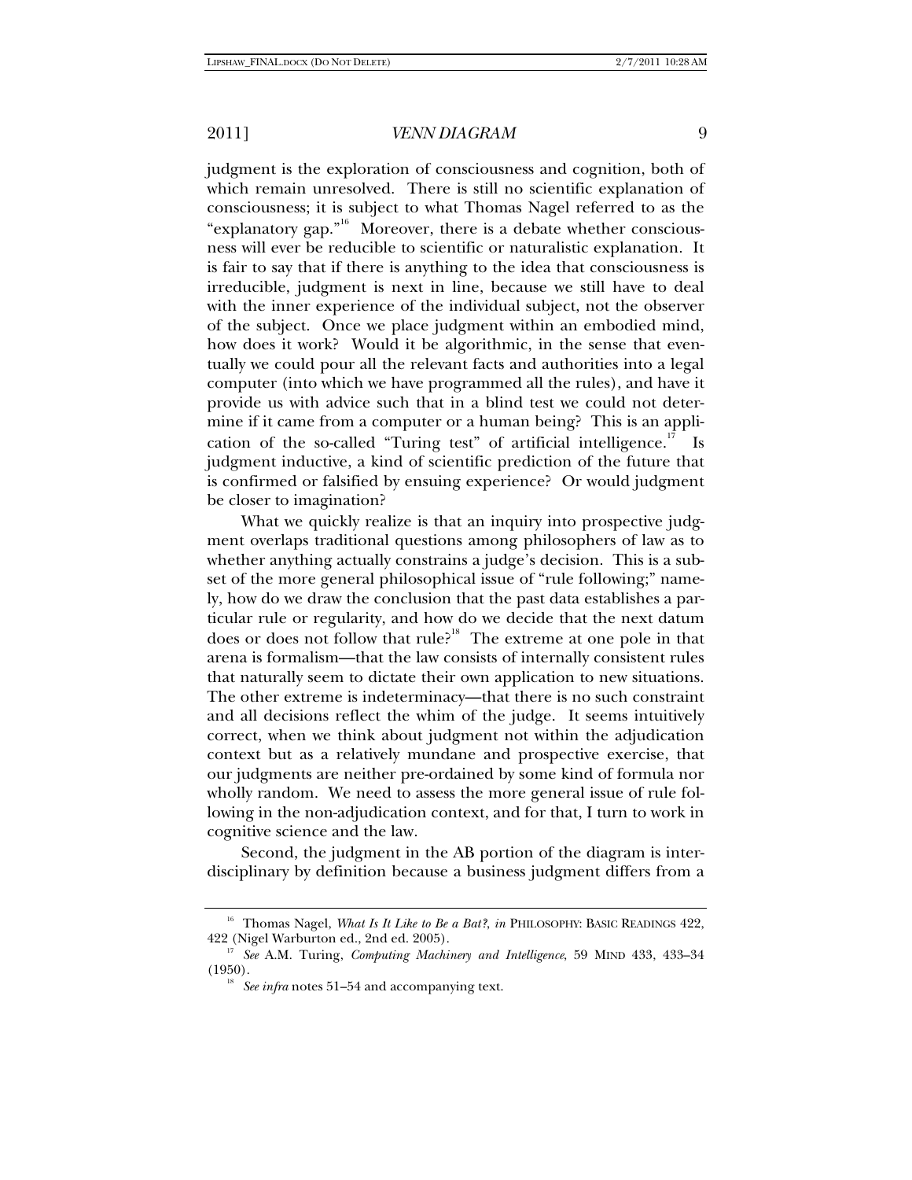judgment is the exploration of consciousness and cognition, both of which remain unresolved. There is still no scientific explanation of consciousness; it is subject to what Thomas Nagel referred to as the "explanatory gap."[16] Moreover, there is a debate whether consciousness will ever be reducible to scientific or naturalistic explanation. It is fair to say that if there is anything to the idea that consciousness is irreducible, judgment is next in line, because we still have to deal with the inner experience of the individual subject, not the observer of the subject. Once we place judgment within an embodied mind, how does it work? Would it be algorithmic, in the sense that eventually we could pour all the relevant facts and authorities into a legal computer (into which we have programmed all the rules), and have it provide us with advice such that in a blind test we could not determine if it came from a computer or a human being? This is an application of the so-called "Turing test" of artificial intelligence.[17] Is judgment inductive, a kind of scientific prediction of the future that is confirmed or falsified by ensuing experience? Or would judgment be closer to imagination?

What we quickly realize is that an inquiry into prospective judgment overlaps traditional questions among philosophers of law as to whether anything actually constrains a judge's decision. This is a subset of the more general philosophical issue of "rule following;" namely, how do we draw the conclusion that the past data establishes a particular rule or regularity, and how do we decide that the next datum does or does not follow that rule?[18] The extreme at one pole in that arena is formalism—that the law consists of internally consistent rules that naturally seem to dictate their own application to new situations. The other extreme is indeterminacy—that there is no such constraint and all decisions reflect the whim of the judge. It seems intuitively correct, when we think about judgment not within the adjudication context but as a relatively mundane and prospective exercise, that our judgments are neither pre-ordained by some kind of formula nor wholly random. We need to assess the more general issue of rule following in the non-adjudication context, and for that, I turn to work in cognitive science and the law.

Second, the judgment in the AB portion of the diagram is interdisciplinary by definition because a business judgment differs from a

---

[16] Thomas Nagel, *What Is It Like to Be a Bat?*, *in* PHILOSOPHY: BASIC READINGS 422, 422 (Nigel Warburton ed., 2nd ed. 2005).

[17] *See* A.M. Turing, *Computing Machinery and Intelligence*, 59 MIND 433, 433–34 (1950).

[18] *See infra* notes 51–54 and accompanying text.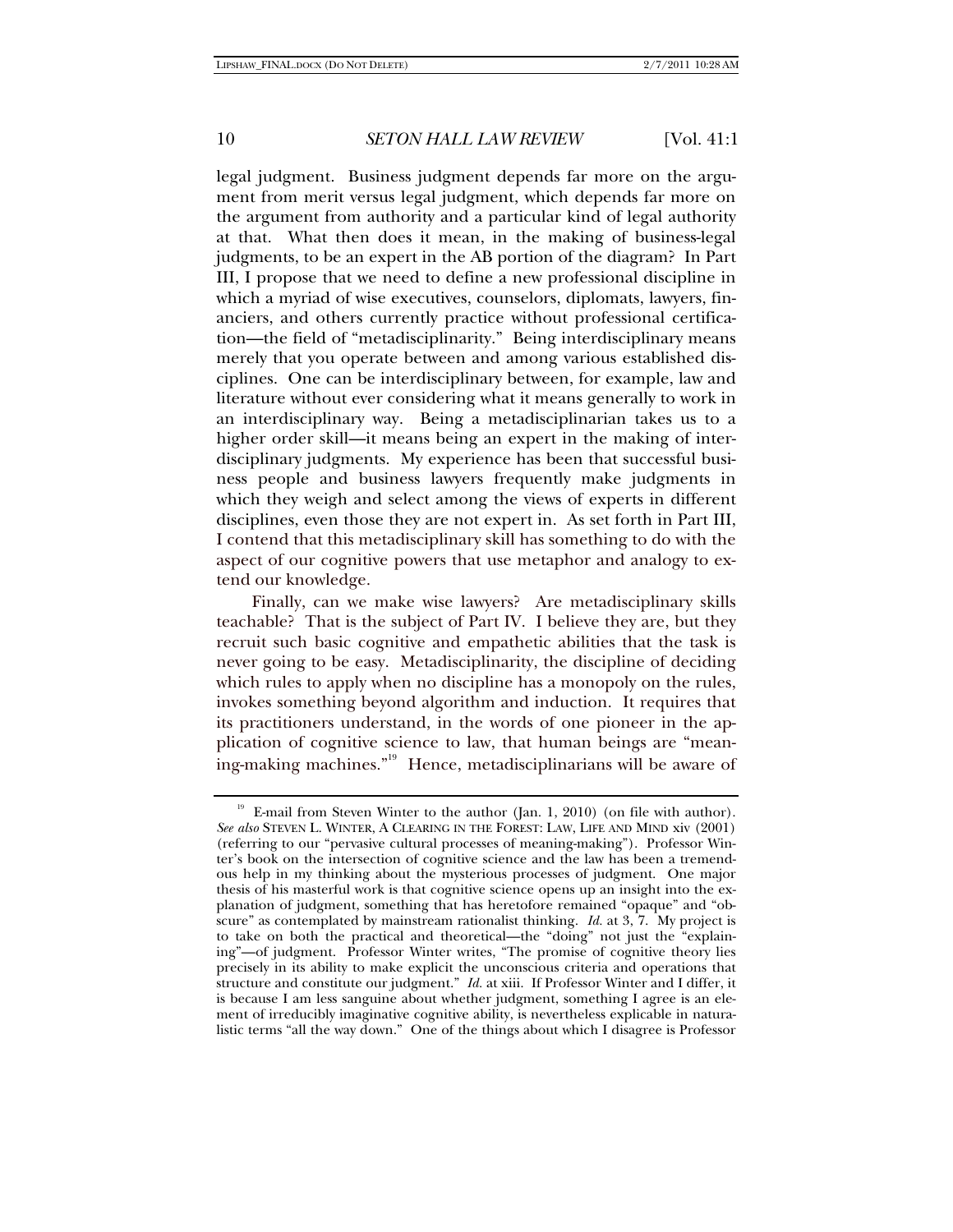legal judgment. Business judgment depends far more on the argument from merit versus legal judgment, which depends far more on the argument from authority and a particular kind of legal authority at that. What then does it mean, in the making of business-legal judgments, to be an expert in the AB portion of the diagram? In Part III, I propose that we need to define a new professional discipline in which a myriad of wise executives, counselors, diplomats, lawyers, financiers, and others currently practice without professional certification—the field of "metadisciplinarity." Being interdisciplinary means merely that you operate between and among various established disciplines. One can be interdisciplinary between, for example, law and literature without ever considering what it means generally to work in an interdisciplinary way. Being a metadisciplinarian takes us to a higher order skill—it means being an expert in the making of interdisciplinary judgments. My experience has been that successful business people and business lawyers frequently make judgments in which they weigh and select among the views of experts in different disciplines, even those they are not expert in. As set forth in Part III, I contend that this metadisciplinary skill has something to do with the aspect of our cognitive powers that use metaphor and analogy to extend our knowledge.

Finally, can we make wise lawyers? Are metadisciplinary skills teachable? That is the subject of Part IV. I believe they are, but they recruit such basic cognitive and empathetic abilities that the task is never going to be easy. Metadisciplinarity, the discipline of deciding which rules to apply when no discipline has a monopoly on the rules, invokes something beyond algorithm and induction. It requires that its practitioners understand, in the words of one pioneer in the application of cognitive science to law, that human beings are "meaning-making machines."[19] Hence, metadisciplinarians will be aware of

---

[19] E-mail from Steven Winter to the author (Jan. 1, 2010) (on file with author). *See also* STEVEN L. WINTER, A CLEARING IN THE FOREST: LAW, LIFE AND MIND xiv (2001) (referring to our "pervasive cultural processes of meaning-making"). Professor Winter's book on the intersection of cognitive science and the law has been a tremendous help in my thinking about the mysterious processes of judgment. One major thesis of his masterful work is that cognitive science opens up an insight into the explanation of judgment, something that has heretofore remained "opaque" and "obscure" as contemplated by mainstream rationalist thinking. *Id.* at 3, 7. My project is to take on both the practical and theoretical—the "doing" not just the "explaining"—of judgment. Professor Winter writes, "The promise of cognitive theory lies precisely in its ability to make explicit the unconscious criteria and operations that structure and constitute our judgment." *Id.* at xiii. If Professor Winter and I differ, it is because I am less sanguine about whether judgment, something I agree is an element of irreducibly imaginative cognitive ability, is nevertheless explicable in naturalistic terms "all the way down." One of the things about which I disagree is Professor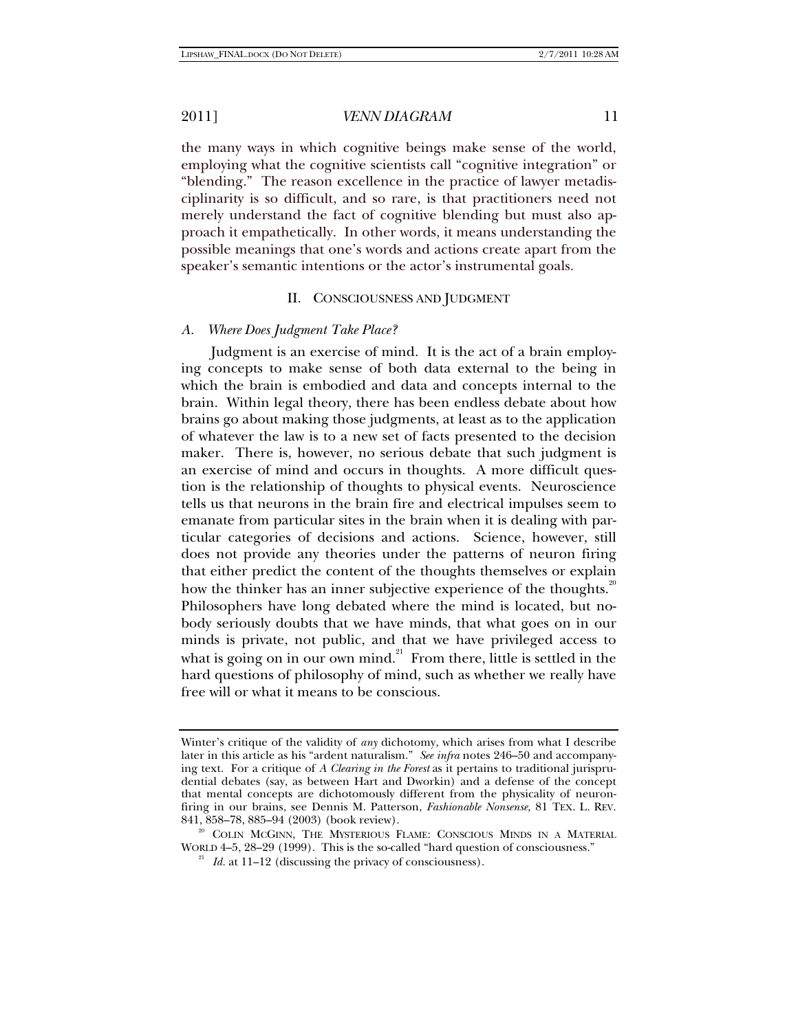the many ways in which cognitive beings make sense of the world, employing what the cognitive scientists call "cognitive integration" or "blending." The reason excellence in the practice of lawyer metadisciplinarity is so difficult, and so rare, is that practitioners need not merely understand the fact of cognitive blending but must also approach it empathetically. In other words, it means understanding the possible meanings that one's words and actions create apart from the speaker's semantic intentions or the actor's instrumental goals.

## II. CONSCIOUSNESS AND JUDGMENT

### A. *Where Does Judgment Take Place?*

Judgment is an exercise of mind. It is the act of a brain employing concepts to make sense of both data external to the being in which the brain is embodied and data and concepts internal to the brain. Within legal theory, there has been endless debate about how brains go about making those judgments, at least as to the application of whatever the law is to a new set of facts presented to the decision maker. There is, however, no serious debate that such judgment is an exercise of mind and occurs in thoughts. A more difficult question is the relationship of thoughts to physical events. Neuroscience tells us that neurons in the brain fire and electrical impulses seem to emanate from particular sites in the brain when it is dealing with particular categories of decisions and actions. Science, however, still does not provide any theories under the patterns of neuron firing that either predict the content of the thoughts themselves or explain how the thinker has an inner subjective experience of the thoughts.[20] Philosophers have long debated where the mind is located, but nobody seriously doubts that we have minds, that what goes on in our minds is private, not public, and that we have privileged access to what is going on in our own mind.[21] From there, little is settled in the hard questions of philosophy of mind, such as whether we really have free will or what it means to be conscious.

---

Winter's critique of the validity of *any* dichotomy, which arises from what I describe later in this article as his "ardent naturalism." *See infra* notes 246–50 and accompanying text. For a critique of *A Clearing in the Forest* as it pertains to traditional jurisprudential debates (say, as between Hart and Dworkin) and a defense of the concept that mental concepts are dichotomously different from the physicality of neuron-firing in our brains, see Dennis M. Patterson, *Fashionable Nonsense*, 81 TEX. L. REV. 841, 858–78, 885–94 (2003) (book review).

[20] COLIN MCGINN, THE MYSTERIOUS FLAME: CONSCIOUS MINDS IN A MATERIAL WORLD 4–5, 28–29 (1999). This is the so-called "hard question of consciousness."

[21] *Id.* at 11–12 (discussing the privacy of consciousness).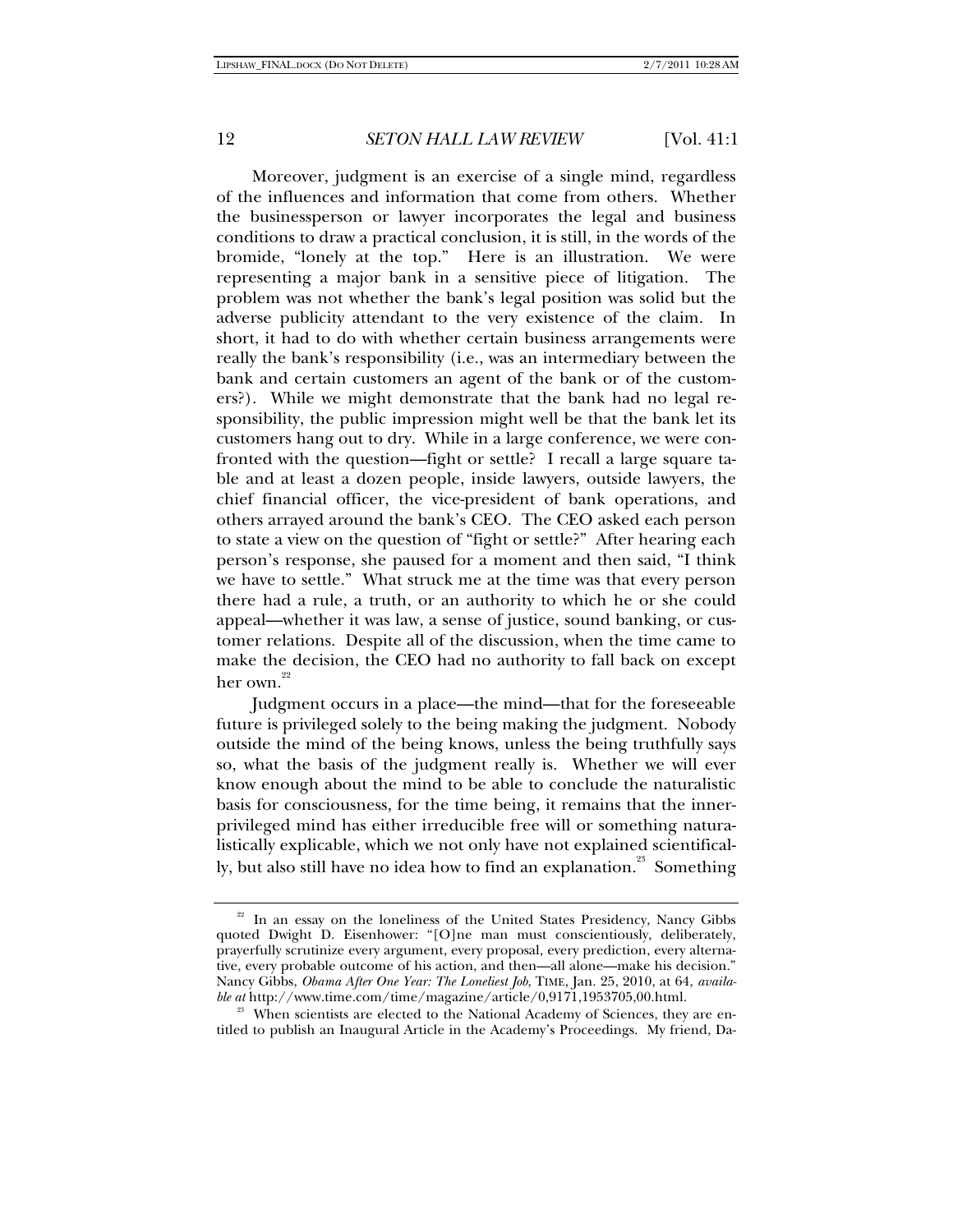Moreover, judgment is an exercise of a single mind, regardless of the influences and information that come from others. Whether the businessperson or lawyer incorporates the legal and business conditions to draw a practical conclusion, it is still, in the words of the bromide, "lonely at the top." Here is an illustration. We were representing a major bank in a sensitive piece of litigation. The problem was not whether the bank's legal position was solid but the adverse publicity attendant to the very existence of the claim. In short, it had to do with whether certain business arrangements were really the bank's responsibility (i.e., was an intermediary between the bank and certain customers an agent of the bank or of the customers?). While we might demonstrate that the bank had no legal responsibility, the public impression might well be that the bank let its customers hang out to dry. While in a large conference, we were confronted with the question—fight or settle? I recall a large square table and at least a dozen people, inside lawyers, outside lawyers, the chief financial officer, the vice-president of bank operations, and others arrayed around the bank's CEO. The CEO asked each person to state a view on the question of "fight or settle?" After hearing each person's response, she paused for a moment and then said, "I think we have to settle." What struck me at the time was that every person there had a rule, a truth, or an authority to which he or she could appeal—whether it was law, a sense of justice, sound banking, or customer relations. Despite all of the discussion, when the time came to make the decision, the CEO had no authority to fall back on except her own.[22]

Judgment occurs in a place—the mind—that for the foreseeable future is privileged solely to the being making the judgment. Nobody outside the mind of the being knows, unless the being truthfully says so, what the basis of the judgment really is. Whether we will ever know enough about the mind to be able to conclude the naturalistic basis for consciousness, for the time being, it remains that the inner-privileged mind has either irreducible free will or something naturalistically explicable, which we not only have not explained scientifically, but also still have no idea how to find an explanation.[23] Something

---

[22] In an essay on the loneliness of the United States Presidency, Nancy Gibbs quoted Dwight D. Eisenhower: "[O]ne man must conscientiously, deliberately, prayerfully scrutinize every argument, every proposal, every prediction, every alternative, every probable outcome of his action, and then—all alone—make his decision." Nancy Gibbs, *Obama After One Year: The Loneliest Job*, TIME, Jan. 25, 2010, at 64, *available at* http://www.time.com/time/magazine/article/0,9171,1953705,00.html.

[23] When scientists are elected to the National Academy of Sciences, they are entitled to publish an Inaugural Article in the Academy's Proceedings. My friend, Da-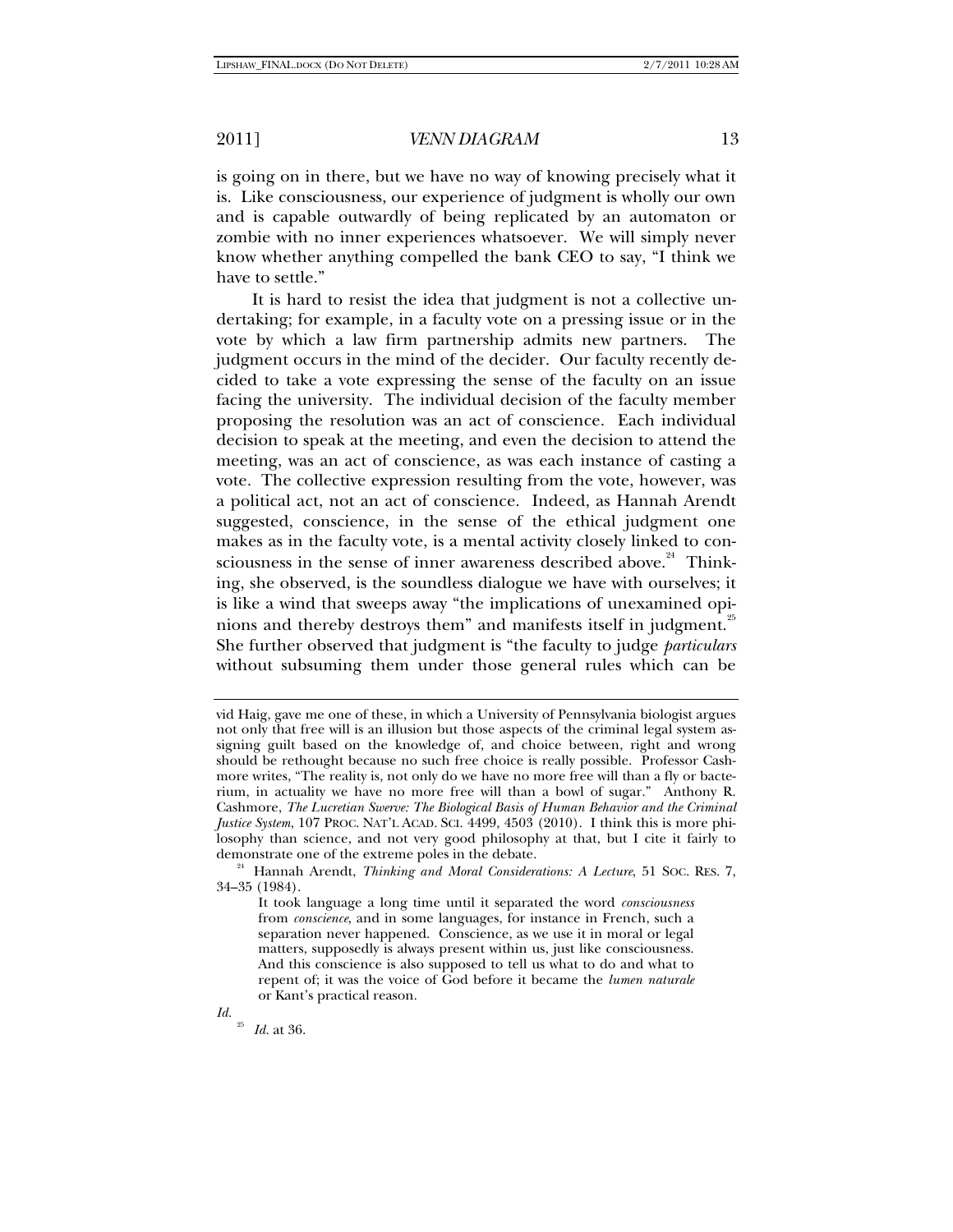is going on in there, but we have no way of knowing precisely what it is. Like consciousness, our experience of judgment is wholly our own and is capable outwardly of being replicated by an automaton or zombie with no inner experiences whatsoever. We will simply never know whether anything compelled the bank CEO to say, "I think we have to settle."

It is hard to resist the idea that judgment is not a collective undertaking; for example, in a faculty vote on a pressing issue or in the vote by which a law firm partnership admits new partners. The judgment occurs in the mind of the decider. Our faculty recently decided to take a vote expressing the sense of the faculty on an issue facing the university. The individual decision of the faculty member proposing the resolution was an act of conscience. Each individual decision to speak at the meeting, and even the decision to attend the meeting, was an act of conscience, as was each instance of casting a vote. The collective expression resulting from the vote, however, was a political act, not an act of conscience. Indeed, as Hannah Arendt suggested, conscience, in the sense of the ethical judgment one makes as in the faculty vote, is a mental activity closely linked to consciousness in the sense of inner awareness described above.[24] Thinking, she observed, is the soundless dialogue we have with ourselves; it is like a wind that sweeps away "the implications of unexamined opinions and thereby destroys them" and manifests itself in judgment.[25] She further observed that judgment is "the faculty to judge *particulars* without subsuming them under those general rules which can be

---

vid Haig, gave me one of these, in which a University of Pennsylvania biologist argues not only that free will is an illusion but those aspects of the criminal legal system assigning guilt based on the knowledge of, and choice between, right and wrong should be rethought because no such free choice is really possible. Professor Cashmore writes, "The reality is, not only do we have no more free will than a fly or bacterium, in actuality we have no more free will than a bowl of sugar." Anthony R. Cashmore, *The Lucretian Swerve: The Biological Basis of Human Behavior and the Criminal Justice System*, 107 PROC. NAT'L ACAD. SCI. 4499, 4503 (2010). I think this is more philosophy than science, and not very good philosophy at that, but I cite it fairly to demonstrate one of the extreme poles in the debate.

[24] Hannah Arendt, *Thinking and Moral Considerations: A Lecture*, 51 SOC. RES. 7, 34–35 (1984).

> It took language a long time until it separated the word *consciousness* from *conscience*, and in some languages, for instance in French, such a separation never happened. Conscience, as we use it in moral or legal matters, supposedly is always present within us, just like consciousness. And this conscience is also supposed to tell us what to do and what to repent of; it was the voice of God before it became the *lumen naturale* or Kant's practical reason.

*Id.*

[25] *Id.* at 36.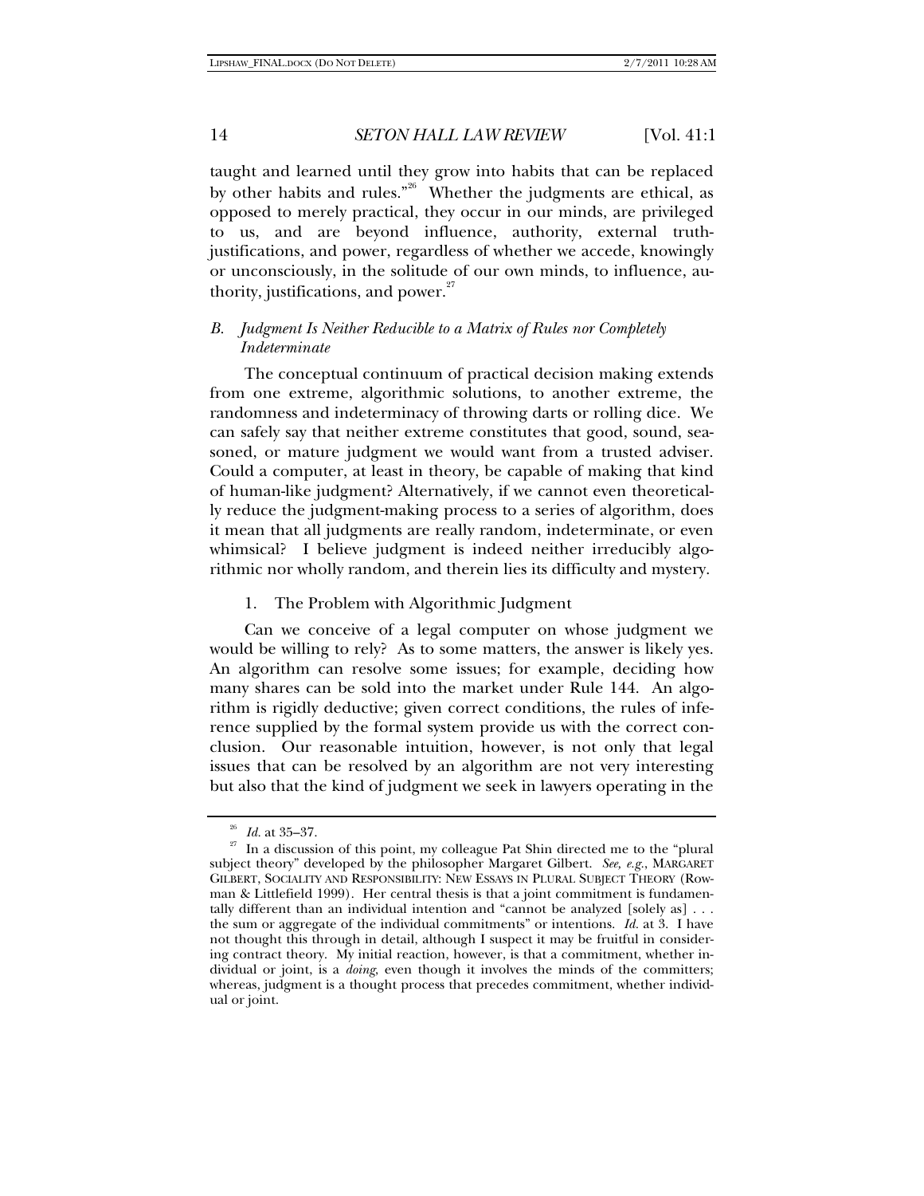taught and learned until they grow into habits that can be replaced by other habits and rules."[26] Whether the judgments are ethical, as opposed to merely practical, they occur in our minds, are privileged to us, and are beyond influence, authority, external truth-justifications, and power, regardless of whether we accede, knowingly or unconsciously, in the solitude of our own minds, to influence, authority, justifications, and power.[27]

### *B. Judgment Is Neither Reducible to a Matrix of Rules nor Completely Indeterminate*

The conceptual continuum of practical decision making extends from one extreme, algorithmic solutions, to another extreme, the randomness and indeterminacy of throwing darts or rolling dice. We can safely say that neither extreme constitutes that good, sound, seasoned, or mature judgment we would want from a trusted adviser. Could a computer, at least in theory, be capable of making that kind of human-like judgment? Alternatively, if we cannot even theoretically reduce the judgment-making process to a series of algorithm, does it mean that all judgments are really random, indeterminate, or even whimsical? I believe judgment is indeed neither irreducibly algorithmic nor wholly random, and therein lies its difficulty and mystery.

#### 1. The Problem with Algorithmic Judgment

Can we conceive of a legal computer on whose judgment we would be willing to rely? As to some matters, the answer is likely yes. An algorithm can resolve some issues; for example, deciding how many shares can be sold into the market under Rule 144. An algorithm is rigidly deductive; given correct conditions, the rules of inference supplied by the formal system provide us with the correct conclusion. Our reasonable intuition, however, is not only that legal issues that can be resolved by an algorithm are not very interesting but also that the kind of judgment we seek in lawyers operating in the

---

[26] *Id.* at 35–37.

[27] In a discussion of this point, my colleague Pat Shin directed me to the "plural subject theory" developed by the philosopher Margaret Gilbert. *See, e.g.*, MARGARET GILBERT, SOCIALITY AND RESPONSIBILITY: NEW ESSAYS IN PLURAL SUBJECT THEORY (Rowman & Littlefield 1999). Her central thesis is that a joint commitment is fundamentally different than an individual intention and "cannot be analyzed [solely as] . . . the sum or aggregate of the individual commitments" or intentions. *Id.* at 3. I have not thought this through in detail, although I suspect it may be fruitful in considering contract theory. My initial reaction, however, is that a commitment, whether individual or joint, is a *doing*, even though it involves the minds of the committers; whereas, judgment is a thought process that precedes commitment, whether individual or joint.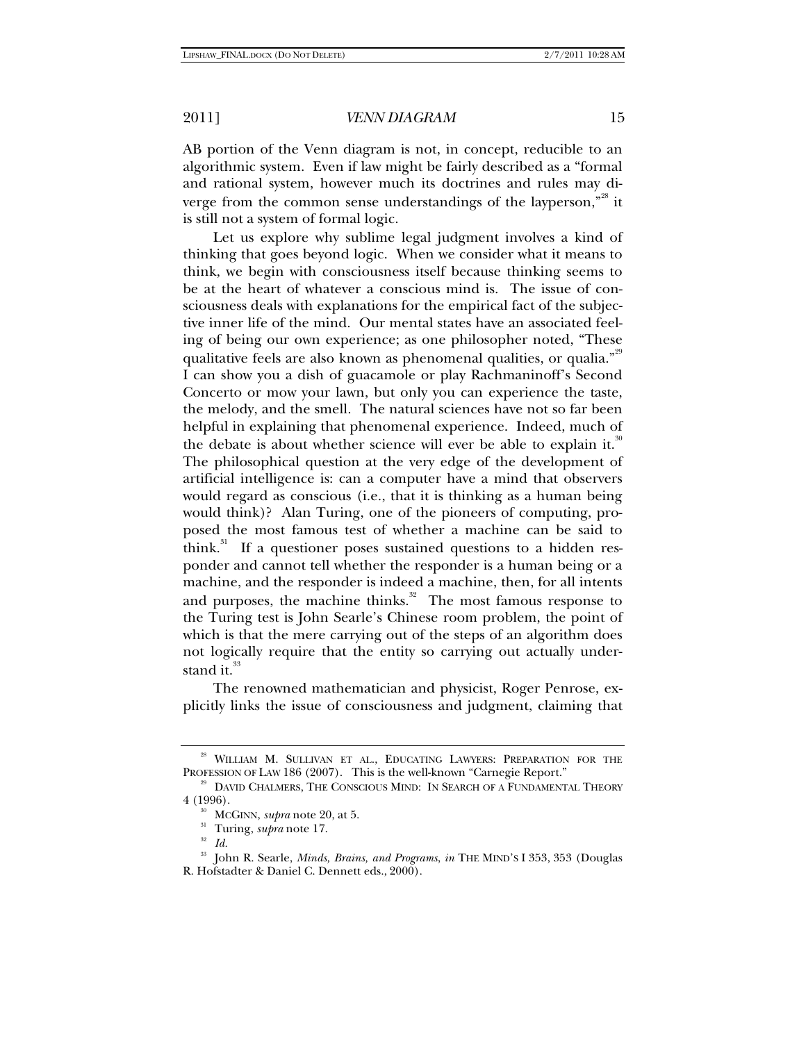AB portion of the Venn diagram is not, in concept, reducible to an algorithmic system. Even if law might be fairly described as a "formal and rational system, however much its doctrines and rules may diverge from the common sense understandings of the layperson,"[28] it is still not a system of formal logic.

Let us explore why sublime legal judgment involves a kind of thinking that goes beyond logic. When we consider what it means to think, we begin with consciousness itself because thinking seems to be at the heart of whatever a conscious mind is. The issue of consciousness deals with explanations for the empirical fact of the subjective inner life of the mind. Our mental states have an associated feeling of being our own experience; as one philosopher noted, "These qualitative feels are also known as phenomenal qualities, or qualia."[29] I can show you a dish of guacamole or play Rachmaninoff's Second Concerto or mow your lawn, but only you can experience the taste, the melody, and the smell. The natural sciences have not so far been helpful in explaining that phenomenal experience. Indeed, much of the debate is about whether science will ever be able to explain it.[30] The philosophical question at the very edge of the development of artificial intelligence is: can a computer have a mind that observers would regard as conscious (i.e., that it is thinking as a human being would think)? Alan Turing, one of the pioneers of computing, proposed the most famous test of whether a machine can be said to think.[31] If a questioner poses sustained questions to a hidden responder and cannot tell whether the responder is a human being or a machine, and the responder is indeed a machine, then, for all intents and purposes, the machine thinks.[32] The most famous response to the Turing test is John Searle's Chinese room problem, the point of which is that the mere carrying out of the steps of an algorithm does not logically require that the entity so carrying out actually understand it.[33]

The renowned mathematician and physicist, Roger Penrose, explicitly links the issue of consciousness and judgment, claiming that

---

[28] WILLIAM M. SULLIVAN ET AL., EDUCATING LAWYERS: PREPARATION FOR THE PROFESSION OF LAW 186 (2007). This is the well-known "Carnegie Report."

[29] DAVID CHALMERS, THE CONSCIOUS MIND: IN SEARCH OF A FUNDAMENTAL THEORY 4 (1996).

[30] MCGINN, *supra* note 20, at 5.

[31] Turing, *supra* note 17.

[32] *Id.*

[33] John R. Searle, *Minds, Brains, and Programs*, *in* THE MIND'S I 353, 353 (Douglas R. Hofstadter & Daniel C. Dennett eds., 2000).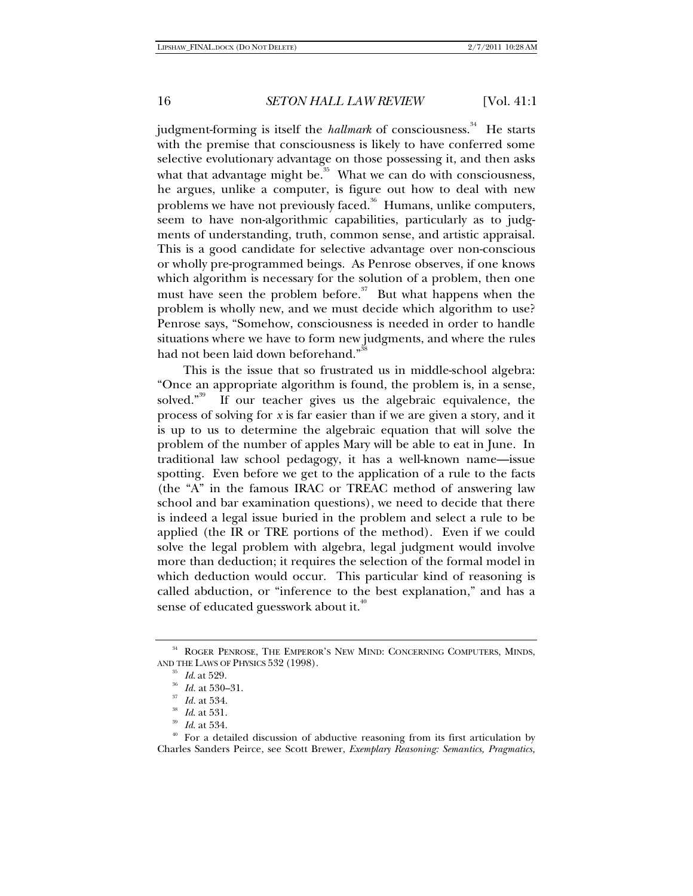judgment-forming is itself the *hallmark* of consciousness.[34] He starts with the premise that consciousness is likely to have conferred some selective evolutionary advantage on those possessing it, and then asks what that advantage might be.[35] What we can do with consciousness, he argues, unlike a computer, is figure out how to deal with new problems we have not previously faced.[36] Humans, unlike computers, seem to have non-algorithmic capabilities, particularly as to judgments of understanding, truth, common sense, and artistic appraisal. This is a good candidate for selective advantage over non-conscious or wholly pre-programmed beings. As Penrose observes, if one knows which algorithm is necessary for the solution of a problem, then one must have seen the problem before.[37] But what happens when the problem is wholly new, and we must decide which algorithm to use? Penrose says, "Somehow, consciousness is needed in order to handle situations where we have to form new judgments, and where the rules had not been laid down beforehand."[38]

This is the issue that so frustrated us in middle-school algebra: "Once an appropriate algorithm is found, the problem is, in a sense, solved."[39] If our teacher gives us the algebraic equivalence, the process of solving for *x* is far easier than if we are given a story, and it is up to us to determine the algebraic equation that will solve the problem of the number of apples Mary will be able to eat in June. In traditional law school pedagogy, it has a well-known name—issue spotting. Even before we get to the application of a rule to the facts (the "A" in the famous IRAC or TREAC method of answering law school and bar examination questions), we need to decide that there is indeed a legal issue buried in the problem and select a rule to be applied (the IR or TRE portions of the method). Even if we could solve the legal problem with algebra, legal judgment would involve more than deduction; it requires the selection of the formal model in which deduction would occur. This particular kind of reasoning is called abduction, or "inference to the best explanation," and has a sense of educated guesswork about it.[40]

---

[34] ROGER PENROSE, THE EMPEROR'S NEW MIND: CONCERNING COMPUTERS, MINDS, AND THE LAWS OF PHYSICS 532 (1998).

[35] *Id.* at 529.

[36] *Id.* at 530–31.

[37] *Id.* at 534.

[38] *Id.* at 531.

[39] *Id.* at 534.

[40] For a detailed discussion of abductive reasoning from its first articulation by Charles Sanders Peirce, see Scott Brewer, *Exemplary Reasoning: Semantics, Pragmatics,*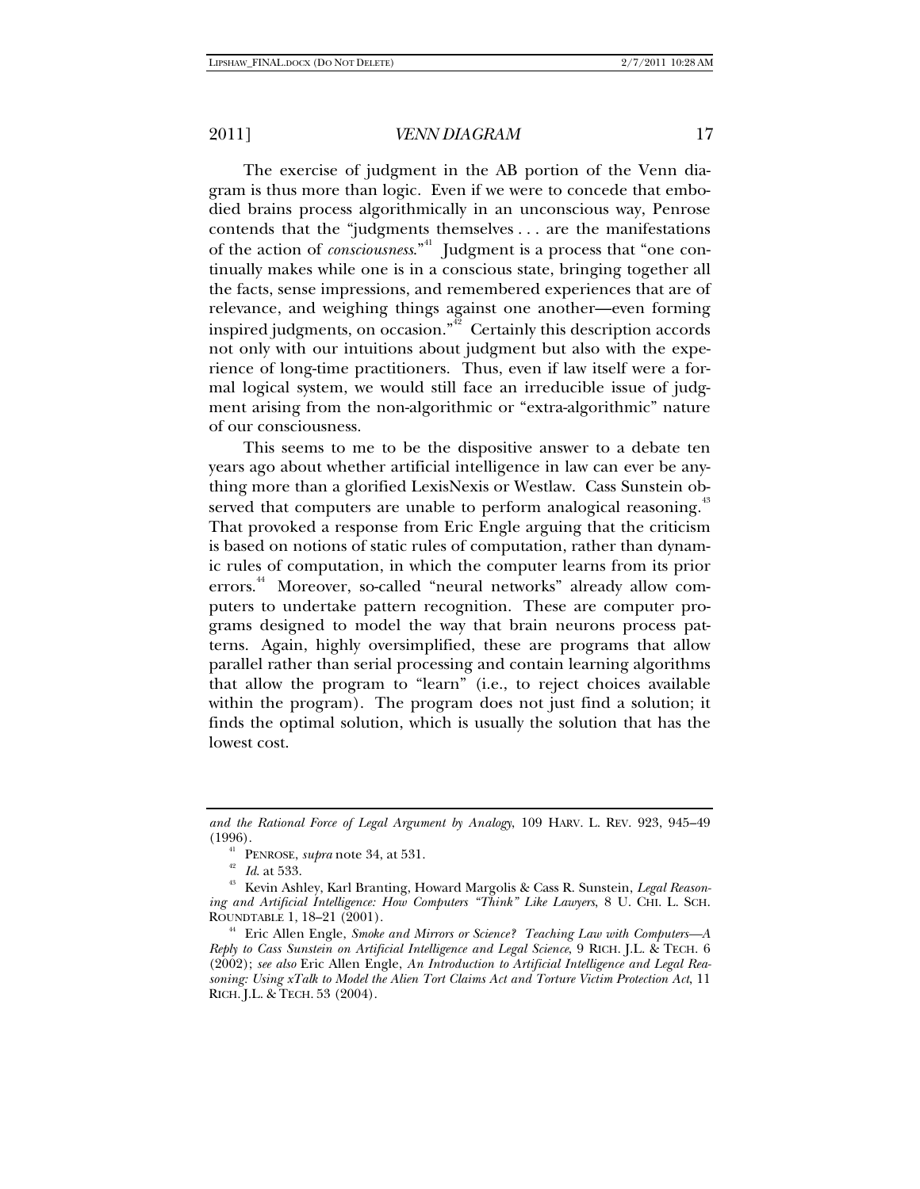The exercise of judgment in the AB portion of the Venn diagram is thus more than logic. Even if we were to concede that embodied brains process algorithmically in an unconscious way, Penrose contends that the "judgments themselves . . . are the manifestations of the action of *consciousness*."[41] Judgment is a process that "one continually makes while one is in a conscious state, bringing together all the facts, sense impressions, and remembered experiences that are of relevance, and weighing things against one another—even forming inspired judgments, on occasion."[42] Certainly this description accords not only with our intuitions about judgment but also with the experience of long-time practitioners. Thus, even if law itself were a formal logical system, we would still face an irreducible issue of judgment arising from the non-algorithmic or "extra-algorithmic" nature of our consciousness.

This seems to me to be the dispositive answer to a debate ten years ago about whether artificial intelligence in law can ever be anything more than a glorified LexisNexis or Westlaw. Cass Sunstein observed that computers are unable to perform analogical reasoning.[43] That provoked a response from Eric Engle arguing that the criticism is based on notions of static rules of computation, rather than dynamic rules of computation, in which the computer learns from its prior errors.[44] Moreover, so-called "neural networks" already allow computers to undertake pattern recognition. These are computer programs designed to model the way that brain neurons process patterns. Again, highly oversimplified, these are programs that allow parallel rather than serial processing and contain learning algorithms that allow the program to "learn" (i.e., to reject choices available within the program). The program does not just find a solution; it finds the optimal solution, which is usually the solution that has the lowest cost.

---

*and the Rational Force of Legal Argument by Analogy*, 109 HARV. L. REV. 923, 945–49 (1996).

[41] PENROSE, *supra* note 34, at 531.

[42] *Id.* at 533.

[43] Kevin Ashley, Karl Branting, Howard Margolis & Cass R. Sunstein, *Legal Reasoning and Artificial Intelligence: How Computers "Think" Like Lawyers*, 8 U. CHI. L. SCH. ROUNDTABLE 1, 18–21 (2001).

[44] Eric Allen Engle, *Smoke and Mirrors or Science? Teaching Law with Computers—A Reply to Cass Sunstein on Artificial Intelligence and Legal Science*, 9 RICH. J.L. & TECH. 6 (2002); *see also* Eric Allen Engle, *An Introduction to Artificial Intelligence and Legal Reasoning: Using xTalk to Model the Alien Tort Claims Act and Torture Victim Protection Act*, 11 RICH. J.L. & TECH. 53 (2004).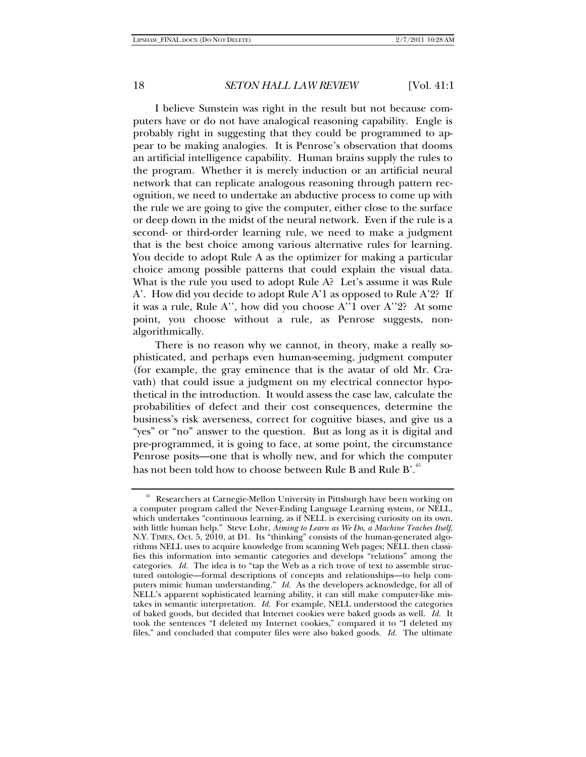I believe Sunstein was right in the result but not because computers have or do not have analogical reasoning capability. Engle is probably right in suggesting that they could be programmed to appear to be making analogies. It is Penrose's observation that dooms an artificial intelligence capability. Human brains supply the rules to the program. Whether it is merely induction or an artificial neural network that can replicate analogous reasoning through pattern recognition, we need to undertake an abductive process to come up with the rule we are going to give the computer, either close to the surface or deep down in the midst of the neural network. Even if the rule is a second- or third-order learning rule, we need to make a judgment that is the best choice among various alternative rules for learning. You decide to adopt Rule A as the optimizer for making a particular choice among possible patterns that could explain the visual data. What is the rule you used to adopt Rule A? Let's assume it was Rule A'. How did you decide to adopt Rule A'1 as opposed to Rule A'2? If it was a rule, Rule A'', how did you choose A''1 over A''2? At some point, you choose without a rule, as Penrose suggests, non-algorithmically.

There is no reason why we cannot, in theory, make a really sophisticated, and perhaps even human-seeming, judgment computer (for example, the gray eminence that is the avatar of old Mr. Cravath) that could issue a judgment on my electrical connector hypothetical in the introduction. It would assess the case law, calculate the probabilities of defect and their cost consequences, determine the business's risk averseness, correct for cognitive biases, and give us a "yes" or "no" answer to the question. But as long as it is digital and pre-programmed, it is going to face, at some point, the circumstance Penrose posits—one that is wholly new, and for which the computer has not been told how to choose between Rule B and Rule B'.[45]

---

[45] Researchers at Carnegie-Mellon University in Pittsburgh have been working on a computer program called the Never-Ending Language Learning system, or NELL, which undertakes "continuous learning, as if NELL is exercising curiosity on its own, with little human help." Steve Lohr, *Aiming to Learn as We Do, a Machine Teaches Itself*, N.Y. TIMES, Oct. 5, 2010, at D1. Its "thinking" consists of the human-generated algorithms NELL uses to acquire knowledge from scanning Web pages; NELL then classifies this information into semantic categories and develops "relations" among the categories. *Id.* The idea is to "tap the Web as a rich trove of text to assemble structured ontologie—formal descriptions of concepts and relationships—to help computers mimic human understanding." *Id.* As the developers acknowledge, for all of NELL's apparent sophisticated learning ability, it can still make computer-like mistakes in semantic interpretation. *Id.* For example, NELL understood the categories of baked goods, but decided that Internet cookies were baked goods as well. *Id.* It took the sentences "I deleted my Internet cookies," compared it to "I deleted my files," and concluded that computer files were also baked goods. *Id.* The ultimate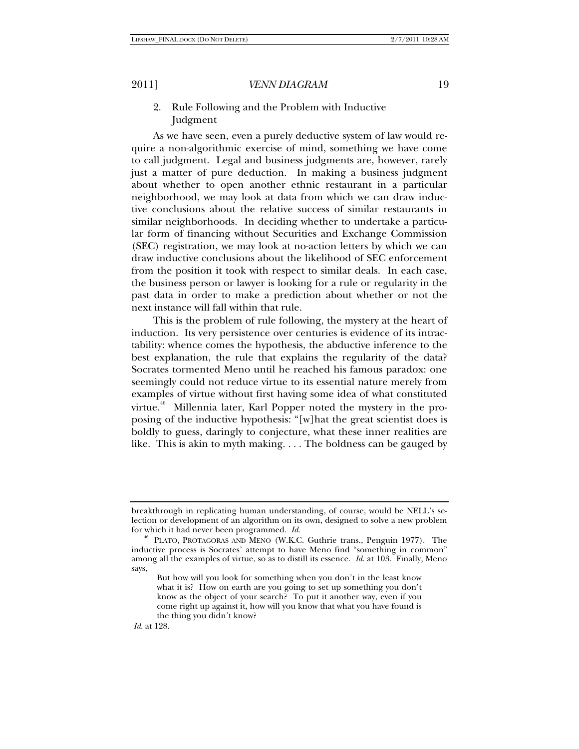### 2. Rule Following and the Problem with Inductive Judgment

As we have seen, even a purely deductive system of law would require a non-algorithmic exercise of mind, something we have come to call judgment. Legal and business judgments are, however, rarely just a matter of pure deduction. In making a business judgment about whether to open another ethnic restaurant in a particular neighborhood, we may look at data from which we can draw inductive conclusions about the relative success of similar restaurants in similar neighborhoods. In deciding whether to undertake a particular form of financing without Securities and Exchange Commission (SEC) registration, we may look at no-action letters by which we can draw inductive conclusions about the likelihood of SEC enforcement from the position it took with respect to similar deals. In each case, the business person or lawyer is looking for a rule or regularity in the past data in order to make a prediction about whether or not the next instance will fall within that rule.

This is the problem of rule following, the mystery at the heart of induction. Its very persistence over centuries is evidence of its intractability: whence comes the hypothesis, the abductive inference to the best explanation, the rule that explains the regularity of the data? Socrates tormented Meno until he reached his famous paradox: one seemingly could not reduce virtue to its essential nature merely from examples of virtue without first having some idea of what constituted virtue.[46] Millennia later, Karl Popper noted the mystery in the proposing of the inductive hypothesis: "[w]hat the great scientist does is boldly to guess, daringly to conjecture, what these inner realities are like. This is akin to myth making. . . . The boldness can be gauged by

---

breakthrough in replicating human understanding, of course, would be NELL's selection or development of an algorithm on its own, designed to solve a new problem for which it had never been programmed. *Id.*

[46] PLATO, PROTAGORAS AND MENO (W.K.C. Guthrie trans., Penguin 1977). The inductive process is Socrates' attempt to have Meno find "something in common" among all the examples of virtue, so as to distill its essence. *Id.* at 103. Finally, Meno says,

> But how will you look for something when you don't in the least know what it is? How on earth are you going to set up something you don't know as the object of your search? To put it another way, even if you come right up against it, how will you know that what you have found is the thing you didn't know?

*Id.* at 128.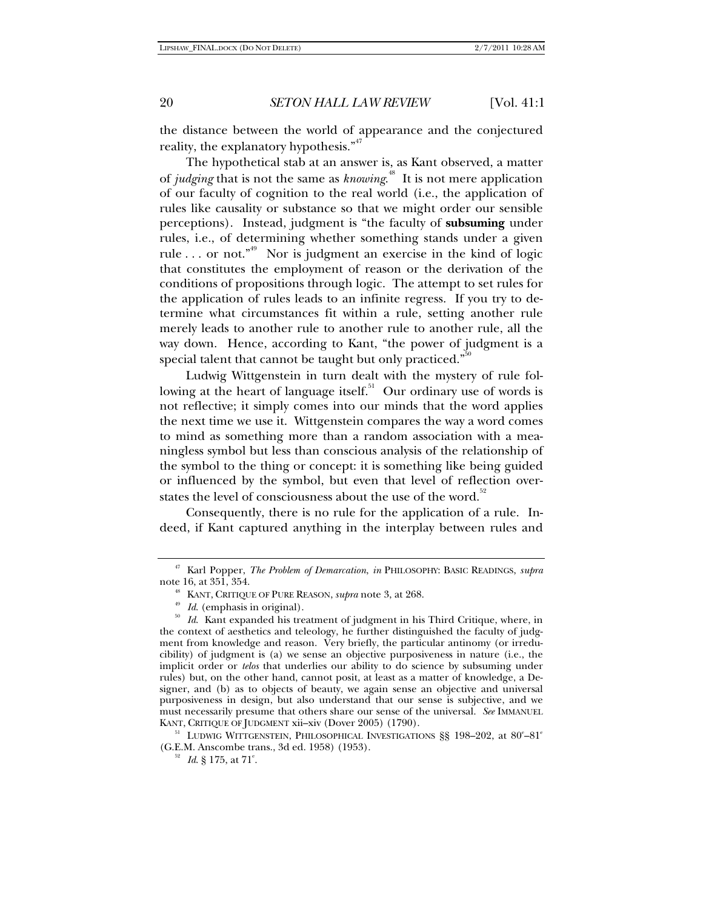the distance between the world of appearance and the conjectured reality, the explanatory hypothesis."[47]

The hypothetical stab at an answer is, as Kant observed, a matter of *judging* that is not the same as *knowing*.[48] It is not mere application of our faculty of cognition to the real world (i.e., the application of rules like causality or substance so that we might order our sensible perceptions). Instead, judgment is "the faculty of **subsuming** under rules, i.e., of determining whether something stands under a given rule . . . or not."[49] Nor is judgment an exercise in the kind of logic that constitutes the employment of reason or the derivation of the conditions of propositions through logic. The attempt to set rules for the application of rules leads to an infinite regress. If you try to determine what circumstances fit within a rule, setting another rule merely leads to another rule to another rule to another rule, all the way down. Hence, according to Kant, "the power of judgment is a special talent that cannot be taught but only practiced."[50]

Ludwig Wittgenstein in turn dealt with the mystery of rule following at the heart of language itself.[51] Our ordinary use of words is not reflective; it simply comes into our minds that the word applies the next time we use it. Wittgenstein compares the way a word comes to mind as something more than a random association with a meaningless symbol but less than conscious analysis of the relationship of the symbol to the thing or concept: it is something like being guided or influenced by the symbol, but even that level of reflection overstates the level of consciousness about the use of the word.[52]

Consequently, there is no rule for the application of a rule. Indeed, if Kant captured anything in the interplay between rules and

---

[47] Karl Popper, *The Problem of Demarcation*, *in* PHILOSOPHY: BASIC READINGS, *supra* note 16, at 351, 354.

[48] KANT, CRITIQUE OF PURE REASON, *supra* note 3, at 268.

[49] *Id.* (emphasis in original).

[50] *Id.* Kant expanded his treatment of judgment in his Third Critique, where, in the context of aesthetics and teleology, he further distinguished the faculty of judgment from knowledge and reason. Very briefly, the particular antinomy (or irreducibility) of judgment is (a) we sense an objective purposiveness in nature (i.e., the implicit order or *telos* that underlies our ability to do science by subsuming under rules) but, on the other hand, cannot posit, at least as a matter of knowledge, a Designer, and (b) as to objects of beauty, we again sense an objective and universal purposiveness in design, but also understand that our sense is subjective, and we must necessarily presume that others share our sense of the universal. *See* IMMANUEL KANT, CRITIQUE OF JUDGMENT xii–xiv (Dover 2005) (1790).

[51] LUDWIG WITTGENSTEIN, PHILOSOPHICAL INVESTIGATIONS §§ 198–202, at 80[e]–81[e] (G.E.M. Anscombe trans., 3d ed. 1958) (1953).

[52] *Id.* § 175, at 71[e].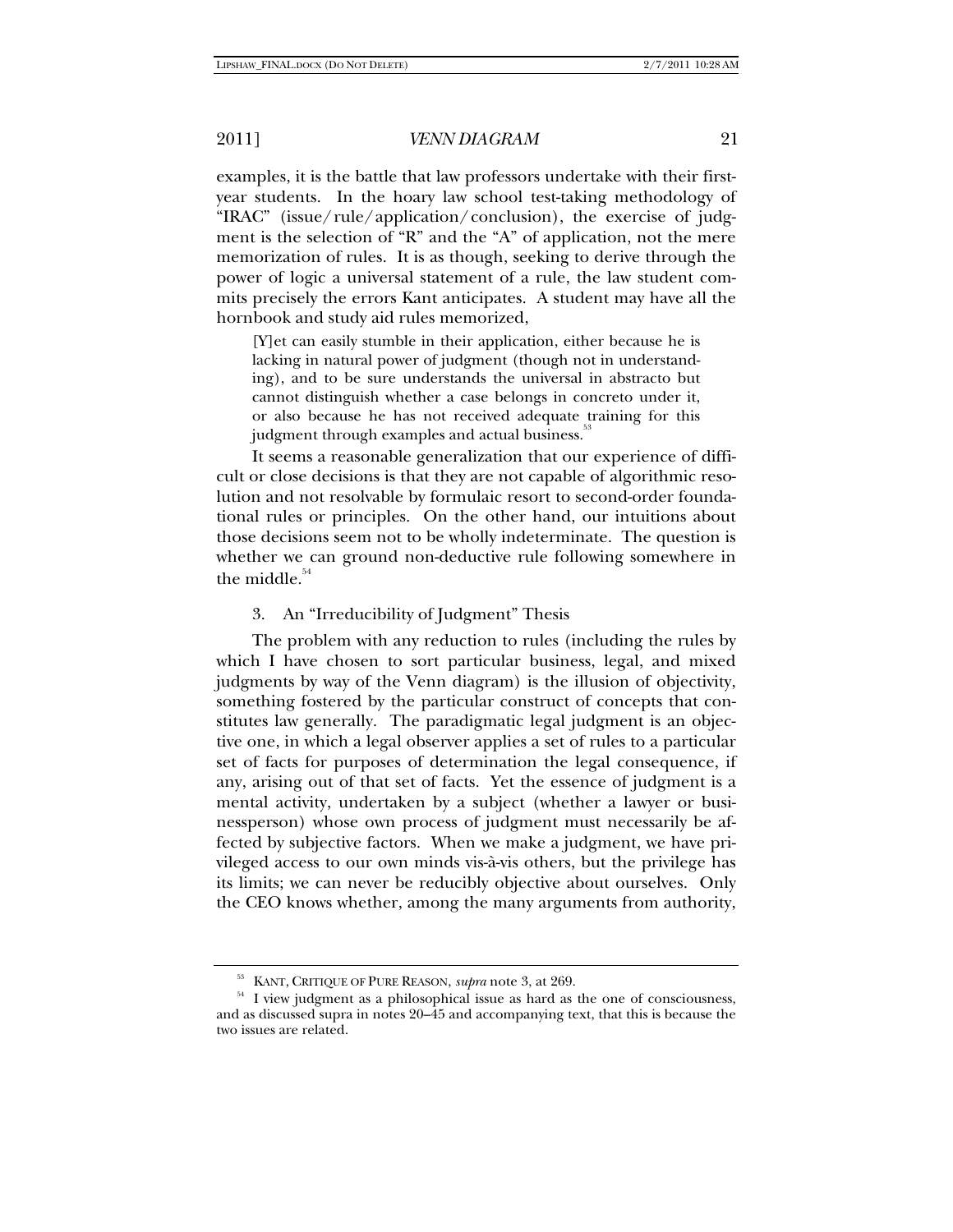examples, it is the battle that law professors undertake with their first-year students. In the hoary law school test-taking methodology of "IRAC" (issue/rule/application/conclusion), the exercise of judgment is the selection of "R" and the "A" of application, not the mere memorization of rules. It is as though, seeking to derive through the power of logic a universal statement of a rule, the law student commits precisely the errors Kant anticipates. A student may have all the hornbook and study aid rules memorized,

> [Y]et can easily stumble in their application, either because he is lacking in natural power of judgment (though not in understanding), and to be sure understands the universal in abstracto but cannot distinguish whether a case belongs in concreto under it, or also because he has not received adequate training for this judgment through examples and actual business.[53]

It seems a reasonable generalization that our experience of difficult or close decisions is that they are not capable of algorithmic resolution and not resolvable by formulaic resort to second-order foundational rules or principles. On the other hand, our intuitions about those decisions seem not to be wholly indeterminate. The question is whether we can ground non-deductive rule following somewhere in the middle.[54]

### 3. An "Irreducibility of Judgment" Thesis

The problem with any reduction to rules (including the rules by which I have chosen to sort particular business, legal, and mixed judgments by way of the Venn diagram) is the illusion of objectivity, something fostered by the particular construct of concepts that constitutes law generally. The paradigmatic legal judgment is an objective one, in which a legal observer applies a set of rules to a particular set of facts for purposes of determination the legal consequence, if any, arising out of that set of facts. Yet the essence of judgment is a mental activity, undertaken by a subject (whether a lawyer or businessperson) whose own process of judgment must necessarily be affected by subjective factors. When we make a judgment, we have privileged access to our own minds vis-à-vis others, but the privilege has its limits; we can never be reducibly objective about ourselves. Only the CEO knows whether, among the many arguments from authority,

---

[53] KANT, CRITIQUE OF PURE REASON, *supra* note 3, at 269.

[54] I view judgment as a philosophical issue as hard as the one of consciousness, and as discussed supra in notes 20–45 and accompanying text, that this is because the two issues are related.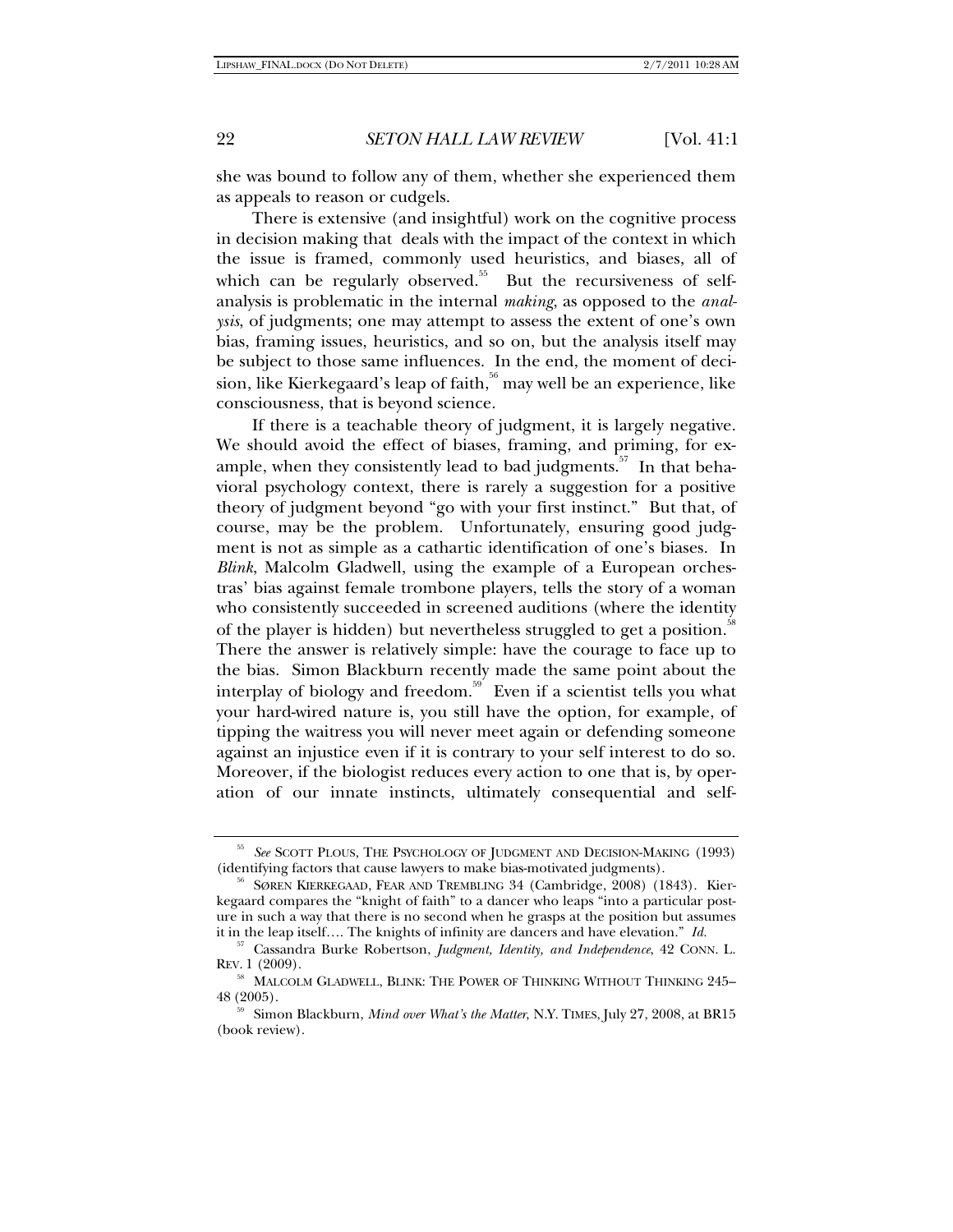she was bound to follow any of them, whether she experienced them as appeals to reason or cudgels.

There is extensive (and insightful) work on the cognitive process in decision making that deals with the impact of the context in which the issue is framed, commonly used heuristics, and biases, all of which can be regularly observed.[55] But the recursiveness of self-analysis is problematic in the internal *making*, as opposed to the *analysis*, of judgments; one may attempt to assess the extent of one's own bias, framing issues, heuristics, and so on, but the analysis itself may be subject to those same influences. In the end, the moment of decision, like Kierkegaard's leap of faith,[56] may well be an experience, like consciousness, that is beyond science.

If there is a teachable theory of judgment, it is largely negative. We should avoid the effect of biases, framing, and priming, for example, when they consistently lead to bad judgments.[57] In that behavioral psychology context, there is rarely a suggestion for a positive theory of judgment beyond "go with your first instinct." But that, of course, may be the problem. Unfortunately, ensuring good judgment is not as simple as a cathartic identification of one's biases. In *Blink*, Malcolm Gladwell, using the example of a European orchestras' bias against female trombone players, tells the story of a woman who consistently succeeded in screened auditions (where the identity of the player is hidden) but nevertheless struggled to get a position.[58] There the answer is relatively simple: have the courage to face up to the bias. Simon Blackburn recently made the same point about the interplay of biology and freedom.[59] Even if a scientist tells you what your hard-wired nature is, you still have the option, for example, of tipping the waitress you will never meet again or defending someone against an injustice even if it is contrary to your self interest to do so. Moreover, if the biologist reduces every action to one that is, by operation of our innate instincts, ultimately consequential and self-

---

[55] *See* SCOTT PLOUS, THE PSYCHOLOGY OF JUDGMENT AND DECISION-MAKING (1993) (identifying factors that cause lawyers to make bias-motivated judgments).

[56] SØREN KIERKEGAAD, FEAR AND TREMBLING 34 (Cambridge, 2008) (1843). Kierkegaard compares the "knight of faith" to a dancer who leaps "into a particular posture in such a way that there is no second when he grasps at the position but assumes it in the leap itself.... The knights of infinity are dancers and have elevation." *Id.*

[57] Cassandra Burke Robertson, *Judgment, Identity, and Independence*, 42 CONN. L. REV. 1 (2009).

[58] MALCOLM GLADWELL, BLINK: THE POWER OF THINKING WITHOUT THINKING 245–48 (2005).

[59] Simon Blackburn, *Mind over What's the Matter*, N.Y. TIMES, July 27, 2008, at BR15 (book review).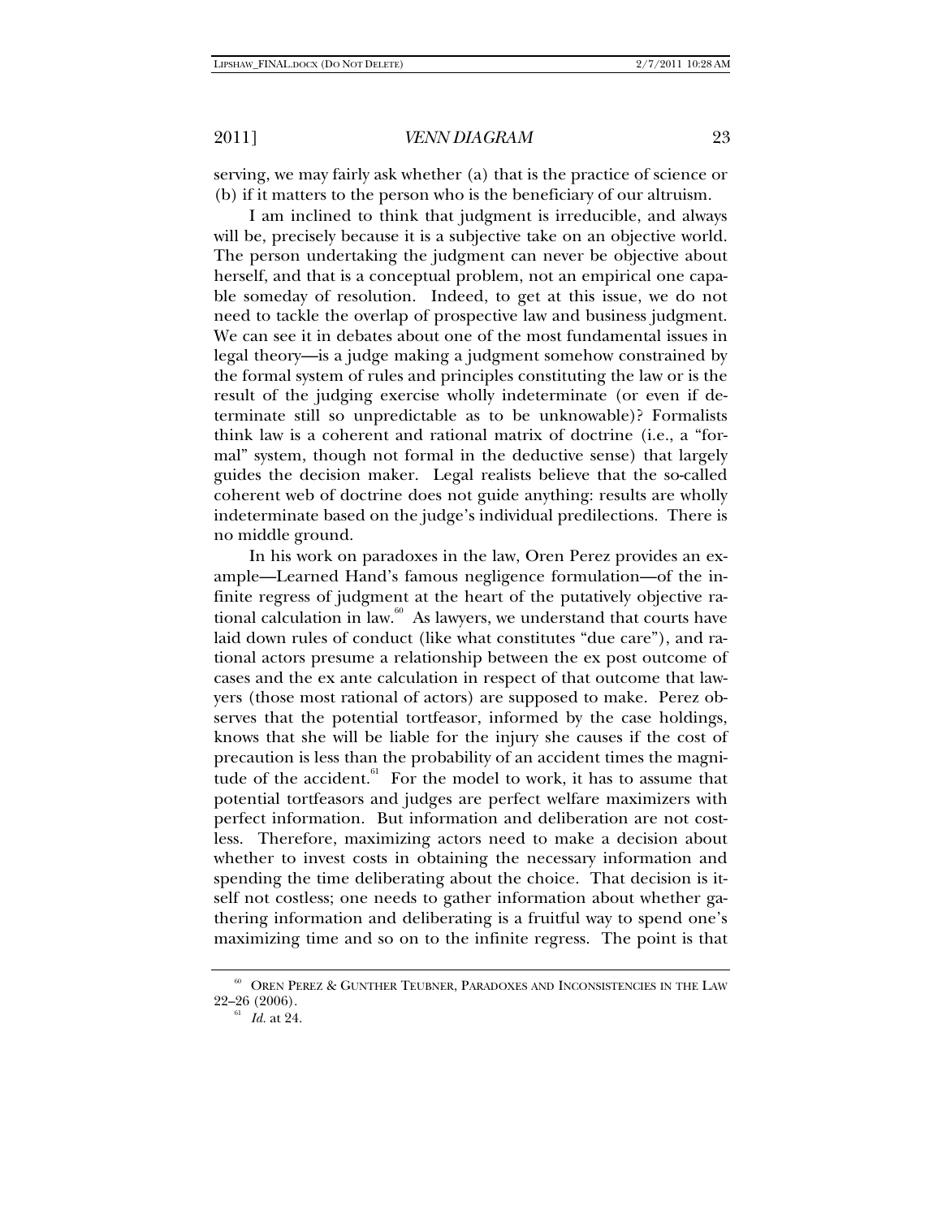serving, we may fairly ask whether (a) that is the practice of science or (b) if it matters to the person who is the beneficiary of our altruism.

I am inclined to think that judgment is irreducible, and always will be, precisely because it is a subjective take on an objective world. The person undertaking the judgment can never be objective about herself, and that is a conceptual problem, not an empirical one capable someday of resolution. Indeed, to get at this issue, we do not need to tackle the overlap of prospective law and business judgment. We can see it in debates about one of the most fundamental issues in legal theory—is a judge making a judgment somehow constrained by the formal system of rules and principles constituting the law or is the result of the judging exercise wholly indeterminate (or even if determinate still so unpredictable as to be unknowable)? Formalists think law is a coherent and rational matrix of doctrine (i.e., a "formal" system, though not formal in the deductive sense) that largely guides the decision maker. Legal realists believe that the so-called coherent web of doctrine does not guide anything: results are wholly indeterminate based on the judge's individual predilections. There is no middle ground.

In his work on paradoxes in the law, Oren Perez provides an example—Learned Hand's famous negligence formulation—of the infinite regress of judgment at the heart of the putatively objective rational calculation in law.[60] As lawyers, we understand that courts have laid down rules of conduct (like what constitutes "due care"), and rational actors presume a relationship between the ex post outcome of cases and the ex ante calculation in respect of that outcome that lawyers (those most rational of actors) are supposed to make. Perez observes that the potential tortfeasor, informed by the case holdings, knows that she will be liable for the injury she causes if the cost of precaution is less than the probability of an accident times the magnitude of the accident.[61] For the model to work, it has to assume that potential tortfeasors and judges are perfect welfare maximizers with perfect information. But information and deliberation are not costless. Therefore, maximizing actors need to make a decision about whether to invest costs in obtaining the necessary information and spending the time deliberating about the choice. That decision is itself not costless; one needs to gather information about whether gathering information and deliberating is a fruitful way to spend one's maximizing time and so on to the infinite regress. The point is that

[60] OREN PEREZ & GUNTHER TEUBNER, PARADOXES AND INCONSISTENCIES IN THE LAW 22–26 (2006).

[61] *Id.* at 24.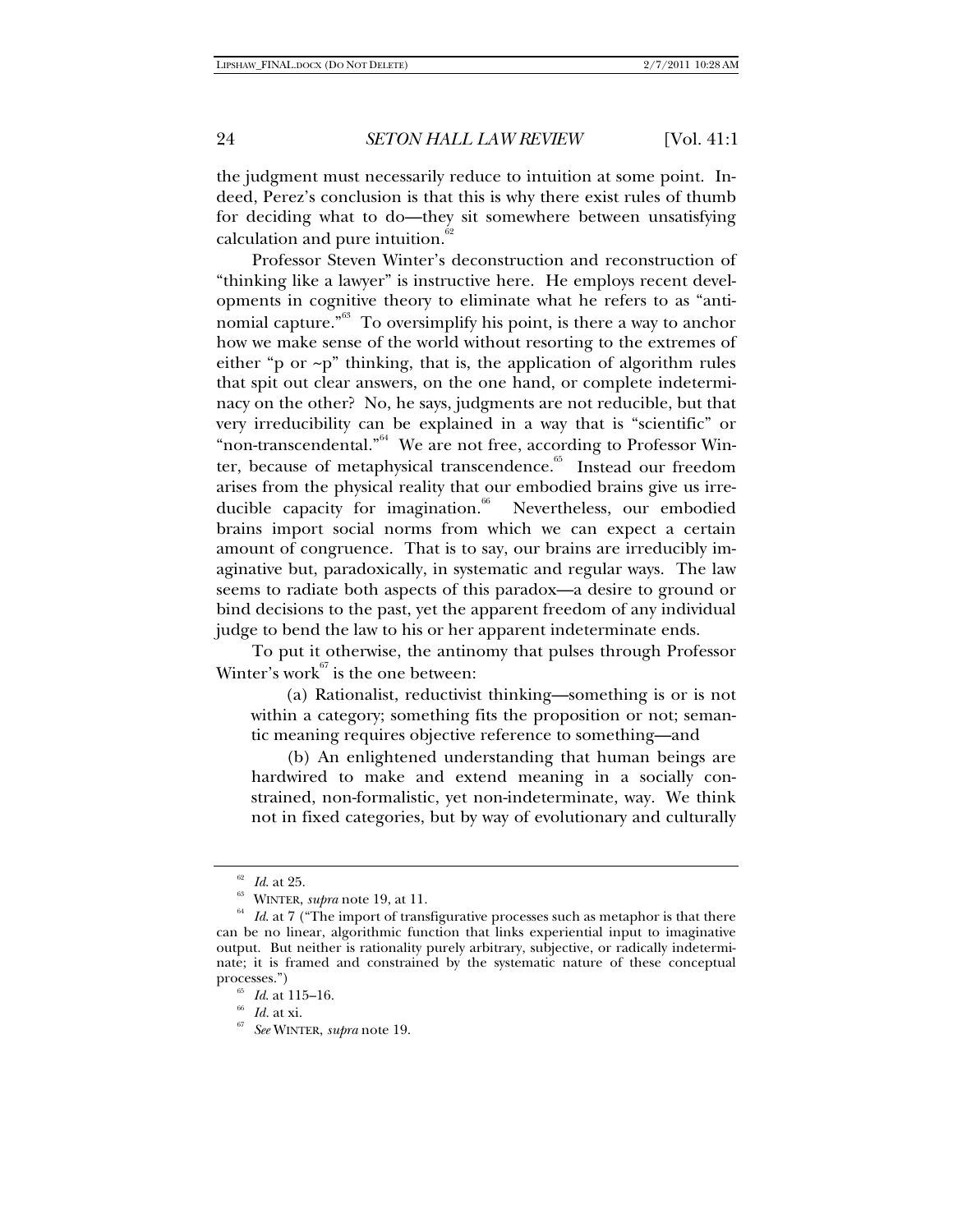the judgment must necessarily reduce to intuition at some point. Indeed, Perez's conclusion is that this is why there exist rules of thumb for deciding what to do—they sit somewhere between unsatisfying calculation and pure intuition.[62]

Professor Steven Winter's deconstruction and reconstruction of "thinking like a lawyer" is instructive here. He employs recent developments in cognitive theory to eliminate what he refers to as "antinomial capture."[63] To oversimplify his point, is there a way to anchor how we make sense of the world without resorting to the extremes of either "p or ~p" thinking, that is, the application of algorithm rules that spit out clear answers, on the one hand, or complete indeterminacy on the other? No, he says, judgments are not reducible, but that very irreducibility can be explained in a way that is "scientific" or "non-transcendental."[64] We are not free, according to Professor Winter, because of metaphysical transcendence.[65] Instead our freedom arises from the physical reality that our embodied brains give us irreducible capacity for imagination.[66] Nevertheless, our embodied brains import social norms from which we can expect a certain amount of congruence. That is to say, our brains are irreducibly imaginative but, paradoxically, in systematic and regular ways. The law seems to radiate both aspects of this paradox—a desire to ground or bind decisions to the past, yet the apparent freedom of any individual judge to bend the law to his or her apparent indeterminate ends.

To put it otherwise, the antinomy that pulses through Professor Winter's work[67] is the one between:

(a) Rationalist, reductivist thinking—something is or is not within a category; something fits the proposition or not; semantic meaning requires objective reference to something—and

(b) An enlightened understanding that human beings are hardwired to make and extend meaning in a socially constrained, non-formalistic, yet non-indeterminate, way. We think not in fixed categories, but by way of evolutionary and culturally

---

[62] *Id.* at 25.

[63] WINTER, *supra* note 19, at 11.

[64] *Id.* at 7 ("The import of transfigurative processes such as metaphor is that there can be no linear, algorithmic function that links experiential input to imaginative output. But neither is rationality purely arbitrary, subjective, or radically indeterminate; it is framed and constrained by the systematic nature of these conceptual processes.")

[65] *Id.* at 115–16.

[66] *Id.* at xi.

[67] *See* WINTER, *supra* note 19.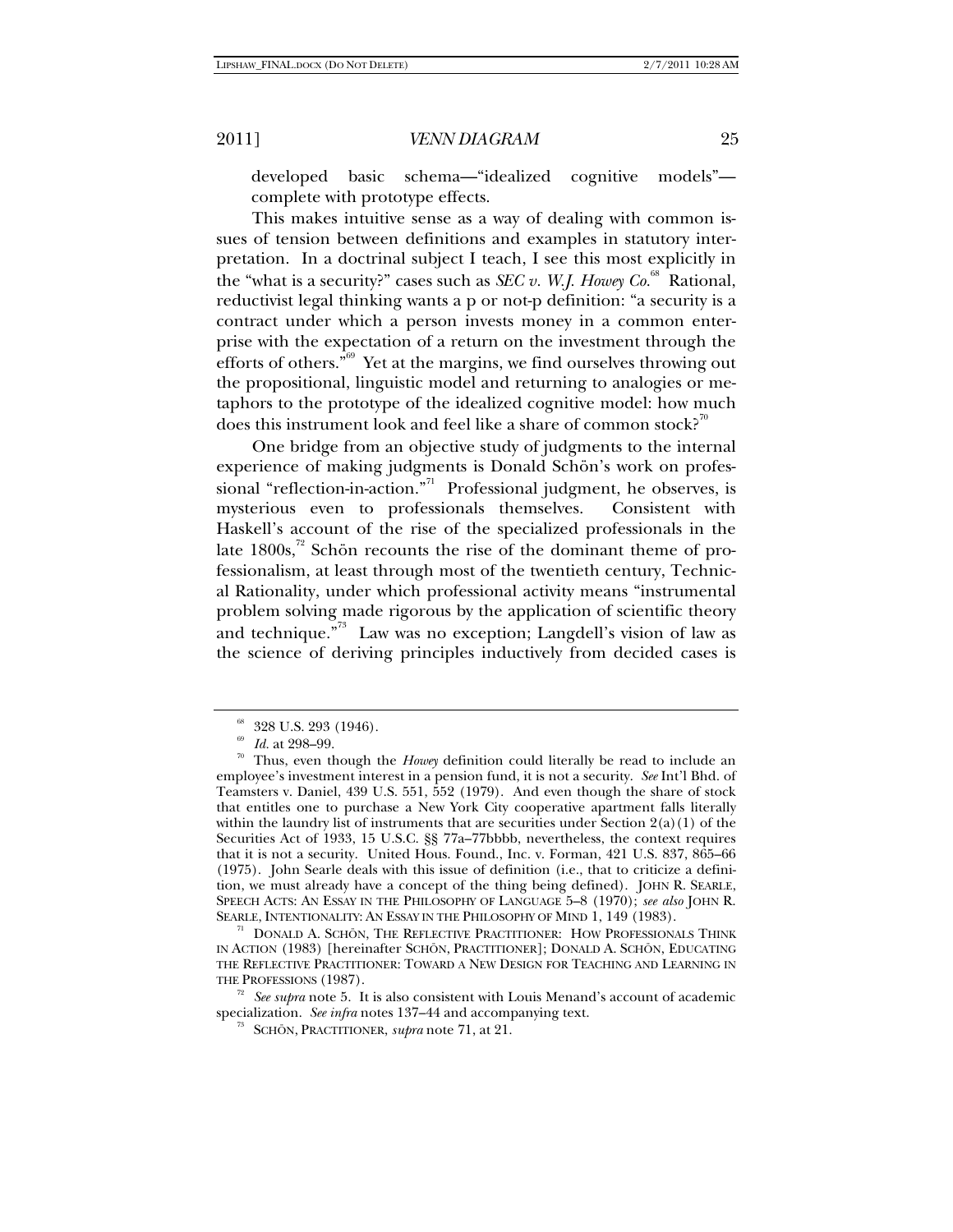developed basic schema—"idealized cognitive models"—complete with prototype effects.

This makes intuitive sense as a way of dealing with common issues of tension between definitions and examples in statutory interpretation. In a doctrinal subject I teach, I see this most explicitly in the "what is a security?" cases such as *SEC v. W.J. Howey Co.*[68] Rational, reductivist legal thinking wants a p or not-p definition: "a security is a contract under which a person invests money in a common enterprise with the expectation of a return on the investment through the efforts of others."[69] Yet at the margins, we find ourselves throwing out the propositional, linguistic model and returning to analogies or metaphors to the prototype of the idealized cognitive model: how much does this instrument look and feel like a share of common stock?[70]

One bridge from an objective study of judgments to the internal experience of making judgments is Donald Schön's work on professional "reflection-in-action."[71] Professional judgment, he observes, is mysterious even to professionals themselves. Consistent with Haskell's account of the rise of the specialized professionals in the late 1800s,[72] Schön recounts the rise of the dominant theme of professionalism, at least through most of the twentieth century, Technical Rationality, under which professional activity means "instrumental problem solving made rigorous by the application of scientific theory and technique."[73] Law was no exception; Langdell's vision of law as the science of deriving principles inductively from decided cases is

---

[68] 328 U.S. 293 (1946).

[69] *Id.* at 298–99.

[70] Thus, even though the *Howey* definition could literally be read to include an employee's investment interest in a pension fund, it is not a security. *See* Int'l Bhd. of Teamsters v. Daniel, 439 U.S. 551, 552 (1979). And even though the share of stock that entitles one to purchase a New York City cooperative apartment falls literally within the laundry list of instruments that are securities under Section 2(a)(1) of the Securities Act of 1933, 15 U.S.C. §§ 77a–77bbbb, nevertheless, the context requires that it is not a security. United Hous. Found., Inc. v. Forman, 421 U.S. 837, 865–66 (1975). John Searle deals with this issue of definition (i.e., that to criticize a definition, we must already have a concept of the thing being defined). JOHN R. SEARLE, SPEECH ACTS: AN ESSAY IN THE PHILOSOPHY OF LANGUAGE 5–8 (1970); *see also* JOHN R. SEARLE, INTENTIONALITY: AN ESSAY IN THE PHILOSOPHY OF MIND 1, 149 (1983).

[71] DONALD A. SCHÖN, THE REFLECTIVE PRACTITIONER: HOW PROFESSIONALS THINK IN ACTION (1983) [hereinafter SCHÖN, PRACTITIONER]; DONALD A. SCHÖN, EDUCATING THE REFLECTIVE PRACTITIONER: TOWARD A NEW DESIGN FOR TEACHING AND LEARNING IN THE PROFESSIONS (1987).

[72] *See supra* note 5. It is also consistent with Louis Menand's account of academic specialization. *See infra* notes 137–44 and accompanying text.

[73] SCHÖN, PRACTITIONER, *supra* note 71, at 21.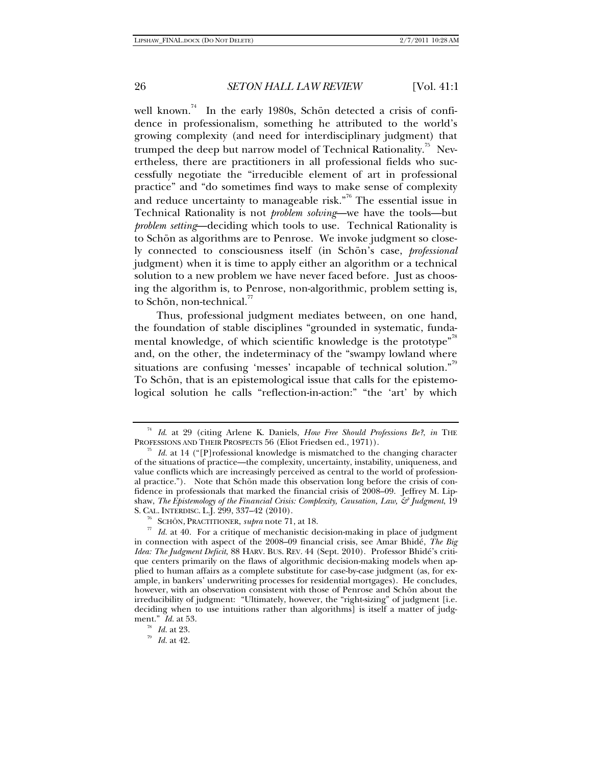well known.[74] In the early 1980s, Schön detected a crisis of confidence in professionalism, something he attributed to the world's growing complexity (and need for interdisciplinary judgment) that trumped the deep but narrow model of Technical Rationality.[75] Nevertheless, there are practitioners in all professional fields who successfully negotiate the "irreducible element of art in professional practice" and "do sometimes find ways to make sense of complexity and reduce uncertainty to manageable risk."[76] The essential issue in Technical Rationality is not *problem solving*—we have the tools—but *problem setting*—deciding which tools to use. Technical Rationality is to Schön as algorithms are to Penrose. We invoke judgment so closely connected to consciousness itself (in Schön's case, *professional* judgment) when it is time to apply either an algorithm or a technical solution to a new problem we have never faced before. Just as choosing the algorithm is, to Penrose, non-algorithmic, problem setting is, to Schön, non-technical.[77]

Thus, professional judgment mediates between, on one hand, the foundation of stable disciplines "grounded in systematic, fundamental knowledge, of which scientific knowledge is the prototype"[78] and, on the other, the indeterminacy of the "swampy lowland where situations are confusing 'messes' incapable of technical solution."[79] To Schön, that is an epistemological issue that calls for the epistemological solution he calls "reflection-in-action:" "the 'art' by which

---

[74] *Id.* at 29 (citing Arlene K. Daniels, *How Free Should Professions Be?*, *in* THE PROFESSIONS AND THEIR PROSPECTS 56 (Eliot Friedsen ed., 1971)).

[75] *Id.* at 14 ("[P]rofessional knowledge is mismatched to the changing character of the situations of practice—the complexity, uncertainty, instability, uniqueness, and value conflicts which are increasingly perceived as central to the world of professional practice."). Note that Schön made this observation long before the crisis of confidence in professionals that marked the financial crisis of 2008–09. Jeffrey M. Lipshaw, *The Epistemology of the Financial Crisis: Complexity, Causation, Law, & Judgment*, 19 S. CAL. INTERDISC. L.J. 299, 337–42 (2010).

[76] SCHÖN, PRACTITIONER, *supra* note 71, at 18.

[77] *Id.* at 40. For a critique of mechanistic decision-making in place of judgment in connection with aspect of the 2008–09 financial crisis, see Amar Bhidé, *The Big Idea: The Judgment Deficit*, 88 HARV. BUS. REV. 44 (Sept. 2010). Professor Bhidé's critique centers primarily on the flaws of algorithmic decision-making models when applied to human affairs as a complete substitute for case-by-case judgment (as, for example, in bankers' underwriting processes for residential mortgages). He concludes, however, with an observation consistent with those of Penrose and Schön about the irreducibility of judgment: "Ultimately, however, the "right-sizing" of judgment [i.e. deciding when to use intuitions rather than algorithms] is itself a matter of judgment." *Id.* at 53.

[78] *Id.* at 23.

[79] *Id.* at 42.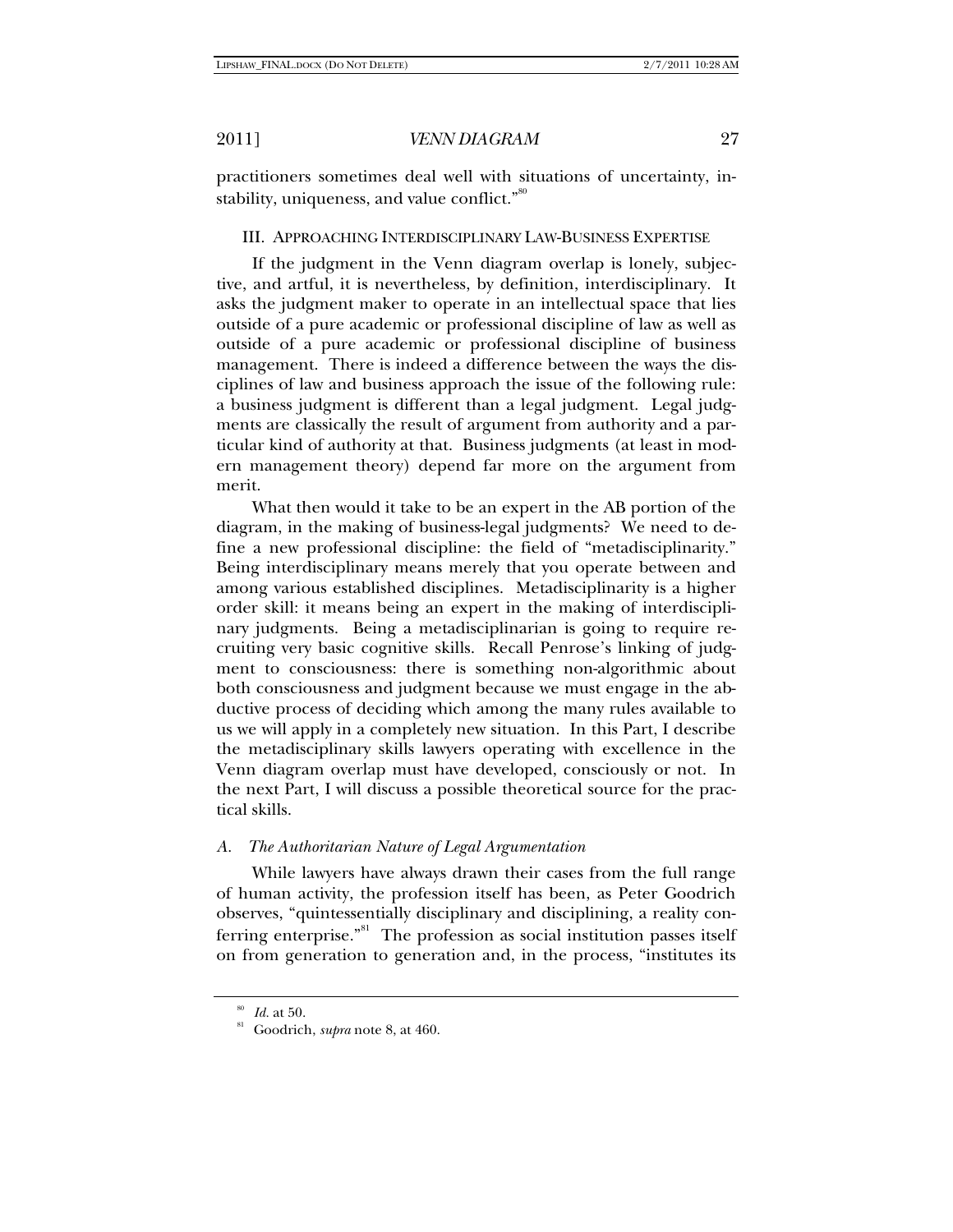practitioners sometimes deal well with situations of uncertainty, instability, uniqueness, and value conflict."[80]

## III. Approaching Interdisciplinary Law-Business Expertise

If the judgment in the Venn diagram overlap is lonely, subjective, and artful, it is nevertheless, by definition, interdisciplinary. It asks the judgment maker to operate in an intellectual space that lies outside of a pure academic or professional discipline of law as well as outside of a pure academic or professional discipline of business management. There is indeed a difference between the ways the disciplines of law and business approach the issue of the following rule: a business judgment is different than a legal judgment. Legal judgments are classically the result of argument from authority and a particular kind of authority at that. Business judgments (at least in modern management theory) depend far more on the argument from merit.

What then would it take to be an expert in the AB portion of the diagram, in the making of business-legal judgments? We need to define a new professional discipline: the field of "metadisciplinarity." Being interdisciplinary means merely that you operate between and among various established disciplines. Metadisciplinarity is a higher order skill: it means being an expert in the making of interdisciplinary judgments. Being a metadisciplinarian is going to require recruiting very basic cognitive skills. Recall Penrose's linking of judgment to consciousness: there is something non-algorithmic about both consciousness and judgment because we must engage in the abductive process of deciding which among the many rules available to us we will apply in a completely new situation. In this Part, I describe the metadisciplinary skills lawyers operating with excellence in the Venn diagram overlap must have developed, consciously or not. In the next Part, I will discuss a possible theoretical source for the practical skills.

### *A. The Authoritarian Nature of Legal Argumentation*

While lawyers have always drawn their cases from the full range of human activity, the profession itself has been, as Peter Goodrich observes, "quintessentially disciplinary and disciplining, a reality conferring enterprise."[81] The profession as social institution passes itself on from generation to generation and, in the process, "institutes its

---

[80] *Id.* at 50.

[81] Goodrich, *supra* note 8, at 460.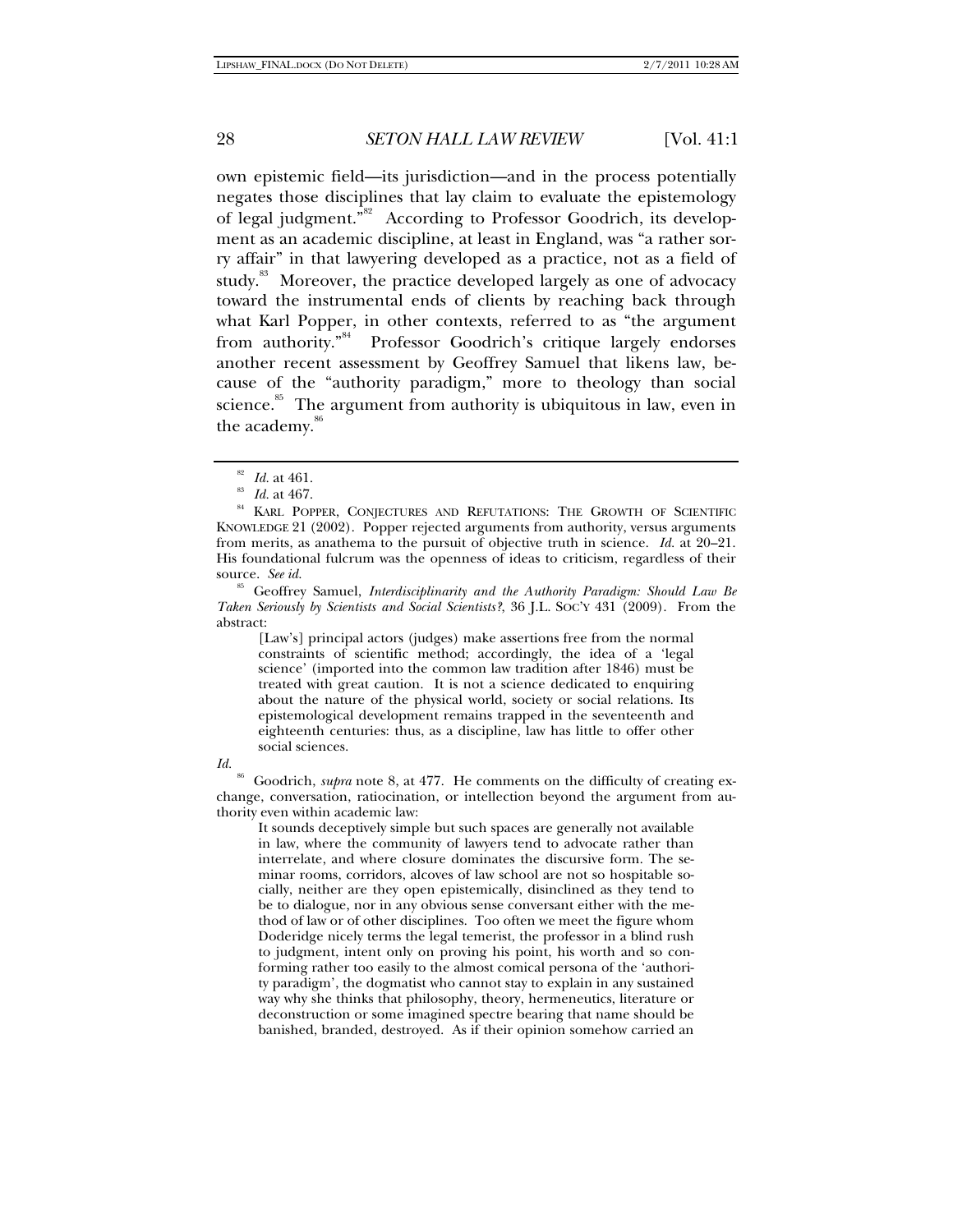own epistemic field—its jurisdiction—and in the process potentially negates those disciplines that lay claim to evaluate the epistemology of legal judgment."[82] According to Professor Goodrich, its development as an academic discipline, at least in England, was "a rather sorry affair" in that lawyering developed as a practice, not as a field of study.[83] Moreover, the practice developed largely as one of advocacy toward the instrumental ends of clients by reaching back through what Karl Popper, in other contexts, referred to as "the argument from authority."[84] Professor Goodrich's critique largely endorses another recent assessment by Geoffrey Samuel that likens law, because of the "authority paradigm," more to theology than social science.[85] The argument from authority is ubiquitous in law, even in the academy.[86]

---

[82] *Id.* at 461.

[83] *Id.* at 467.

[84] KARL POPPER, CONJECTURES AND REFUTATIONS: THE GROWTH OF SCIENTIFIC KNOWLEDGE 21 (2002). Popper rejected arguments from authority, versus arguments from merits, as anathema to the pursuit of objective truth in science. *Id.* at 20–21. His foundational fulcrum was the openness of ideas to criticism, regardless of their source. *See id.*

[85] Geoffrey Samuel, *Interdisciplinarity and the Authority Paradigm: Should Law Be Taken Seriously by Scientists and Social Scientists?*, 36 J.L. SOC'Y 431 (2009). From the abstract:

> [Law's] principal actors (judges) make assertions free from the normal constraints of scientific method; accordingly, the idea of a 'legal science' (imported into the common law tradition after 1846) must be treated with great caution. It is not a science dedicated to enquiring about the nature of the physical world, society or social relations. Its epistemological development remains trapped in the seventeenth and eighteenth centuries: thus, as a discipline, law has little to offer other social sciences.

*Id.*

[86] Goodrich, *supra* note 8, at 477. He comments on the difficulty of creating exchange, conversation, ratiocination, or intellection beyond the argument from authority even within academic law:

> It sounds deceptively simple but such spaces are generally not available in law, where the community of lawyers tend to advocate rather than interrelate, and where closure dominates the discursive form. The seminar rooms, corridors, alcoves of law school are not so hospitable socially, neither are they open epistemically, disinclined as they tend to be to dialogue, nor in any obvious sense conversant either with the method of law or of other disciplines. Too often we meet the figure whom Doderidge nicely terms the legal temerist, the professor in a blind rush to judgment, intent only on proving his point, his worth and so conforming rather too easily to the almost comical persona of the 'authority paradigm', the dogmatist who cannot stay to explain in any sustained way why she thinks that philosophy, theory, hermeneutics, literature or deconstruction or some imagined spectre bearing that name should be banished, branded, destroyed. As if their opinion somehow carried an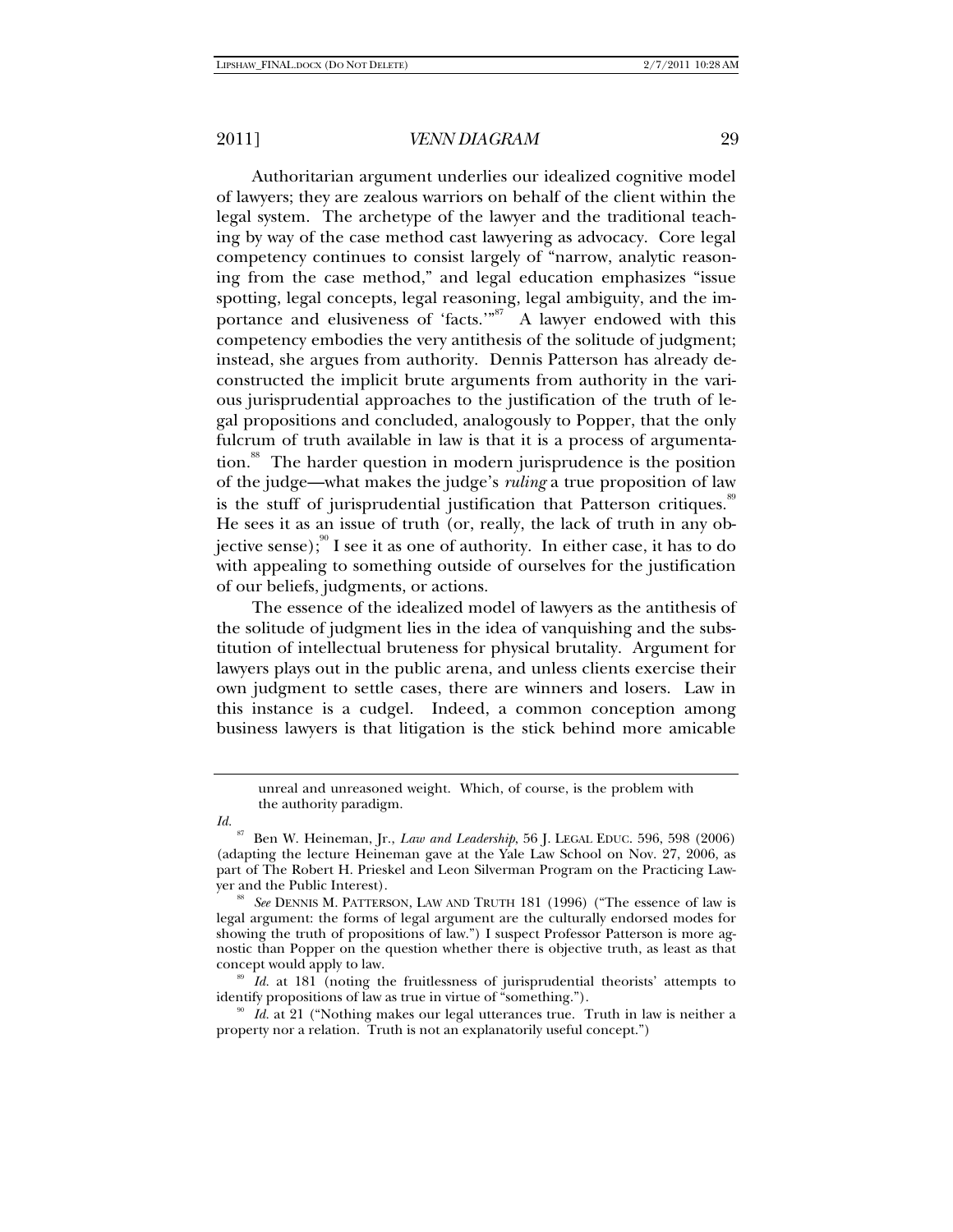Authoritarian argument underlies our idealized cognitive model of lawyers; they are zealous warriors on behalf of the client within the legal system. The archetype of the lawyer and the traditional teaching by way of the case method cast lawyering as advocacy. Core legal competency continues to consist largely of "narrow, analytic reasoning from the case method," and legal education emphasizes "issue spotting, legal concepts, legal reasoning, legal ambiguity, and the importance and elusiveness of 'facts.'"[87] A lawyer endowed with this competency embodies the very antithesis of the solitude of judgment; instead, she argues from authority. Dennis Patterson has already deconstructed the implicit brute arguments from authority in the various jurisprudential approaches to the justification of the truth of legal propositions and concluded, analogously to Popper, that the only fulcrum of truth available in law is that it is a process of argumentation.[88] The harder question in modern jurisprudence is the position of the judge—what makes the judge's *ruling* a true proposition of law is the stuff of jurisprudential justification that Patterson critiques.[89] He sees it as an issue of truth (or, really, the lack of truth in any objective sense);[90] I see it as one of authority. In either case, it has to do with appealing to something outside of ourselves for the justification of our beliefs, judgments, or actions.

The essence of the idealized model of lawyers as the antithesis of the solitude of judgment lies in the idea of vanquishing and the substitution of intellectual bruteness for physical brutality. Argument for lawyers plays out in the public arena, and unless clients exercise their own judgment to settle cases, there are winners and losers. Law in this instance is a cudgel. Indeed, a common conception among business lawyers is that litigation is the stick behind more amicable

---

> unreal and unreasoned weight. Which, of course, is the problem with the authority paradigm.

*Id.*

[87] Ben W. Heineman, Jr., *Law and Leadership*, 56 J. LEGAL EDUC. 596, 598 (2006) (adapting the lecture Heineman gave at the Yale Law School on Nov. 27, 2006, as part of The Robert H. Prieskel and Leon Silverman Program on the Practicing Lawyer and the Public Interest).

[88] *See* DENNIS M. PATTERSON, LAW AND TRUTH 181 (1996) ("The essence of law is legal argument: the forms of legal argument are the culturally endorsed modes for showing the truth of propositions of law.") I suspect Professor Patterson is more agnostic than Popper on the question whether there is objective truth, as least as that concept would apply to law.

[89] *Id.* at 181 (noting the fruitlessness of jurisprudential theorists' attempts to identify propositions of law as true in virtue of "something.").

[90] *Id.* at 21 ("Nothing makes our legal utterances true. Truth in law is neither a property nor a relation. Truth is not an explanatorily useful concept.")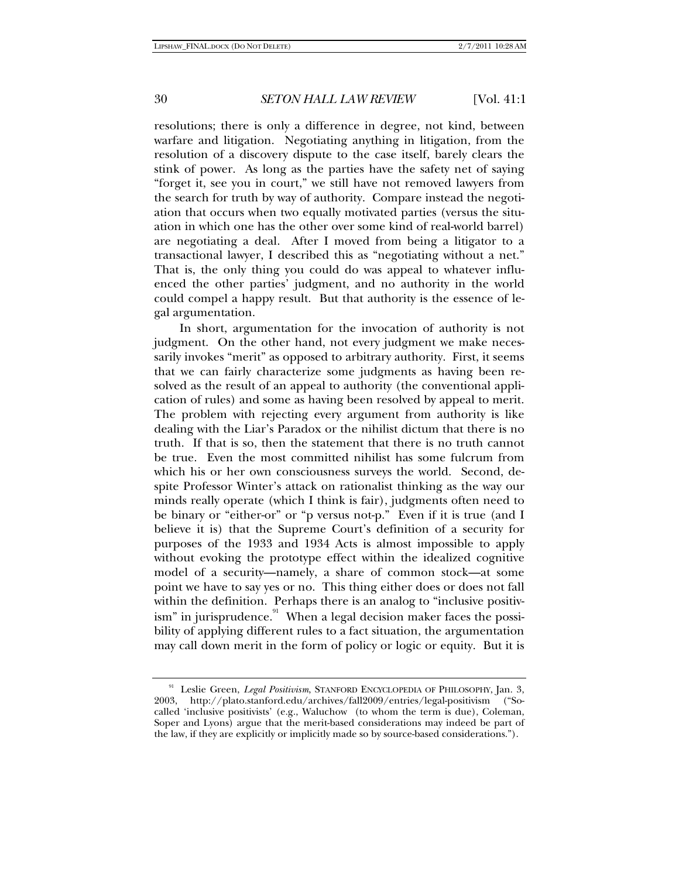resolutions; there is only a difference in degree, not kind, between warfare and litigation. Negotiating anything in litigation, from the resolution of a discovery dispute to the case itself, barely clears the stink of power. As long as the parties have the safety net of saying "forget it, see you in court," we still have not removed lawyers from the search for truth by way of authority. Compare instead the negotiation that occurs when two equally motivated parties (versus the situation in which one has the other over some kind of real-world barrel) are negotiating a deal. After I moved from being a litigator to a transactional lawyer, I described this as "negotiating without a net." That is, the only thing you could do was appeal to whatever influenced the other parties' judgment, and no authority in the world could compel a happy result. But that authority is the essence of legal argumentation.

In short, argumentation for the invocation of authority is not judgment. On the other hand, not every judgment we make necessarily invokes "merit" as opposed to arbitrary authority. First, it seems that we can fairly characterize some judgments as having been resolved as the result of an appeal to authority (the conventional application of rules) and some as having been resolved by appeal to merit. The problem with rejecting every argument from authority is like dealing with the Liar's Paradox or the nihilist dictum that there is no truth. If that is so, then the statement that there is no truth cannot be true. Even the most committed nihilist has some fulcrum from which his or her own consciousness surveys the world. Second, despite Professor Winter's attack on rationalist thinking as the way our minds really operate (which I think is fair), judgments often need to be binary or "either-or" or "p versus not-p." Even if it is true (and I believe it is) that the Supreme Court's definition of a security for purposes of the 1933 and 1934 Acts is almost impossible to apply without evoking the prototype effect within the idealized cognitive model of a security—namely, a share of common stock—at some point we have to say yes or no. This thing either does or does not fall within the definition. Perhaps there is an analog to "inclusive positivism" in jurisprudence.[91] When a legal decision maker faces the possibility of applying different rules to a fact situation, the argumentation may call down merit in the form of policy or logic or equity. But it is

---

[91] Leslie Green, *Legal Positivism*, STANFORD ENCYCLOPEDIA OF PHILOSOPHY, Jan. 3, 2003, http://plato.stanford.edu/archives/fall2009/entries/legal-positivism ("So-called 'inclusive positivists' (e.g., Waluchow (to whom the term is due), Coleman, Soper and Lyons) argue that the merit-based considerations may indeed be part of the law, if they are explicitly or implicitly made so by source-based considerations.").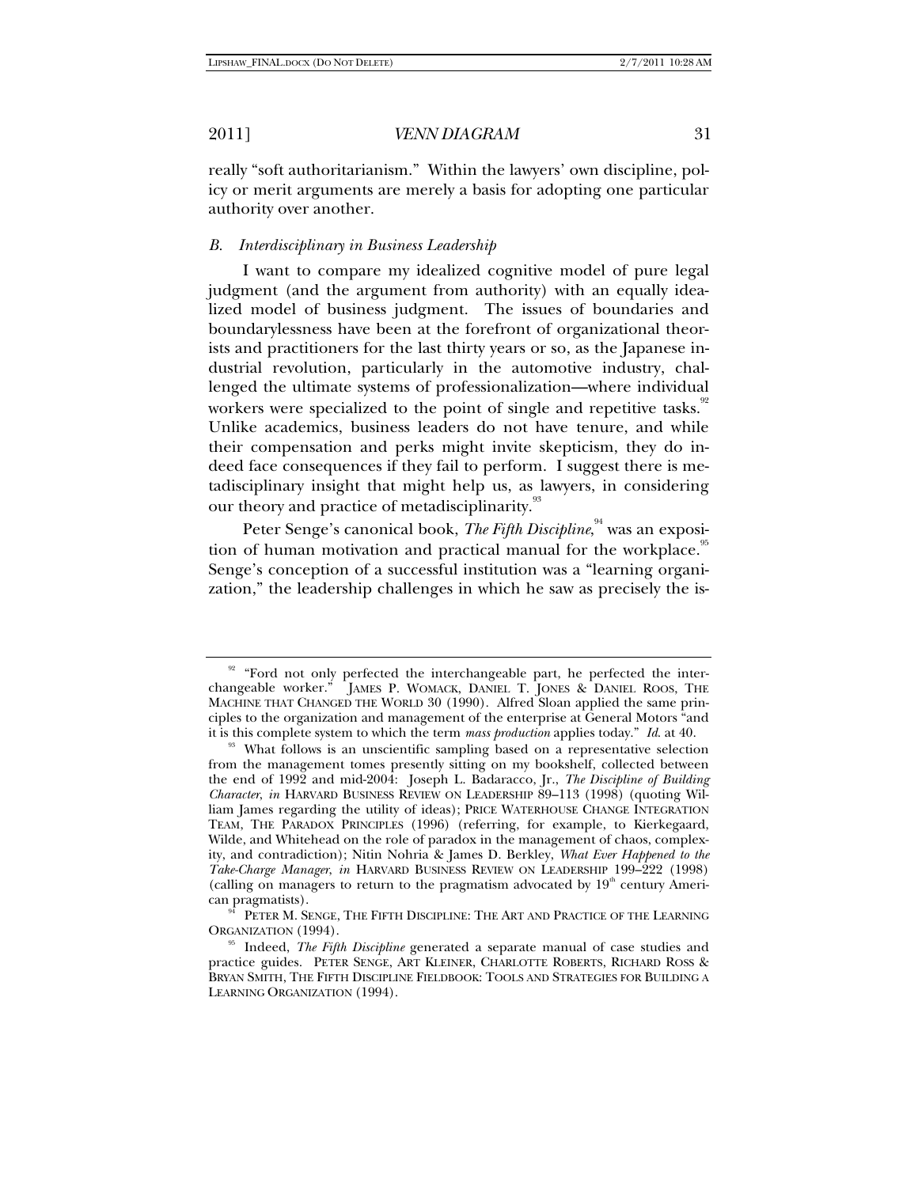really "soft authoritarianism." Within the lawyers' own discipline, policy or merit arguments are merely a basis for adopting one particular authority over another.

### *B. Interdisciplinary in Business Leadership*

I want to compare my idealized cognitive model of pure legal judgment (and the argument from authority) with an equally idealized model of business judgment. The issues of boundaries and boundarylessness have been at the forefront of organizational theorists and practitioners for the last thirty years or so, as the Japanese industrial revolution, particularly in the automotive industry, challenged the ultimate systems of professionalization—where individual workers were specialized to the point of single and repetitive tasks.[92] Unlike academics, business leaders do not have tenure, and while their compensation and perks might invite skepticism, they do indeed face consequences if they fail to perform. I suggest there is metadisciplinary insight that might help us, as lawyers, in considering our theory and practice of metadisciplinarity.[93]

Peter Senge's canonical book, *The Fifth Discipline*,[94] was an exposition of human motivation and practical manual for the workplace.[95] Senge's conception of a successful institution was a "learning organization," the leadership challenges in which he saw as precisely the is-

---

[92] "Ford not only perfected the interchangeable part, he perfected the interchangeable worker." JAMES P. WOMACK, DANIEL T. JONES & DANIEL ROOS, THE MACHINE THAT CHANGED THE WORLD 30 (1990). Alfred Sloan applied the same principles to the organization and management of the enterprise at General Motors "and it is this complete system to which the term *mass production* applies today." *Id.* at 40.

[93] What follows is an unscientific sampling based on a representative selection from the management tomes presently sitting on my bookshelf, collected between the end of 1992 and mid-2004: Joseph L. Badaracco, Jr., *The Discipline of Building Character*, *in* HARVARD BUSINESS REVIEW ON LEADERSHIP 89–113 (1998) (quoting William James regarding the utility of ideas); PRICE WATERHOUSE CHANGE INTEGRATION TEAM, THE PARADOX PRINCIPLES (1996) (referring, for example, to Kierkegaard, Wilde, and Whitehead on the role of paradox in the management of chaos, complexity, and contradiction); Nitin Nohria & James D. Berkley, *What Ever Happened to the Take-Charge Manager*, *in* HARVARD BUSINESS REVIEW ON LEADERSHIP 199–222 (1998) (calling on managers to return to the pragmatism advocated by 19th century American pragmatists).

[94] PETER M. SENGE, THE FIFTH DISCIPLINE: THE ART AND PRACTICE OF THE LEARNING ORGANIZATION (1994).

[95] Indeed, *The Fifth Discipline* generated a separate manual of case studies and practice guides. PETER SENGE, ART KLEINER, CHARLOTTE ROBERTS, RICHARD ROSS & BRYAN SMITH, THE FIFTH DISCIPLINE FIELDBOOK: TOOLS AND STRATEGIES FOR BUILDING A LEARNING ORGANIZATION (1994).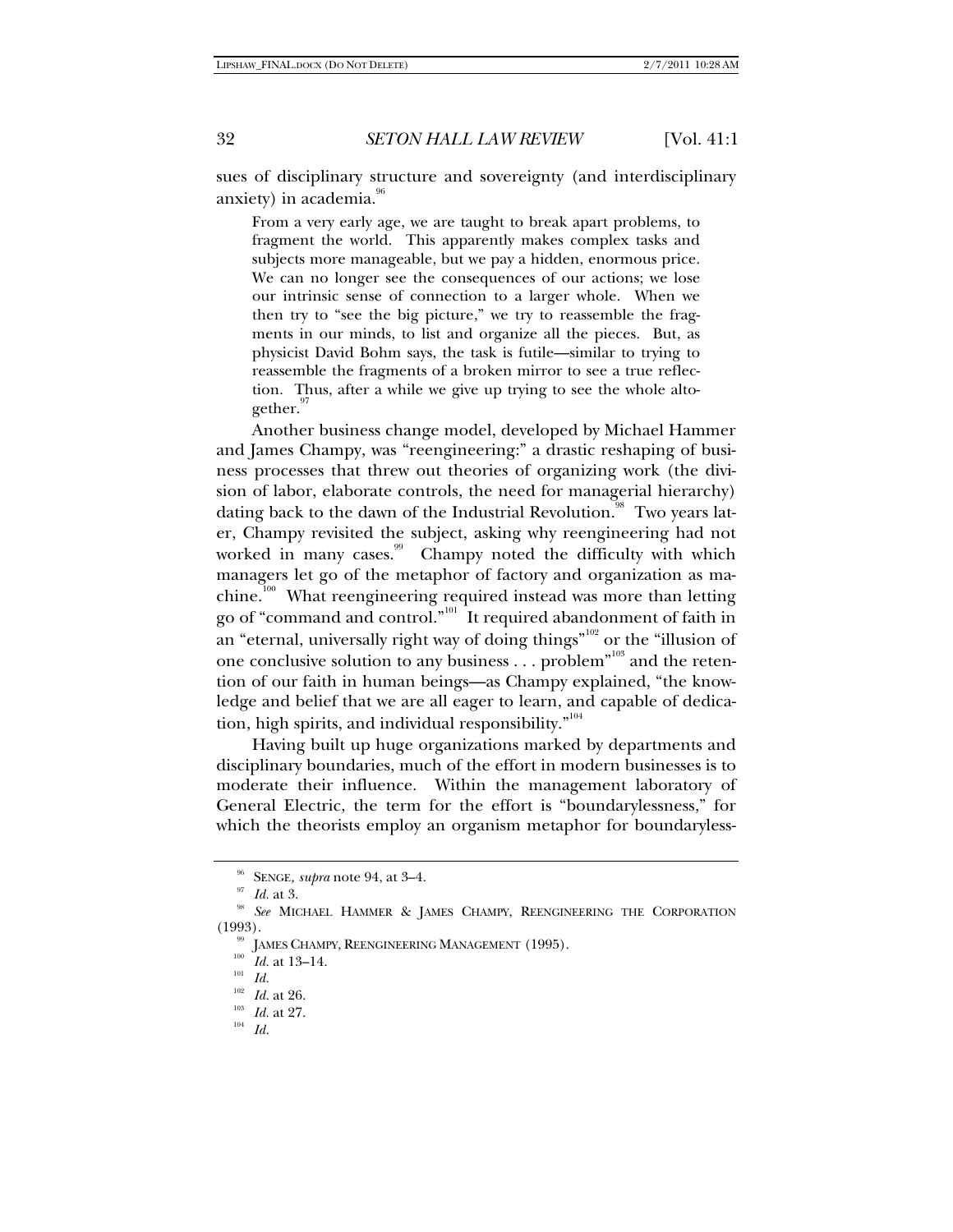sues of disciplinary structure and sovereignty (and interdisciplinary anxiety) in academia.[96]

> From a very early age, we are taught to break apart problems, to fragment the world. This apparently makes complex tasks and subjects more manageable, but we pay a hidden, enormous price. We can no longer see the consequences of our actions; we lose our intrinsic sense of connection to a larger whole. When we then try to "see the big picture," we try to reassemble the fragments in our minds, to list and organize all the pieces. But, as physicist David Bohm says, the task is futile—similar to trying to reassemble the fragments of a broken mirror to see a true reflection. Thus, after a while we give up trying to see the whole altogether.[97]

Another business change model, developed by Michael Hammer and James Champy, was "reengineering:" a drastic reshaping of business processes that threw out theories of organizing work (the division of labor, elaborate controls, the need for managerial hierarchy) dating back to the dawn of the Industrial Revolution.[98] Two years later, Champy revisited the subject, asking why reengineering had not worked in many cases.[99] Champy noted the difficulty with which managers let go of the metaphor of factory and organization as machine.[100] What reengineering required instead was more than letting go of "command and control."[101] It required abandonment of faith in an "eternal, universally right way of doing things"[102] or the "illusion of one conclusive solution to any business . . . problem"[103] and the retention of our faith in human beings—as Champy explained, "the knowledge and belief that we are all eager to learn, and capable of dedication, high spirits, and individual responsibility."[104]

Having built up huge organizations marked by departments and disciplinary boundaries, much of the effort in modern businesses is to moderate their influence. Within the management laboratory of General Electric, the term for the effort is "boundarylessness," for which the theorists employ an organism metaphor for boundaryless-

---

[96] SENGE, *supra* note 94, at 3–4.

[97] *Id.* at 3.

[98] *See* MICHAEL HAMMER & JAMES CHAMPY, REENGINEERING THE CORPORATION (1993).

[99] JAMES CHAMPY, REENGINEERING MANAGEMENT (1995).

[100] *Id.* at 13–14.

[101] *Id.*

[102] *Id.* at 26.

[103] *Id.* at 27.

[104] *Id.*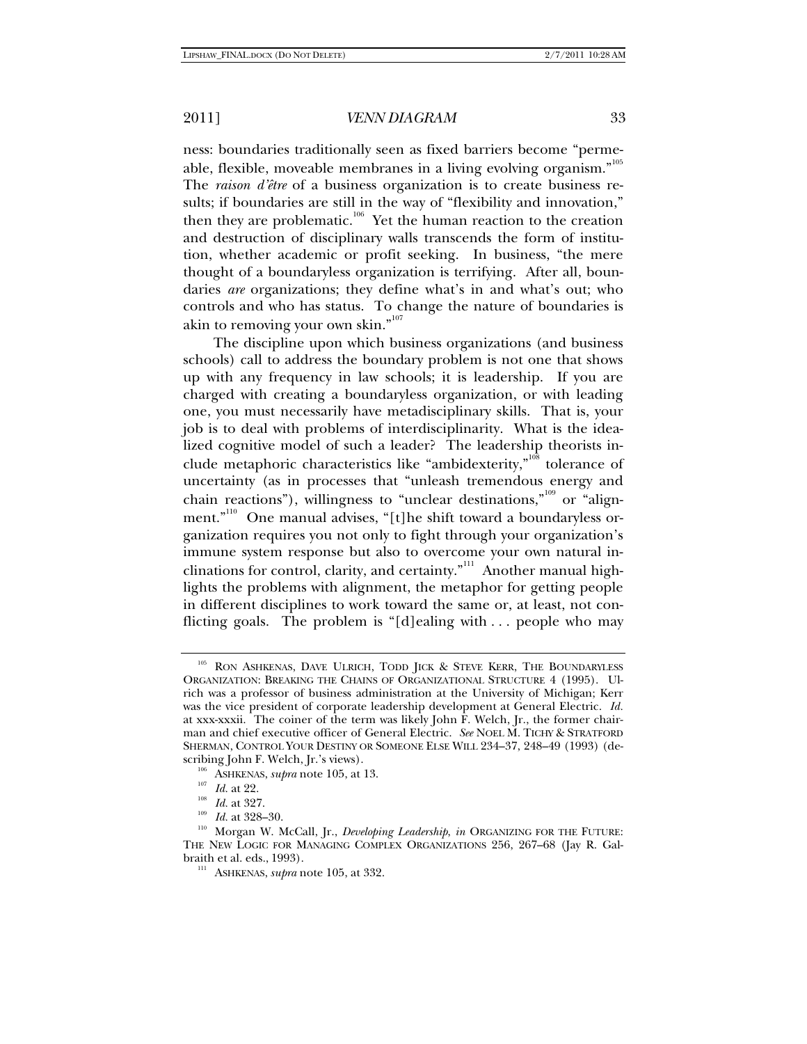ness: boundaries traditionally seen as fixed barriers become "permeable, flexible, moveable membranes in a living evolving organism."[105] The *raison d'être* of a business organization is to create business results; if boundaries are still in the way of "flexibility and innovation," then they are problematic.[106] Yet the human reaction to the creation and destruction of disciplinary walls transcends the form of institution, whether academic or profit seeking. In business, "the mere thought of a boundaryless organization is terrifying. After all, boundaries *are* organizations; they define what's in and what's out; who controls and who has status. To change the nature of boundaries is akin to removing your own skin."[107]

The discipline upon which business organizations (and business schools) call to address the boundary problem is not one that shows up with any frequency in law schools; it is leadership. If you are charged with creating a boundaryless organization, or with leading one, you must necessarily have metadisciplinary skills. That is, your job is to deal with problems of interdisciplinarity. What is the idealized cognitive model of such a leader? The leadership theorists include metaphoric characteristics like "ambidexterity,"[108] tolerance of uncertainty (as in processes that "unleash tremendous energy and chain reactions"), willingness to "unclear destinations,"[109] or "alignment."[110] One manual advises, "[t]he shift toward a boundaryless organization requires you not only to fight through your organization's immune system response but also to overcome your own natural inclinations for control, clarity, and certainty."[111] Another manual highlights the problems with alignment, the metaphor for getting people in different disciplines to work toward the same or, at least, not conflicting goals. The problem is "[d]ealing with . . . people who may

---

[105] RON ASHKENAS, DAVE ULRICH, TODD JICK & STEVE KERR, THE BOUNDARYLESS ORGANIZATION: BREAKING THE CHAINS OF ORGANIZATIONAL STRUCTURE 4 (1995). Ulrich was a professor of business administration at the University of Michigan; Kerr was the vice president of corporate leadership development at General Electric. *Id.* at xxx-xxxii. The coiner of the term was likely John F. Welch, Jr., the former chairman and chief executive officer of General Electric. *See* NOEL M. TICHY & STRATFORD SHERMAN, CONTROL YOUR DESTINY OR SOMEONE ELSE WILL 234–37, 248–49 (1993) (describing John F. Welch, Jr.'s views).

[106] ASHKENAS, *supra* note 105, at 13.

[107] *Id.* at 22.

[108] *Id.* at 327.

[109] *Id.* at 328–30.

[110] Morgan W. McCall, Jr., *Developing Leadership, in* ORGANIZING FOR THE FUTURE: THE NEW LOGIC FOR MANAGING COMPLEX ORGANIZATIONS 256, 267–68 (Jay R. Galbraith et al. eds., 1993).

[111] ASHKENAS, *supra* note 105, at 332.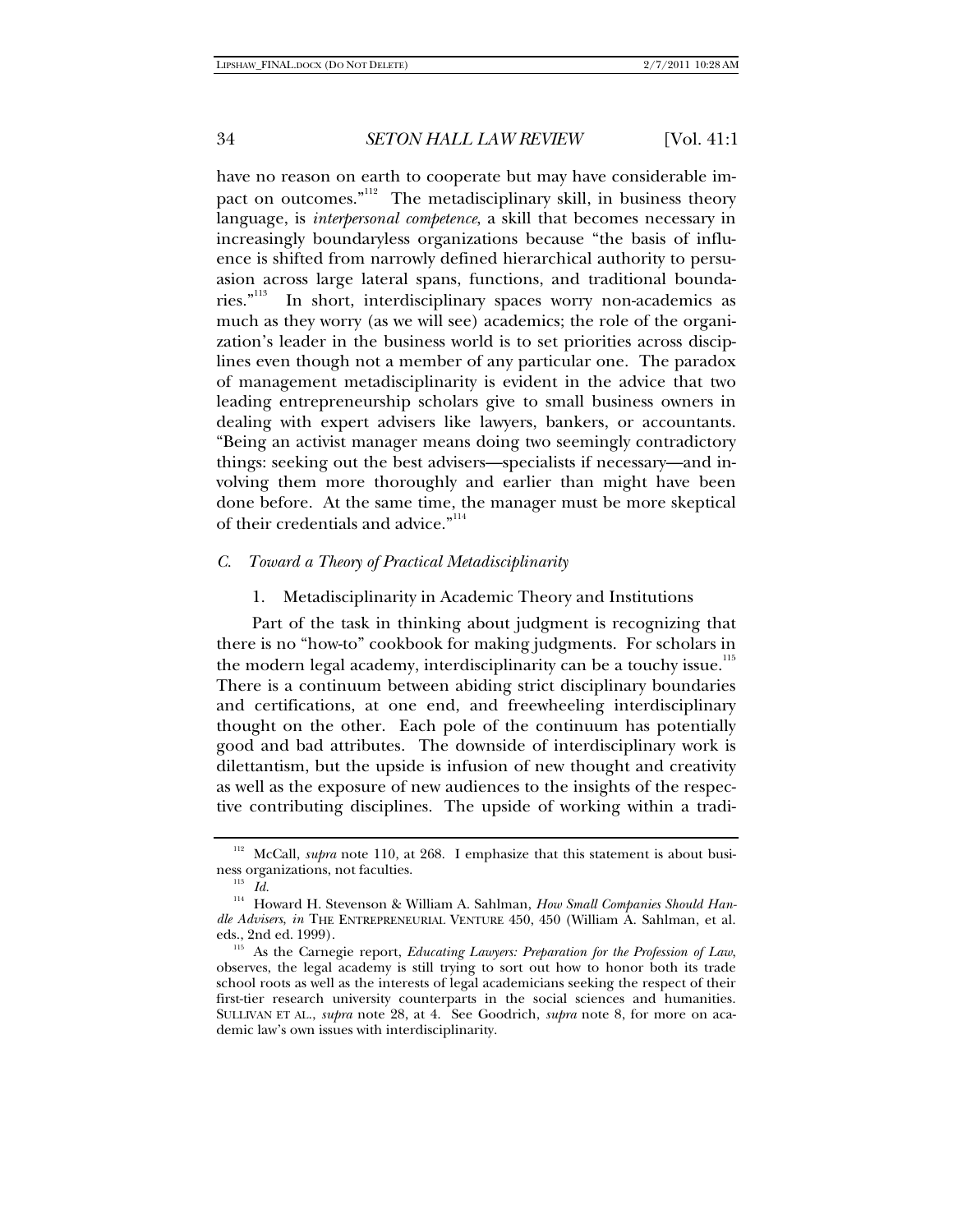have no reason on earth to cooperate but may have considerable impact on outcomes."[112] The metadisciplinary skill, in business theory language, is *interpersonal competence*, a skill that becomes necessary in increasingly boundaryless organizations because "the basis of influence is shifted from narrowly defined hierarchical authority to persuasion across large lateral spans, functions, and traditional boundaries."[113] In short, interdisciplinary spaces worry non-academics as much as they worry (as we will see) academics; the role of the organization's leader in the business world is to set priorities across disciplines even though not a member of any particular one. The paradox of management metadisciplinarity is evident in the advice that two leading entrepreneurship scholars give to small business owners in dealing with expert advisers like lawyers, bankers, or accountants. "Being an activist manager means doing two seemingly contradictory things: seeking out the best advisers—specialists if necessary—and involving them more thoroughly and earlier than might have been done before. At the same time, the manager must be more skeptical of their credentials and advice."[114]

### *C. Toward a Theory of Practical Metadisciplinarity*

#### 1. Metadisciplinarity in Academic Theory and Institutions

Part of the task in thinking about judgment is recognizing that there is no "how-to" cookbook for making judgments. For scholars in the modern legal academy, interdisciplinarity can be a touchy issue.[115] There is a continuum between abiding strict disciplinary boundaries and certifications, at one end, and freewheeling interdisciplinary thought on the other. Each pole of the continuum has potentially good and bad attributes. The downside of interdisciplinary work is dilettantism, but the upside is infusion of new thought and creativity as well as the exposure of new audiences to the insights of the respective contributing disciplines. The upside of working within a tradi-

---

[112] McCall, *supra* note 110, at 268. I emphasize that this statement is about business organizations, not faculties.

[113] *Id.*

[114] Howard H. Stevenson & William A. Sahlman, *How Small Companies Should Handle Advisers*, *in* THE ENTREPRENEURIAL VENTURE 450, 450 (William A. Sahlman, et al. eds., 2nd ed. 1999).

[115] As the Carnegie report, *Educating Lawyers: Preparation for the Profession of Law*, observes, the legal academy is still trying to sort out how to honor both its trade school roots as well as the interests of legal academicians seeking the respect of their first-tier research university counterparts in the social sciences and humanities. SULLIVAN ET AL., *supra* note 28, at 4. See Goodrich, *supra* note 8, for more on academic law's own issues with interdisciplinarity.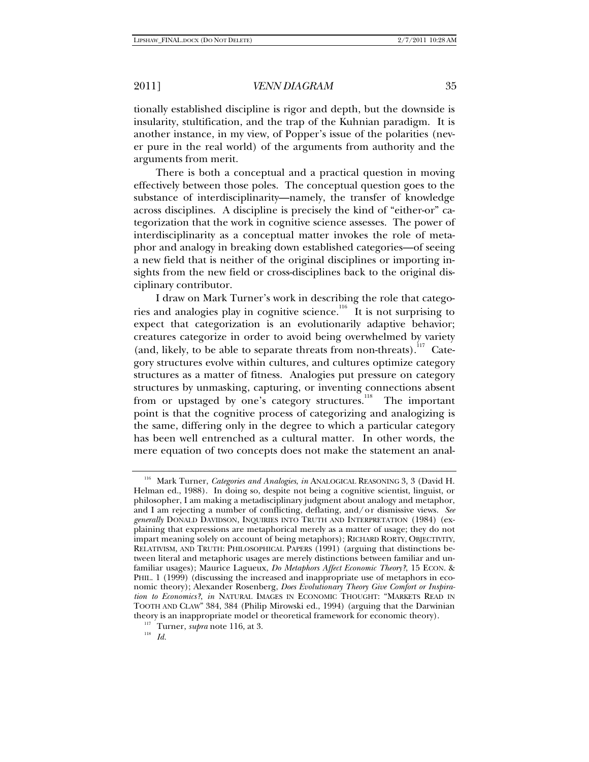tionally established discipline is rigor and depth, but the downside is insularity, stultification, and the trap of the Kuhnian paradigm. It is another instance, in my view, of Popper's issue of the polarities (never pure in the real world) of the arguments from authority and the arguments from merit.

There is both a conceptual and a practical question in moving effectively between those poles. The conceptual question goes to the substance of interdisciplinarity—namely, the transfer of knowledge across disciplines. A discipline is precisely the kind of "either-or" categorization that the work in cognitive science assesses. The power of interdisciplinarity as a conceptual matter invokes the role of metaphor and analogy in breaking down established categories—of seeing a new field that is neither of the original disciplines or importing insights from the new field or cross-disciplines back to the original disciplinary contributor.

I draw on Mark Turner's work in describing the role that categories and analogies play in cognitive science.[116] It is not surprising to expect that categorization is an evolutionarily adaptive behavior; creatures categorize in order to avoid being overwhelmed by variety (and, likely, to be able to separate threats from non-threats).[117] Category structures evolve within cultures, and cultures optimize category structures as a matter of fitness. Analogies put pressure on category structures by unmasking, capturing, or inventing connections absent from or upstaged by one's category structures.[118] The important point is that the cognitive process of categorizing and analogizing is the same, differing only in the degree to which a particular category has been well entrenched as a cultural matter. In other words, the mere equation of two concepts does not make the statement an anal-

---

[116] Mark Turner, *Categories and Analogies*, *in* ANALOGICAL REASONING 3, 3 (David H. Helman ed., 1988). In doing so, despite not being a cognitive scientist, linguist, or philosopher, I am making a metadisciplinary judgment about analogy and metaphor, and I am rejecting a number of conflicting, deflating, and/or dismissive views. *See generally* DONALD DAVIDSON, INQUIRIES INTO TRUTH AND INTERPRETATION (1984) (explaining that expressions are metaphorical merely as a matter of usage; they do not impart meaning solely on account of being metaphors); RICHARD RORTY, OBJECTIVITY, RELATIVISM, AND TRUTH: PHILOSOPHICAL PAPERS (1991) (arguing that distinctions between literal and metaphoric usages are merely distinctions between familiar and unfamiliar usages); Maurice Lagueux, *Do Metaphors Affect Economic Theory?*, 15 ECON. & PHIL. 1 (1999) (discussing the increased and inappropriate use of metaphors in economic theory); Alexander Rosenberg, *Does Evolutionary Theory Give Comfort or Inspiration to Economics?*, *in* NATURAL IMAGES IN ECONOMIC THOUGHT: "MARKETS READ IN TOOTH AND CLAW" 384, 384 (Philip Mirowski ed., 1994) (arguing that the Darwinian theory is an inappropriate model or theoretical framework for economic theory).

[117] Turner, *supra* note 116, at 3.

[118] *Id.*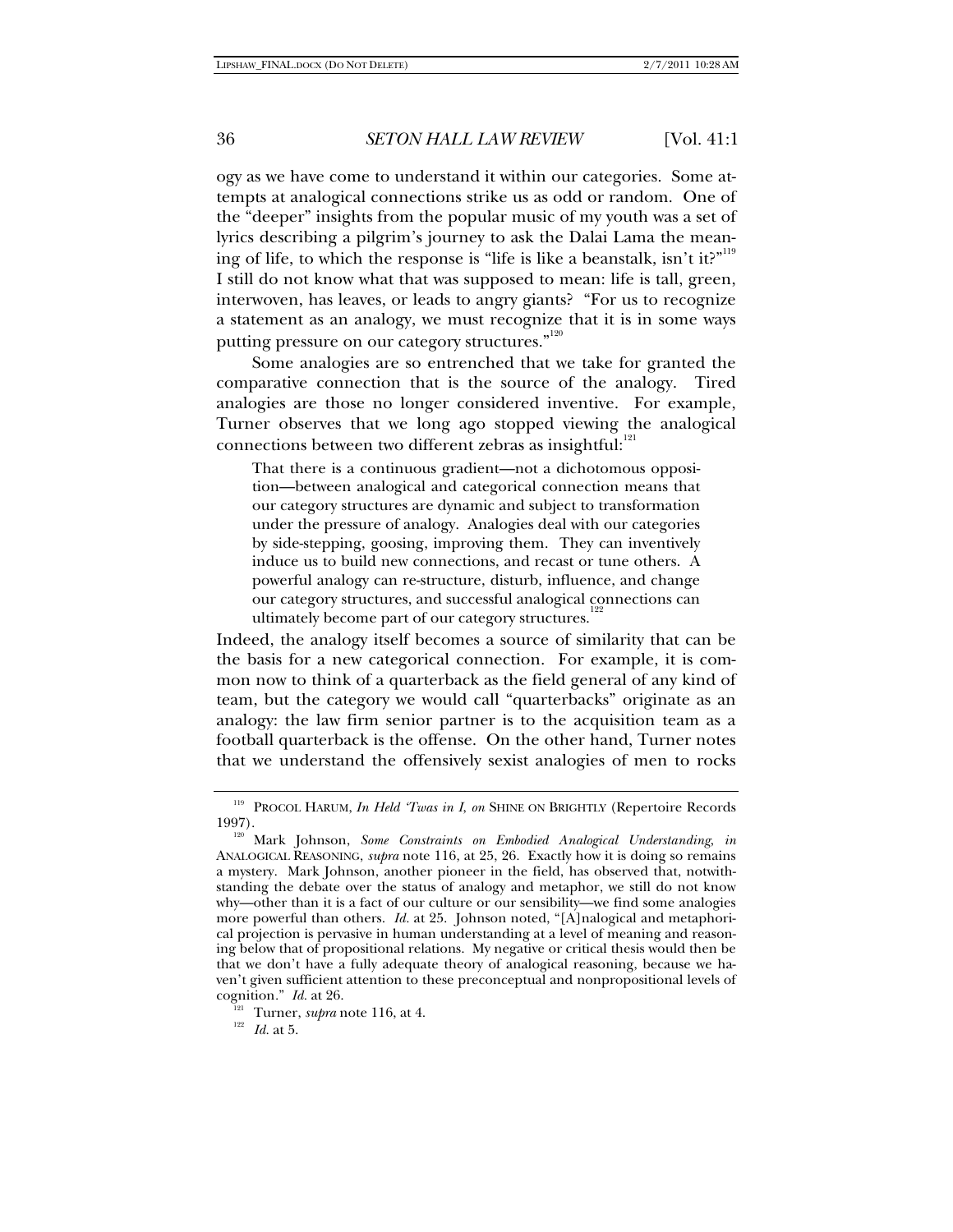ogy as we have come to understand it within our categories. Some attempts at analogical connections strike us as odd or random. One of the "deeper" insights from the popular music of my youth was a set of lyrics describing a pilgrim's journey to ask the Dalai Lama the meaning of life, to which the response is "life is like a beanstalk, isn't it?"[119] I still do not know what that was supposed to mean: life is tall, green, interwoven, has leaves, or leads to angry giants? "For us to recognize a statement as an analogy, we must recognize that it is in some ways putting pressure on our category structures."[120]

Some analogies are so entrenched that we take for granted the comparative connection that is the source of the analogy. Tired analogies are those no longer considered inventive. For example, Turner observes that we long ago stopped viewing the analogical connections between two different zebras as insightful:[121]

> That there is a continuous gradient—not a dichotomous opposition—between analogical and categorical connection means that our category structures are dynamic and subject to transformation under the pressure of analogy. Analogies deal with our categories by side-stepping, goosing, improving them. They can inventively induce us to build new connections, and recast or tune others. A powerful analogy can re-structure, disturb, influence, and change our category structures, and successful analogical connections can ultimately become part of our category structures.[122]

Indeed, the analogy itself becomes a source of similarity that can be the basis for a new categorical connection. For example, it is common now to think of a quarterback as the field general of any kind of team, but the category we would call "quarterbacks" originate as an analogy: the law firm senior partner is to the acquisition team as a football quarterback is the offense. On the other hand, Turner notes that we understand the offensively sexist analogies of men to rocks

---

[119] PROCOL HARUM, *In Held 'Twas in I*, *on* SHINE ON BRIGHTLY (Repertoire Records 1997).

[120] Mark Johnson, *Some Constraints on Embodied Analogical Understanding*, *in* ANALOGICAL REASONING, *supra* note 116, at 25, 26. Exactly how it is doing so remains a mystery. Mark Johnson, another pioneer in the field, has observed that, notwithstanding the debate over the status of analogy and metaphor, we still do not know why—other than it is a fact of our culture or our sensibility—we find some analogies more powerful than others. *Id.* at 25. Johnson noted, "[A]nalogical and metaphorical projection is pervasive in human understanding at a level of meaning and reasoning below that of propositional relations. My negative or critical thesis would then be that we don't have a fully adequate theory of analogical reasoning, because we haven't given sufficient attention to these preconceptual and nonpropositional levels of cognition." *Id.* at 26.

[121] Turner, *supra* note 116, at 4.

[122] *Id.* at 5.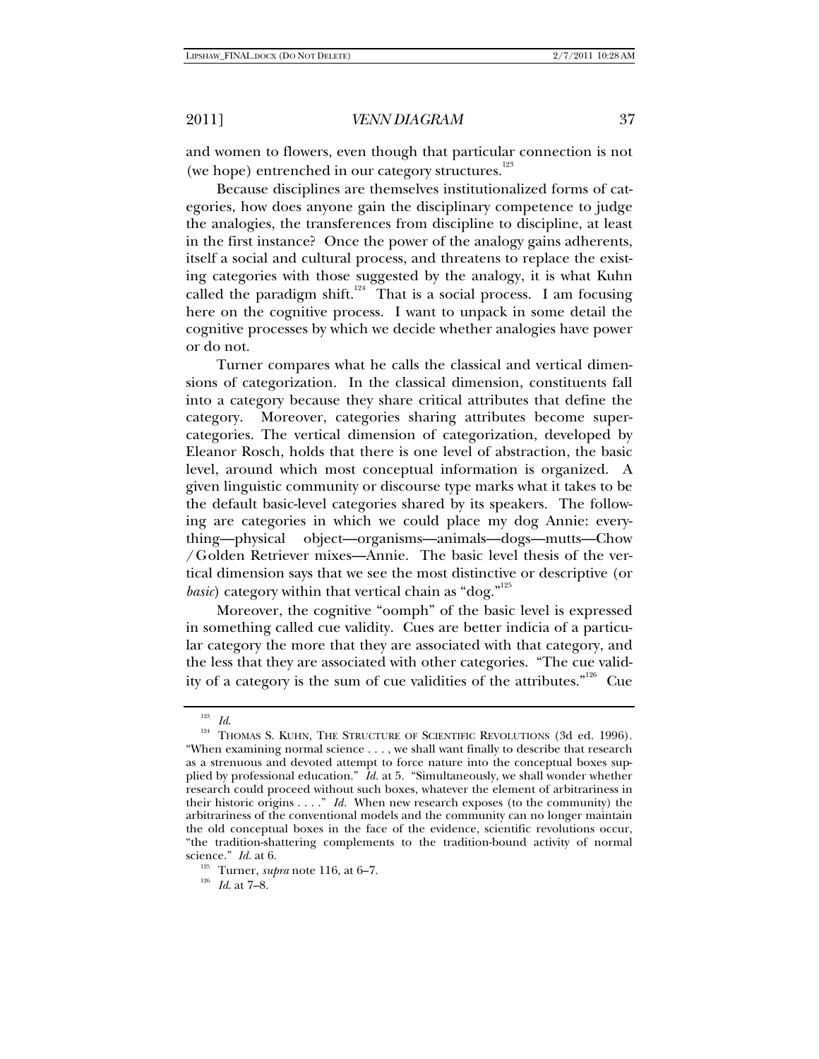and women to flowers, even though that particular connection is not (we hope) entrenched in our category structures.[123]

Because disciplines are themselves institutionalized forms of categories, how does anyone gain the disciplinary competence to judge the analogies, the transferences from discipline to discipline, at least in the first instance? Once the power of the analogy gains adherents, itself a social and cultural process, and threatens to replace the existing categories with those suggested by the analogy, it is what Kuhn called the paradigm shift.[124] That is a social process. I am focusing here on the cognitive process. I want to unpack in some detail the cognitive processes by which we decide whether analogies have power or do not.

Turner compares what he calls the classical and vertical dimensions of categorization. In the classical dimension, constituents fall into a category because they share critical attributes that define the category. Moreover, categories sharing attributes become supercategories. The vertical dimension of categorization, developed by Eleanor Rosch, holds that there is one level of abstraction, the basic level, around which most conceptual information is organized. A given linguistic community or discourse type marks what it takes to be the default basic-level categories shared by its speakers. The following are categories in which we could place my dog Annie: everything—physical object—organisms—animals—dogs—mutts—Chow/Golden Retriever mixes—Annie. The basic level thesis of the vertical dimension says that we see the most distinctive or descriptive (or *basic*) category within that vertical chain as "dog."[125]

Moreover, the cognitive "oomph" of the basic level is expressed in something called cue validity. Cues are better indicia of a particular category the more that they are associated with that category, and the less that they are associated with other categories. "The cue validity of a category is the sum of cue validities of the attributes."[126] Cue

---

[123] *Id.*

[124] THOMAS S. KUHN, THE STRUCTURE OF SCIENTIFIC REVOLUTIONS (3d ed. 1996). "When examining normal science . . . , we shall want finally to describe that research as a strenuous and devoted attempt to force nature into the conceptual boxes supplied by professional education." *Id.* at 5. "Simultaneously, we shall wonder whether research could proceed without such boxes, whatever the element of arbitrariness in their historic origins . . . ." *Id.* When new research exposes (to the community) the arbitrariness of the conventional models and the community can no longer maintain the old conceptual boxes in the face of the evidence, scientific revolutions occur, "the tradition-shattering complements to the tradition-bound activity of normal science." *Id.* at 6.

[125] Turner, *supra* note 116, at 6–7.

[126] *Id.* at 7–8.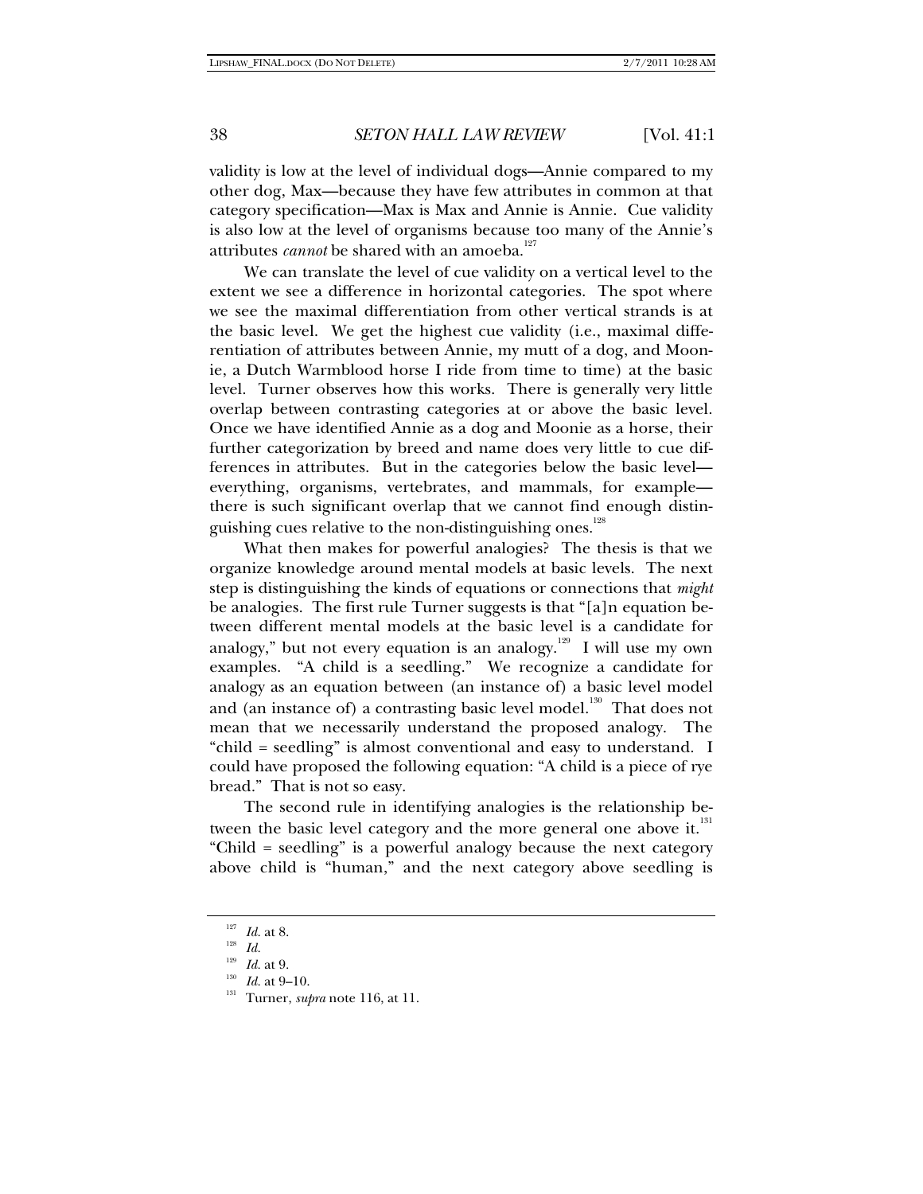validity is low at the level of individual dogs—Annie compared to my other dog, Max—because they have few attributes in common at that category specification—Max is Max and Annie is Annie. Cue validity is also low at the level of organisms because too many of the Annie's attributes *cannot* be shared with an amoeba.[127]

We can translate the level of cue validity on a vertical level to the extent we see a difference in horizontal categories. The spot where we see the maximal differentiation from other vertical strands is at the basic level. We get the highest cue validity (i.e., maximal differentiation of attributes between Annie, my mutt of a dog, and Moonie, a Dutch Warmblood horse I ride from time to time) at the basic level. Turner observes how this works. There is generally very little overlap between contrasting categories at or above the basic level. Once we have identified Annie as a dog and Moonie as a horse, their further categorization by breed and name does very little to cue differences in attributes. But in the categories below the basic level—everything, organisms, vertebrates, and mammals, for example—there is such significant overlap that we cannot find enough distinguishing cues relative to the non-distinguishing ones.[128]

What then makes for powerful analogies? The thesis is that we organize knowledge around mental models at basic levels. The next step is distinguishing the kinds of equations or connections that *might* be analogies. The first rule Turner suggests is that "[a]n equation between different mental models at the basic level is a candidate for analogy," but not every equation is an analogy.[129] I will use my own examples. "A child is a seedling." We recognize a candidate for analogy as an equation between (an instance of) a basic level model and (an instance of) a contrasting basic level model.[130] That does not mean that we necessarily understand the proposed analogy. The "child = seedling" is almost conventional and easy to understand. I could have proposed the following equation: "A child is a piece of rye bread." That is not so easy.

The second rule in identifying analogies is the relationship between the basic level category and the more general one above it.[131] "Child = seedling" is a powerful analogy because the next category above child is "human," and the next category above seedling is

---

[127] *Id.* at 8.

[128] *Id.*

[129] *Id.* at 9.

[130] *Id.* at 9–10.

[131] Turner, *supra* note 116, at 11.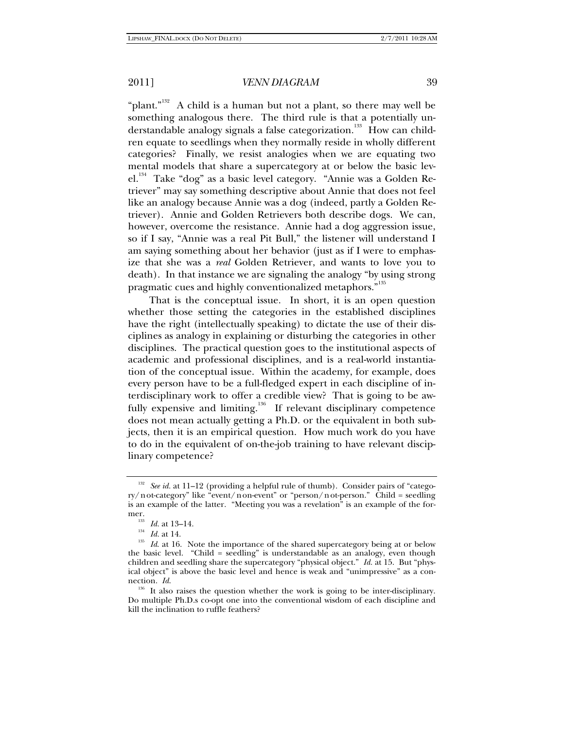"plant."[132] A child is a human but not a plant, so there may well be something analogous there. The third rule is that a potentially understandable analogy signals a false categorization.[133] How can children equate to seedlings when they normally reside in wholly different categories? Finally, we resist analogies when we are equating two mental models that share a supercategory at or below the basic level.[134] Take "dog" as a basic level category. "Annie was a Golden Retriever" may say something descriptive about Annie that does not feel like an analogy because Annie was a dog (indeed, partly a Golden Retriever). Annie and Golden Retrievers both describe dogs. We can, however, overcome the resistance. Annie had a dog aggression issue, so if I say, "Annie was a real Pit Bull," the listener will understand I am saying something about her behavior (just as if I were to emphasize that she was a *real* Golden Retriever, and wants to love you to death). In that instance we are signaling the analogy "by using strong pragmatic cues and highly conventionalized metaphors."[135]

That is the conceptual issue. In short, it is an open question whether those setting the categories in the established disciplines have the right (intellectually speaking) to dictate the use of their disciplines as analogy in explaining or disturbing the categories in other disciplines. The practical question goes to the institutional aspects of academic and professional disciplines, and is a real-world instantiation of the conceptual issue. Within the academy, for example, does every person have to be a full-fledged expert in each discipline of interdisciplinary work to offer a credible view? That is going to be awfully expensive and limiting.[136] If relevant disciplinary competence does not mean actually getting a Ph.D. or the equivalent in both subjects, then it is an empirical question. How much work do you have to do in the equivalent of on-the-job training to have relevant disciplinary competence?

---

[132] *See id.* at 11–12 (providing a helpful rule of thumb). Consider pairs of "category/not-category" like "event/non-event" or "person/not-person." Child = seedling is an example of the latter. "Meeting you was a revelation" is an example of the former.

[133] *Id.* at 13–14.

[134] *Id.* at 14.

[135] *Id.* at 16. Note the importance of the shared supercategory being at or below the basic level. "Child = seedling" is understandable as an analogy, even though children and seedling share the supercategory "physical object." *Id.* at 15. But "physical object" is above the basic level and hence is weak and "unimpressive" as a connection. *Id.*

[136] It also raises the question whether the work is going to be inter-disciplinary. Do multiple Ph.D.s co-opt one into the conventional wisdom of each discipline and kill the inclination to ruffle feathers?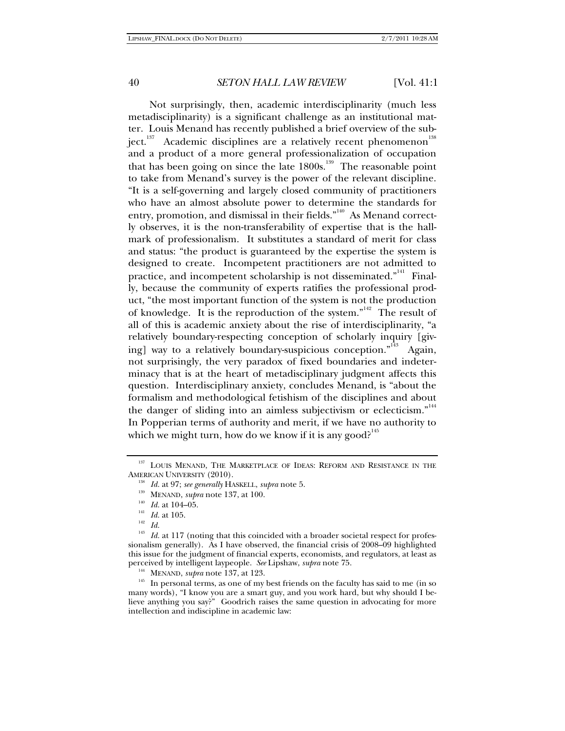Not surprisingly, then, academic interdisciplinarity (much less metadisciplinarity) is a significant challenge as an institutional matter. Louis Menand has recently published a brief overview of the subject.[137] Academic disciplines are a relatively recent phenomenon[138] and a product of a more general professionalization of occupation that has been going on since the late 1800s.[139] The reasonable point to take from Menand's survey is the power of the relevant discipline. "It is a self-governing and largely closed community of practitioners who have an almost absolute power to determine the standards for entry, promotion, and dismissal in their fields."[140] As Menand correctly observes, it is the non-transferability of expertise that is the hallmark of professionalism. It substitutes a standard of merit for class and status: "the product is guaranteed by the expertise the system is designed to create. Incompetent practitioners are not admitted to practice, and incompetent scholarship is not disseminated."[141] Finally, because the community of experts ratifies the professional product, "the most important function of the system is not the production of knowledge. It is the reproduction of the system."[142] The result of all of this is academic anxiety about the rise of interdisciplinarity, "a relatively boundary-respecting conception of scholarly inquiry [giving] way to a relatively boundary-suspicious conception."[143] Again, not surprisingly, the very paradox of fixed boundaries and indeterminacy that is at the heart of metadisciplinary judgment affects this question. Interdisciplinary anxiety, concludes Menand, is "about the formalism and methodological fetishism of the disciplines and about the danger of sliding into an aimless subjectivism or eclecticism."[144] In Popperian terms of authority and merit, if we have no authority to which we might turn, how do we know if it is any good?[145]

---

[137] LOUIS MENAND, THE MARKETPLACE OF IDEAS: REFORM AND RESISTANCE IN THE AMERICAN UNIVERSITY (2010).

[138] *Id.* at 97; *see generally* HASKELL, *supra* note 5.

[139] MENAND, *supra* note 137, at 100.

[140] *Id.* at 104–05.

[141] *Id.* at 105.

[142] *Id.*

[143] *Id.* at 117 (noting that this coincided with a broader societal respect for professionalism generally). As I have observed, the financial crisis of 2008–09 highlighted this issue for the judgment of financial experts, economists, and regulators, at least as perceived by intelligent laypeople. *See* Lipshaw, *supra* note 75.

[144] MENAND, *supra* note 137, at 123.

[145] In personal terms, as one of my best friends on the faculty has said to me (in so many words), "I know you are a smart guy, and you work hard, but why should I believe anything you say?" Goodrich raises the same question in advocating for more intellection and indiscipline in academic law: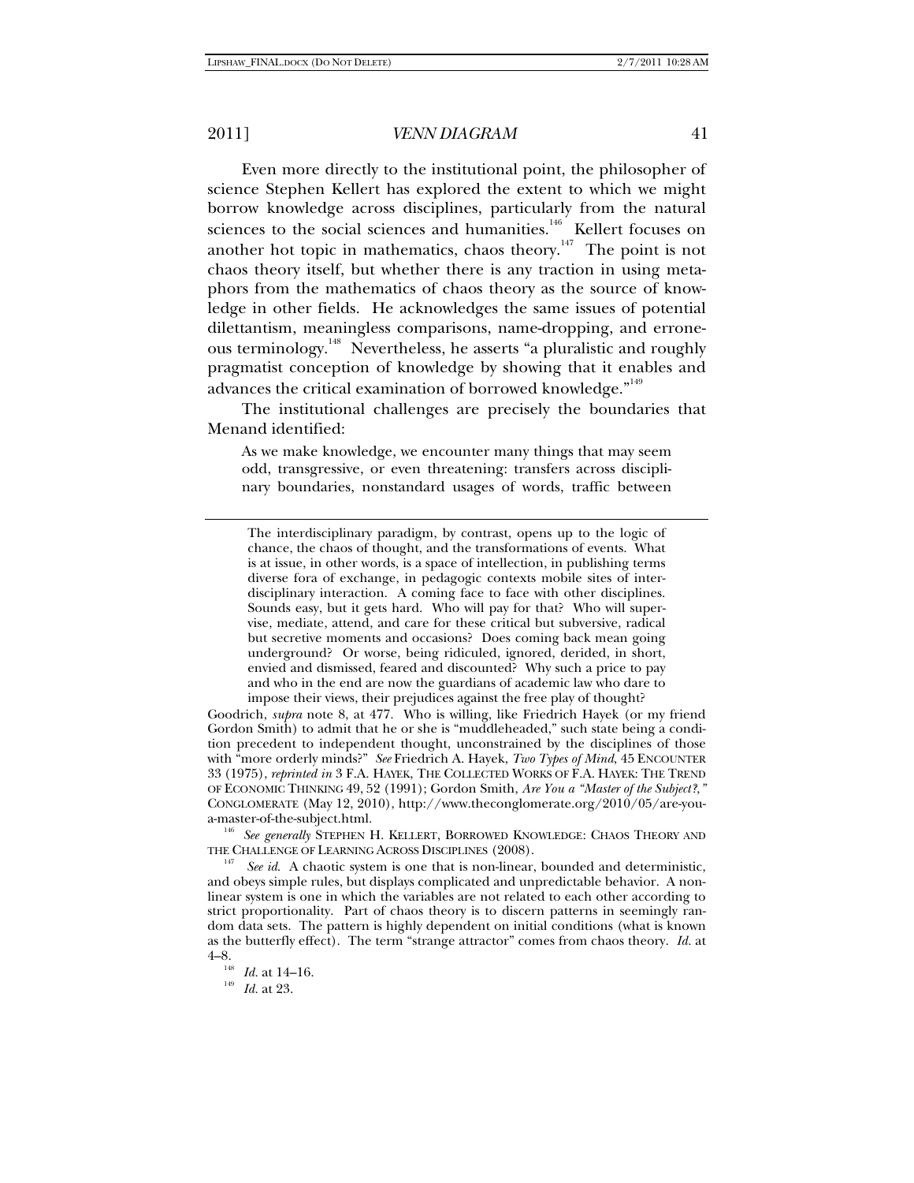Even more directly to the institutional point, the philosopher of science Stephen Kellert has explored the extent to which we might borrow knowledge across disciplines, particularly from the natural sciences to the social sciences and humanities.[146] Kellert focuses on another hot topic in mathematics, chaos theory.[147] The point is not chaos theory itself, but whether there is any traction in using metaphors from the mathematics of chaos theory as the source of knowledge in other fields. He acknowledges the same issues of potential dilettantism, meaningless comparisons, name-dropping, and erroneous terminology.[148] Nevertheless, he asserts "a pluralistic and roughly pragmatist conception of knowledge by showing that it enables and advances the critical examination of borrowed knowledge."[149]

The institutional challenges are precisely the boundaries that Menand identified:

> As we make knowledge, we encounter many things that may seem odd, transgressive, or even threatening: transfers across disciplinary boundaries, nonstandard usages of words, traffic between

---

> The interdisciplinary paradigm, by contrast, opens up to the logic of chance, the chaos of thought, and the transformations of events. What is at issue, in other words, is a space of intellection, in publishing terms diverse fora of exchange, in pedagogic contexts mobile sites of interdisciplinary interaction. A coming face to face with other disciplines. Sounds easy, but it gets hard. Who will pay for that? Who will supervise, mediate, attend, and care for these critical but subversive, radical but secretive moments and occasions? Does coming back mean going underground? Or worse, being ridiculed, ignored, derided, in short, envied and dismissed, feared and discounted? Why such a price to pay and who in the end are now the guardians of academic law who dare to impose their views, their prejudices against the free play of thought?

Goodrich, *supra* note 8, at 477. Who is willing, like Friedrich Hayek (or my friend Gordon Smith) to admit that he or she is "muddleheaded," such state being a condition precedent to independent thought, unconstrained by the disciplines of those with "more orderly minds?" *See* Friedrich A. Hayek, *Two Types of Mind*, 45 ENCOUNTER 33 (1975), *reprinted in* 3 F.A. HAYEK, THE COLLECTED WORKS OF F.A. HAYEK: THE TREND OF ECONOMIC THINKING 49, 52 (1991); Gordon Smith, *Are You a "Master of the Subject?*,*"* CONGLOMERATE (May 12, 2010), http://www.theconglomerate.org/2010/05/are-you-a-master-of-the-subject.html.

[146] *See generally* STEPHEN H. KELLERT, BORROWED KNOWLEDGE: CHAOS THEORY AND THE CHALLENGE OF LEARNING ACROSS DISCIPLINES (2008).

[147] *See id*. A chaotic system is one that is non-linear, bounded and deterministic, and obeys simple rules, but displays complicated and unpredictable behavior. A nonlinear system is one in which the variables are not related to each other according to strict proportionality. Part of chaos theory is to discern patterns in seemingly random data sets. The pattern is highly dependent on initial conditions (what is known as the butterfly effect). The term "strange attractor" comes from chaos theory. *Id.* at 4–8.

[148] *Id.* at 14–16.

[149] *Id.* at 23.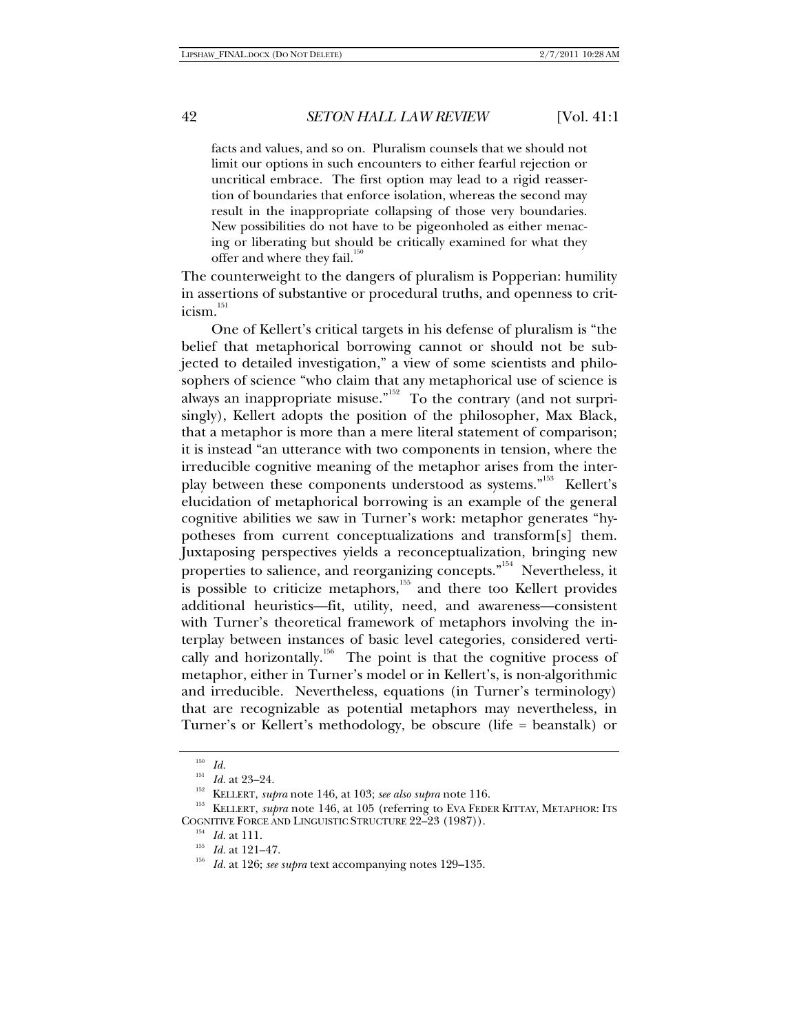> facts and values, and so on. Pluralism counsels that we should not limit our options in such encounters to either fearful rejection or uncritical embrace. The first option may lead to a rigid reassertion of boundaries that enforce isolation, whereas the second may result in the inappropriate collapsing of those very boundaries. New possibilities do not have to be pigeonholed as either menacing or liberating but should be critically examined for what they offer and where they fail.[150]

The counterweight to the dangers of pluralism is Popperian: humility in assertions of substantive or procedural truths, and openness to criticism.[151]

One of Kellert's critical targets in his defense of pluralism is "the belief that metaphorical borrowing cannot or should not be subjected to detailed investigation," a view of some scientists and philosophers of science "who claim that any metaphorical use of science is always an inappropriate misuse."[152] To the contrary (and not surprisingly), Kellert adopts the position of the philosopher, Max Black, that a metaphor is more than a mere literal statement of comparison; it is instead "an utterance with two components in tension, where the irreducible cognitive meaning of the metaphor arises from the interplay between these components understood as systems."[153] Kellert's elucidation of metaphorical borrowing is an example of the general cognitive abilities we saw in Turner's work: metaphor generates "hypotheses from current conceptualizations and transform[s] them. Juxtaposing perspectives yields a reconceptualization, bringing new properties to salience, and reorganizing concepts."[154] Nevertheless, it is possible to criticize metaphors,[155] and there too Kellert provides additional heuristics—fit, utility, need, and awareness—consistent with Turner's theoretical framework of metaphors involving the interplay between instances of basic level categories, considered vertically and horizontally.[156] The point is that the cognitive process of metaphor, either in Turner's model or in Kellert's, is non-algorithmic and irreducible. Nevertheless, equations (in Turner's terminology) that are recognizable as potential metaphors may nevertheless, in Turner's or Kellert's methodology, be obscure (life = beanstalk) or

---

[150] *Id.*

[151] *Id.* at 23–24.

[152] KELLERT, *supra* note 146, at 103; *see also supra* note 116.

[153] KELLERT, *supra* note 146, at 105 (referring to EVA FEDER KITTAY, METAPHOR: ITS COGNITIVE FORCE AND LINGUISTIC STRUCTURE 22–23 (1987)).

[154] *Id.* at 111.

[155] *Id.* at 121–47.

[156] *Id.* at 126; *see supra* text accompanying notes 129–135.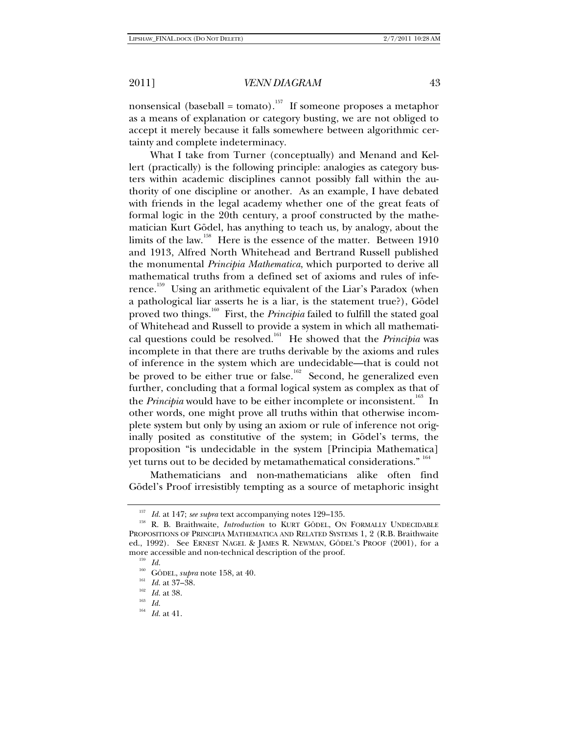nonsensical (baseball = tomato).[157] If someone proposes a metaphor as a means of explanation or category busting, we are not obliged to accept it merely because it falls somewhere between algorithmic certainty and complete indeterminacy.

What I take from Turner (conceptually) and Menand and Kellert (practically) is the following principle: analogies as category busters within academic disciplines cannot possibly fall within the authority of one discipline or another. As an example, I have debated with friends in the legal academy whether one of the great feats of formal logic in the 20th century, a proof constructed by the mathematician Kurt Gödel, has anything to teach us, by analogy, about the limits of the law.[158] Here is the essence of the matter. Between 1910 and 1913, Alfred North Whitehead and Bertrand Russell published the monumental *Principia Mathematica*, which purported to derive all mathematical truths from a defined set of axioms and rules of inference.[159] Using an arithmetic equivalent of the Liar's Paradox (when a pathological liar asserts he is a liar, is the statement true?), Gödel proved two things.[160] First, the *Principia* failed to fulfill the stated goal of Whitehead and Russell to provide a system in which all mathematical questions could be resolved.[161] He showed that the *Principia* was incomplete in that there are truths derivable by the axioms and rules of inference in the system which are undecidable—that is could not be proved to be either true or false.[162] Second, he generalized even further, concluding that a formal logical system as complex as that of the *Principia* would have to be either incomplete or inconsistent.[163] In other words, one might prove all truths within that otherwise incomplete system but only by using an axiom or rule of inference not originally posited as constitutive of the system; in Gödel's terms, the proposition "is undecidable in the system [Principia Mathematica] yet turns out to be decided by metamathematical considerations."[164]

Mathematicians and non-mathematicians alike often find Gödel's Proof irresistibly tempting as a source of metaphoric insight

---

[157] *Id.* at 147; *see supra* text accompanying notes 129–135.

[158] R. B. Braithwaite, *Introduction* to KURT GÖDEL, ON FORMALLY UNDECIDABLE PROPOSITIONS OF PRINCIPIA MATHEMATICA AND RELATED SYSTEMS 1, 2 (R.B. Braithwaite ed., 1992). See ERNEST NAGEL & JAMES R. NEWMAN, GÖDEL'S PROOF (2001), for a more accessible and non-technical description of the proof.

[159] *Id.*

[160] GÖDEL, *supra* note 158, at 40.

[161] *Id.* at 37–38.

[162] *Id.* at 38.

[163] *Id.*

[164] *Id.* at 41.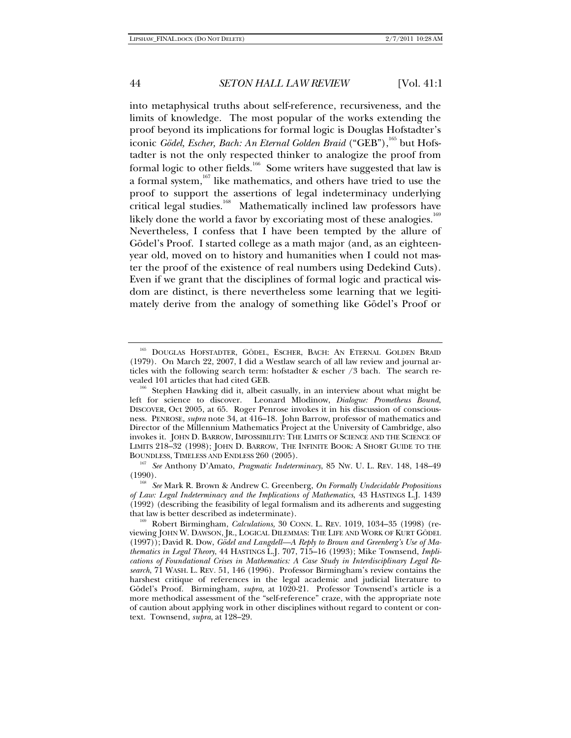into metaphysical truths about self-reference, recursiveness, and the limits of knowledge. The most popular of the works extending the proof beyond its implications for formal logic is Douglas Hofstadter's iconic *Gödel, Escher, Bach: An Eternal Golden Braid* ("GEB"),[165] but Hofstadter is not the only respected thinker to analogize the proof from formal logic to other fields.[166] Some writers have suggested that law is a formal system,[167] like mathematics, and others have tried to use the proof to support the assertions of legal indeterminacy underlying critical legal studies.[168] Mathematically inclined law professors have likely done the world a favor by excoriating most of these analogies.[169] Nevertheless, I confess that I have been tempted by the allure of Gödel's Proof. I started college as a math major (and, as an eighteen-year old, moved on to history and humanities when I could not master the proof of the existence of real numbers using Dedekind Cuts). Even if we grant that the disciplines of formal logic and practical wisdom are distinct, is there nevertheless some learning that we legitimately derive from the analogy of something like Gödel's Proof or

---

[165] DOUGLAS HOFSTADTER, GÖDEL, ESCHER, BACH: AN ETERNAL GOLDEN BRAID (1979). On March 22, 2007, I did a Westlaw search of all law review and journal articles with the following search term: hofstadter & escher /3 bach. The search revealed 101 articles that had cited GEB.

[166] Stephen Hawking did it, albeit casually, in an interview about what might be left for science to discover. Leonard Mlodinow, *Dialogue: Prometheus Bound*, DISCOVER, Oct 2005, at 65. Roger Penrose invokes it in his discussion of consciousness. PENROSE, *supra* note 34, at 416–18. John Barrow, professor of mathematics and Director of the Millennium Mathematics Project at the University of Cambridge, also invokes it. JOHN D. BARROW, IMPOSSIBILITY: THE LIMITS OF SCIENCE AND THE SCIENCE OF LIMITS 218–32 (1998); JOHN D. BARROW, THE INFINITE BOOK: A SHORT GUIDE TO THE BOUNDLESS, TIMELESS AND ENDLESS 260 (2005).

[167] *See* Anthony D'Amato, *Pragmatic Indeterminacy*, 85 NW. U. L. REV. 148, 148–49 (1990).

[168] *See* Mark R. Brown & Andrew C. Greenberg, *On Formally Undecidable Propositions of Law: Legal Indeterminacy and the Implications of Mathematics*, 43 HASTINGS L.J. 1439 (1992) (describing the feasibility of legal formalism and its adherents and suggesting that law is better described as indeterminate).

[169] Robert Birmingham, *Calculations,* 30 CONN. L. REV. 1019, 1034–35 (1998) (reviewing JOHN W. DAWSON, JR., LOGICAL DILEMMAS: THE LIFE AND WORK OF KURT GÖDEL (1997)); David R. Dow, *Gödel and Langdell—A Reply to Brown and Greenberg's Use of Mathematics in Legal Theory*, 44 HASTINGS L.J. 707, 715–16 (1993); Mike Townsend, *Implications of Foundational Crises in Mathematics: A Case Study in Interdisciplinary Legal Research*, 71 WASH. L. REV. 51, 146 (1996). Professor Birmingham's review contains the harshest critique of references in the legal academic and judicial literature to Gödel's Proof. Birmingham, *supra*, at 1020-21. Professor Townsend's article is a more methodical assessment of the "self-reference" craze, with the appropriate note of caution about applying work in other disciplines without regard to content or context. Townsend, *supra*, at 128–29.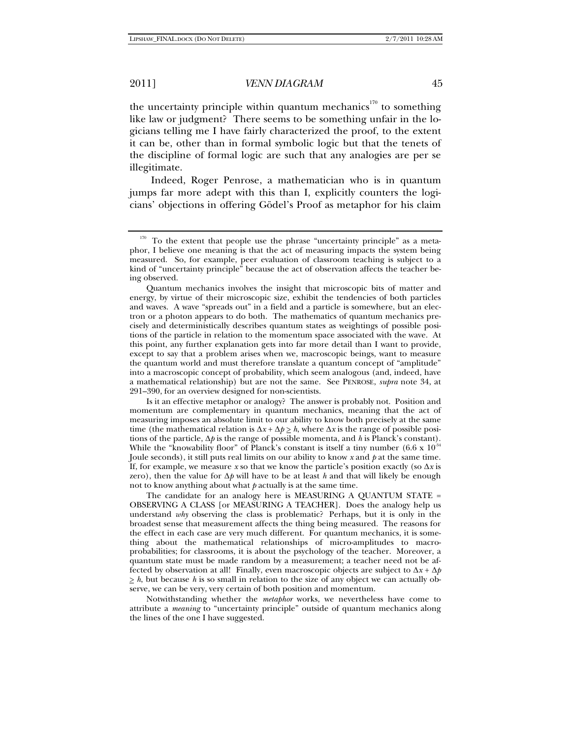the uncertainty principle within quantum mechanics[170] to something like law or judgment? There seems to be something unfair in the logicians telling me I have fairly characterized the proof, to the extent it can be, other than in formal symbolic logic but that the tenets of the discipline of formal logic are such that any analogies are per se illegitimate.

Indeed, Roger Penrose, a mathematician who is in quantum jumps far more adept with this than I, explicitly counters the logicians' objections in offering Gödel's Proof as metaphor for his claim

---

[170] To the extent that people use the phrase "uncertainty principle" as a metaphor, I believe one meaning is that the act of measuring impacts the system being measured. So, for example, peer evaluation of classroom teaching is subject to a kind of "uncertainty principle" because the act of observation affects the teacher being observed.

Quantum mechanics involves the insight that microscopic bits of matter and energy, by virtue of their microscopic size, exhibit the tendencies of both particles and waves. A wave "spreads out" in a field and a particle is somewhere, but an electron or a photon appears to do both. The mathematics of quantum mechanics precisely and deterministically describes quantum states as weightings of possible positions of the particle in relation to the momentum space associated with the wave. At this point, any further explanation gets into far more detail than I want to provide, except to say that a problem arises when we, macroscopic beings, want to measure the quantum world and must therefore translate a quantum concept of "amplitude" into a macroscopic concept of probability, which seem analogous (and, indeed, have a mathematical relationship) but are not the same. See PENROSE, *supra* note 34, at 291–390, for an overview designed for non-scientists.

Is it an effective metaphor or analogy? The answer is probably not. Position and momentum are complementary in quantum mechanics, meaning that the act of measuring imposes an absolute limit to our ability to know both precisely at the same time (the mathematical relation is $\Delta x + \Delta p \geq h$, where $\Delta x$ is the range of possible positions of the particle, $\Delta p$ is the range of possible momenta, and $h$ is Planck's constant). While the "knowability floor" of Planck's constant is itself a tiny number ($6.6 \times 10^{-34}$ Joule seconds), it still puts real limits on our ability to know $x$ and $p$ at the same time. If, for example, we measure $x$ so that we know the particle's position exactly (so $\Delta x$ is zero), then the value for $\Delta p$ will have to be at least $h$ and that will likely be enough not to know anything about what $p$ actually is at the same time.

The candidate for an analogy here is MEASURING A QUANTUM STATE = OBSERVING A CLASS [or MEASURING A TEACHER]. Does the analogy help us understand *why* observing the class is problematic? Perhaps, but it is only in the broadest sense that measurement affects the thing being measured. The reasons for the effect in each case are very much different. For quantum mechanics, it is something about the mathematical relationships of micro-amplitudes to macro-probabilities; for classrooms, it is about the psychology of the teacher. Moreover, a quantum state must be made random by a measurement; a teacher need not be affected by observation at all! Finally, even macroscopic objects are subject to $\Delta x + \Delta p \geq h$, but because $h$ is so small in relation to the size of any object we can actually observe, we can be very, very certain of both position and momentum.

Notwithstanding whether the *metaphor* works, we nevertheless have come to attribute a *meaning* to "uncertainty principle" outside of quantum mechanics along the lines of the one I have suggested.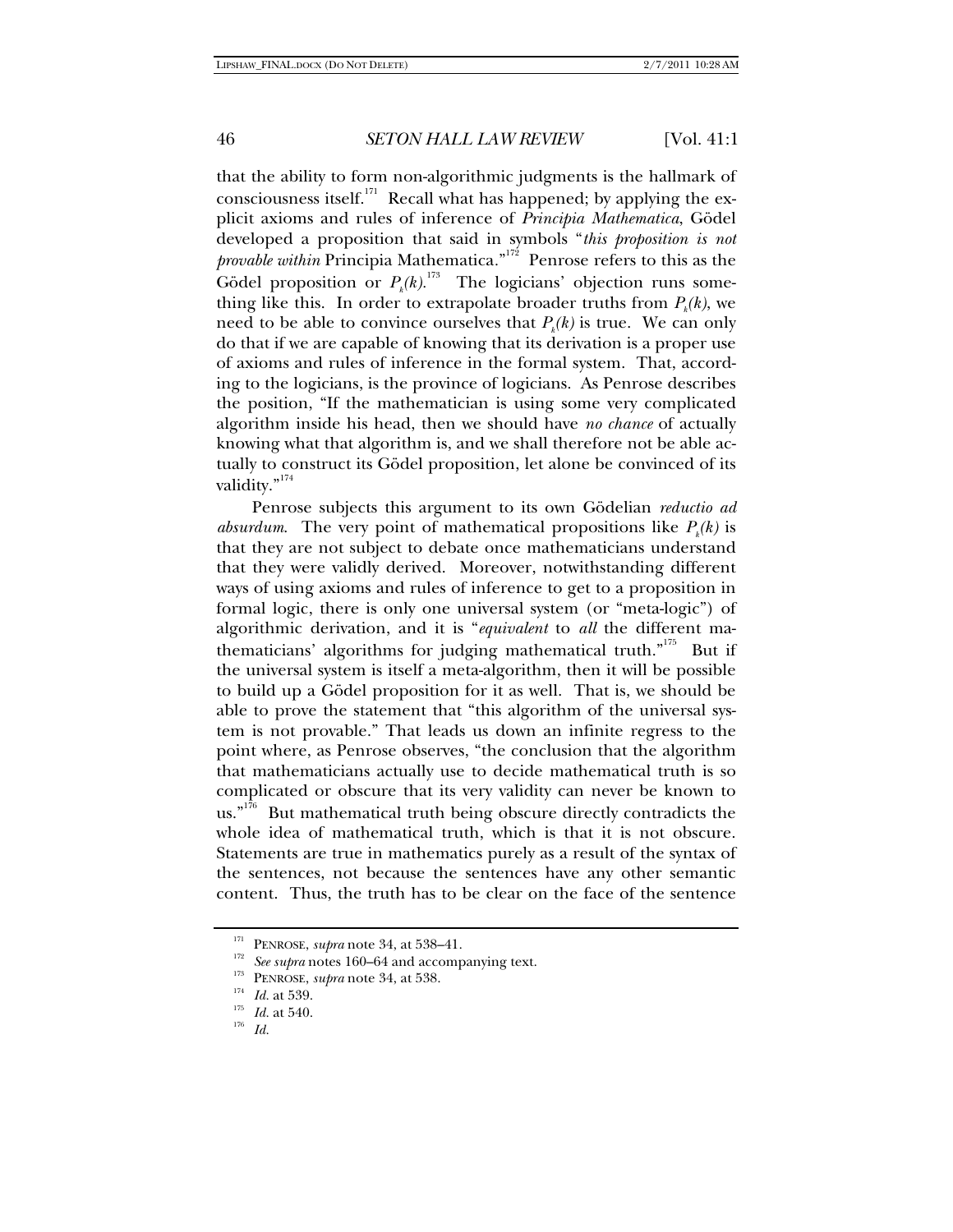that the ability to form non-algorithmic judgments is the hallmark of consciousness itself.[171] Recall what has happened; by applying the explicit axioms and rules of inference of *Principia Mathematica*, Gödel developed a proposition that said in symbols "*this proposition is not provable within* Principia Mathematica."[172] Penrose refers to this as the Gödel proposition or $P_k(k)$.[173] The logicians' objection runs something like this. In order to extrapolate broader truths from $P_k(k)$, we need to be able to convince ourselves that $P_k(k)$ is true. We can only do that if we are capable of knowing that its derivation is a proper use of axioms and rules of inference in the formal system. That, according to the logicians, is the province of logicians. As Penrose describes the position, "If the mathematician is using some very complicated algorithm inside his head, then we should have *no chance* of actually knowing what that algorithm is, and we shall therefore not be able actually to construct its Gödel proposition, let alone be convinced of its validity."[174]

Penrose subjects this argument to its own Gödelian *reductio ad absurdum*. The very point of mathematical propositions like $P_k(k)$ is that they are not subject to debate once mathematicians understand that they were validly derived. Moreover, notwithstanding different ways of using axioms and rules of inference to get to a proposition in formal logic, there is only one universal system (or "meta-logic") of algorithmic derivation, and it is "*equivalent* to *all* the different mathematicians' algorithms for judging mathematical truth."[175] But if the universal system is itself a meta-algorithm, then it will be possible to build up a Gödel proposition for it as well. That is, we should be able to prove the statement that "this algorithm of the universal system is not provable." That leads us down an infinite regress to the point where, as Penrose observes, "the conclusion that the algorithm that mathematicians actually use to decide mathematical truth is so complicated or obscure that its very validity can never be known to us."[176] But mathematical truth being obscure directly contradicts the whole idea of mathematical truth, which is that it is not obscure. Statements are true in mathematics purely as a result of the syntax of the sentences, not because the sentences have any other semantic content. Thus, the truth has to be clear on the face of the sentence

---

[171] PENROSE, *supra* note 34, at 538–41.

[172] *See supra* notes 160–64 and accompanying text.

[173] PENROSE, *supra* note 34, at 538.

[174] *Id.* at 539.

[175] *Id.* at 540.

[176] *Id.*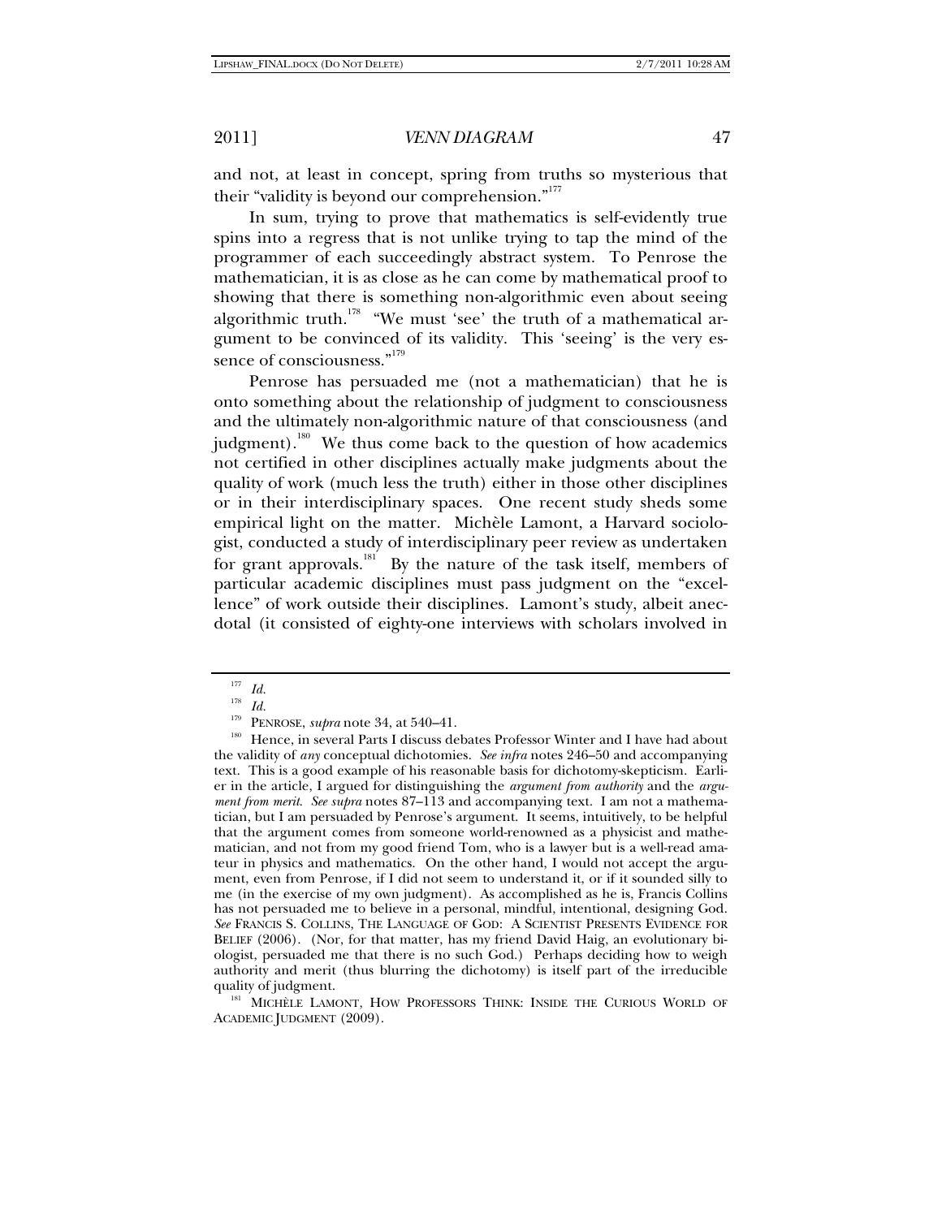and not, at least in concept, spring from truths so mysterious that their "validity is beyond our comprehension."[177]

In sum, trying to prove that mathematics is self-evidently true spins into a regress that is not unlike trying to tap the mind of the programmer of each succeedingly abstract system. To Penrose the mathematician, it is as close as he can come by mathematical proof to showing that there is something non-algorithmic even about seeing algorithmic truth.[178] "We must 'see' the truth of a mathematical argument to be convinced of its validity. This 'seeing' is the very essence of consciousness."[179]

Penrose has persuaded me (not a mathematician) that he is onto something about the relationship of judgment to consciousness and the ultimately non-algorithmic nature of that consciousness (and judgment).[180] We thus come back to the question of how academics not certified in other disciplines actually make judgments about the quality of work (much less the truth) either in those other disciplines or in their interdisciplinary spaces. One recent study sheds some empirical light on the matter. Michèle Lamont, a Harvard sociologist, conducted a study of interdisciplinary peer review as undertaken for grant approvals.[181] By the nature of the task itself, members of particular academic disciplines must pass judgment on the "excellence" of work outside their disciplines. Lamont's study, albeit anecdotal (it consisted of eighty-one interviews with scholars involved in

---

[177] *Id.*

[178] *Id.*

[179] PENROSE, *supra* note 34, at 540–41.

[180] Hence, in several Parts I discuss debates Professor Winter and I have had about the validity of *any* conceptual dichotomies. *See infra* notes 246–50 and accompanying text. This is a good example of his reasonable basis for dichotomy-skepticism. Earlier in the article, I argued for distinguishing the *argument from authority* and the *argument from merit*. *See supra* notes 87–113 and accompanying text. I am not a mathematician, but I am persuaded by Penrose's argument. It seems, intuitively, to be helpful that the argument comes from someone world-renowned as a physicist and mathematician, and not from my good friend Tom, who is a lawyer but is a well-read amateur in physics and mathematics. On the other hand, I would not accept the argument, even from Penrose, if I did not seem to understand it, or if it sounded silly to me (in the exercise of my own judgment). As accomplished as he is, Francis Collins has not persuaded me to believe in a personal, mindful, intentional, designing God. *See* FRANCIS S. COLLINS, THE LANGUAGE OF GOD: A SCIENTIST PRESENTS EVIDENCE FOR BELIEF (2006). (Nor, for that matter, has my friend David Haig, an evolutionary biologist, persuaded me that there is no such God.) Perhaps deciding how to weigh authority and merit (thus blurring the dichotomy) is itself part of the irreducible quality of judgment.

[181] MICHÈLE LAMONT, HOW PROFESSORS THINK: INSIDE THE CURIOUS WORLD OF ACADEMIC JUDGMENT (2009).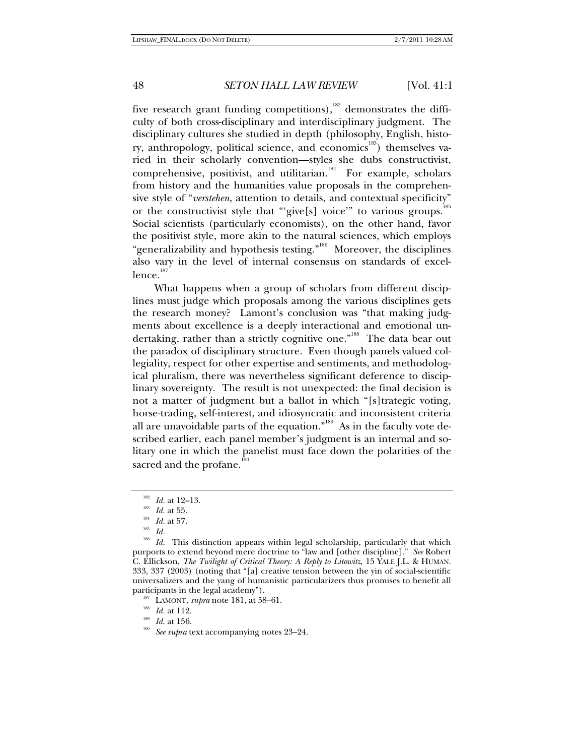five research grant funding competitions),[182] demonstrates the difficulty of both cross-disciplinary and interdisciplinary judgment. The disciplinary cultures she studied in depth (philosophy, English, history, anthropology, political science, and economics[183]) themselves varied in their scholarly convention—styles she dubs constructivist, comprehensive, positivist, and utilitarian.[184] For example, scholars from history and the humanities value proposals in the comprehensive style of "*verstehen*, attention to details, and contextual specificity" or the constructivist style that "'give[s] voice'" to various groups.[185] Social scientists (particularly economists), on the other hand, favor the positivist style, more akin to the natural sciences, which employs "generalizability and hypothesis testing."[186] Moreover, the disciplines also vary in the level of internal consensus on standards of excellence.[187]

What happens when a group of scholars from different disciplines must judge which proposals among the various disciplines gets the research money? Lamont's conclusion was "that making judgments about excellence is a deeply interactional and emotional undertaking, rather than a strictly cognitive one."[188] The data bear out the paradox of disciplinary structure. Even though panels valued collegiality, respect for other expertise and sentiments, and methodological pluralism, there was nevertheless significant deference to disciplinary sovereignty. The result is not unexpected: the final decision is not a matter of judgment but a ballot in which "[s]trategic voting, horse-trading, self-interest, and idiosyncratic and inconsistent criteria all are unavoidable parts of the equation."[189] As in the faculty vote described earlier, each panel member's judgment is an internal and solitary one in which the panelist must face down the polarities of the sacred and the profane.[190]

---

[182] *Id.* at 12–13.

[183] *Id.* at 55.

[184] *Id.* at 57.

[185] *Id.*

[186] *Id.* This distinction appears within legal scholarship, particularly that which purports to extend beyond mere doctrine to "law and [other discipline]." *See* Robert C. Ellickson, *The Twilight of Critical Theory: A Reply to Litowitz*, 15 YALE J.L. & HUMAN. 333, 337 (2003) (noting that "[a] creative tension between the yin of social-scientific universalizers and the yang of humanistic particularizers thus promises to benefit all participants in the legal academy").

[187] LAMONT, *supra* note 181, at 58–61.

[188] *Id.* at 112.

[189] *Id.* at 156.

[190] *See supra* text accompanying notes 23–24.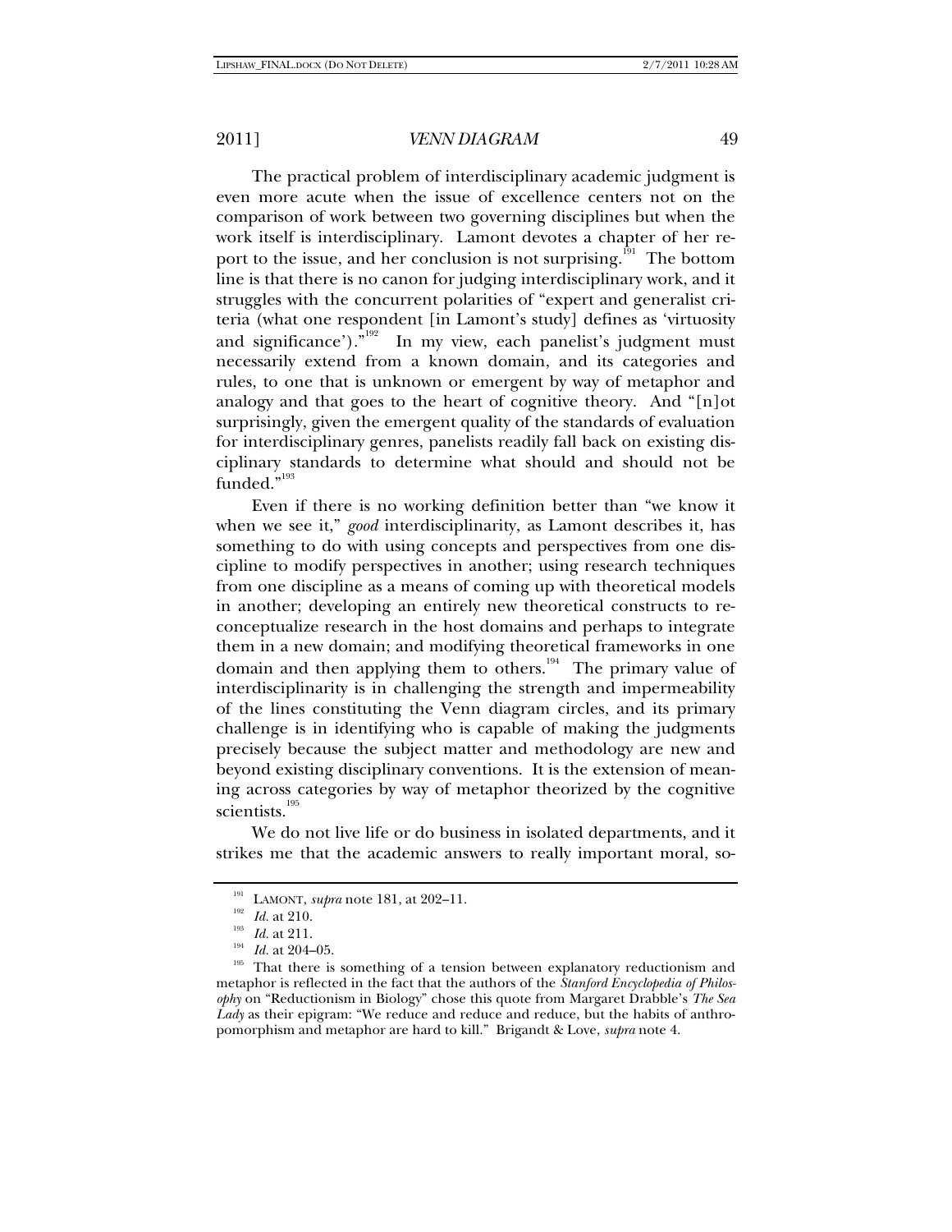The practical problem of interdisciplinary academic judgment is even more acute when the issue of excellence centers not on the comparison of work between two governing disciplines but when the work itself is interdisciplinary. Lamont devotes a chapter of her report to the issue, and her conclusion is not surprising.[191] The bottom line is that there is no canon for judging interdisciplinary work, and it struggles with the concurrent polarities of "expert and generalist criteria (what one respondent [in Lamont's study] defines as 'virtuosity and significance')."[192] In my view, each panelist's judgment must necessarily extend from a known domain, and its categories and rules, to one that is unknown or emergent by way of metaphor and analogy and that goes to the heart of cognitive theory. And "[n]ot surprisingly, given the emergent quality of the standards of evaluation for interdisciplinary genres, panelists readily fall back on existing disciplinary standards to determine what should and should not be funded."[193]

Even if there is no working definition better than "we know it when we see it," *good* interdisciplinarity, as Lamont describes it, has something to do with using concepts and perspectives from one discipline to modify perspectives in another; using research techniques from one discipline as a means of coming up with theoretical models in another; developing an entirely new theoretical constructs to reconceptualize research in the host domains and perhaps to integrate them in a new domain; and modifying theoretical frameworks in one domain and then applying them to others.[194] The primary value of interdisciplinarity is in challenging the strength and impermeability of the lines constituting the Venn diagram circles, and its primary challenge is in identifying who is capable of making the judgments precisely because the subject matter and methodology are new and beyond existing disciplinary conventions. It is the extension of meaning across categories by way of metaphor theorized by the cognitive scientists.[195]

We do not live life or do business in isolated departments, and it strikes me that the academic answers to really important moral, so-

---

[191] LAMONT, *supra* note 181, at 202–11.

[192] *Id.* at 210.

[193] *Id.* at 211.

[194] *Id.* at 204–05.

[195] That there is something of a tension between explanatory reductionism and metaphor is reflected in the fact that the authors of the *Stanford Encyclopedia of Philosophy* on "Reductionism in Biology" chose this quote from Margaret Drabble's *The Sea Lady* as their epigram: "We reduce and reduce and reduce, but the habits of anthropomorphism and metaphor are hard to kill." Brigandt & Love, *supra* note 4.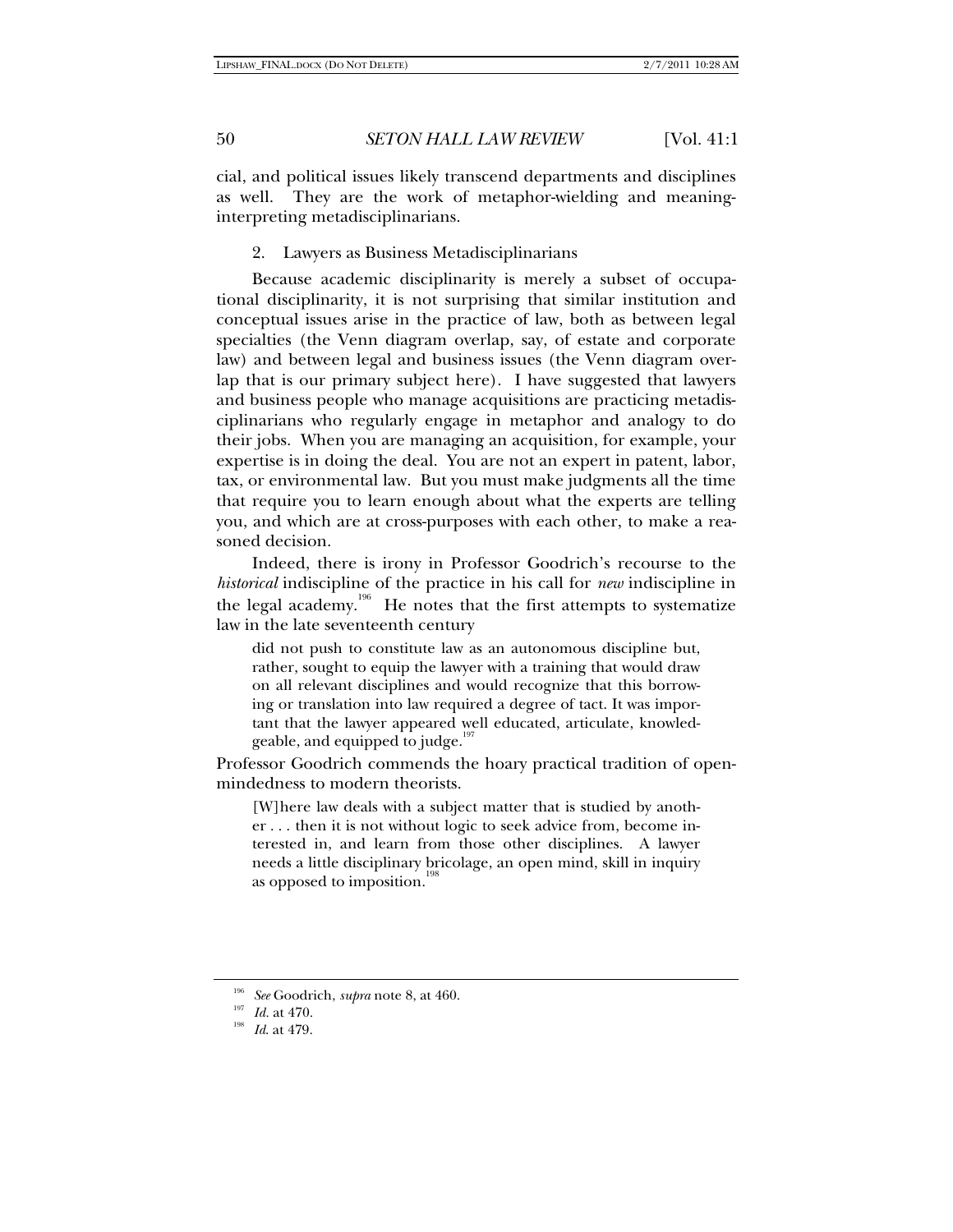cial, and political issues likely transcend departments and disciplines as well. They are the work of metaphor-wielding and meaning-interpreting metadisciplinarians.

### 2. Lawyers as Business Metadisciplinarians

Because academic disciplinarity is merely a subset of occupational disciplinarity, it is not surprising that similar institution and conceptual issues arise in the practice of law, both as between legal specialties (the Venn diagram overlap, say, of estate and corporate law) and between legal and business issues (the Venn diagram overlap that is our primary subject here). I have suggested that lawyers and business people who manage acquisitions are practicing metadisciplinarians who regularly engage in metaphor and analogy to do their jobs. When you are managing an acquisition, for example, your expertise is in doing the deal. You are not an expert in patent, labor, tax, or environmental law. But you must make judgments all the time that require you to learn enough about what the experts are telling you, and which are at cross-purposes with each other, to make a reasoned decision.

Indeed, there is irony in Professor Goodrich's recourse to the *historical* indiscipline of the practice in his call for *new* indiscipline in the legal academy.[196] He notes that the first attempts to systematize law in the late seventeenth century

> did not push to constitute law as an autonomous discipline but, rather, sought to equip the lawyer with a training that would draw on all relevant disciplines and would recognize that this borrowing or translation into law required a degree of tact. It was important that the lawyer appeared well educated, articulate, knowledgeable, and equipped to judge.[197]

Professor Goodrich commends the hoary practical tradition of open-mindedness to modern theorists.

> [W]here law deals with a subject matter that is studied by another . . . then it is not without logic to seek advice from, become interested in, and learn from those other disciplines. A lawyer needs a little disciplinary bricolage, an open mind, skill in inquiry as opposed to imposition.[198]

---

[196] *See* Goodrich, *supra* note 8, at 460.

[197] *Id.* at 470.

[198] *Id.* at 479.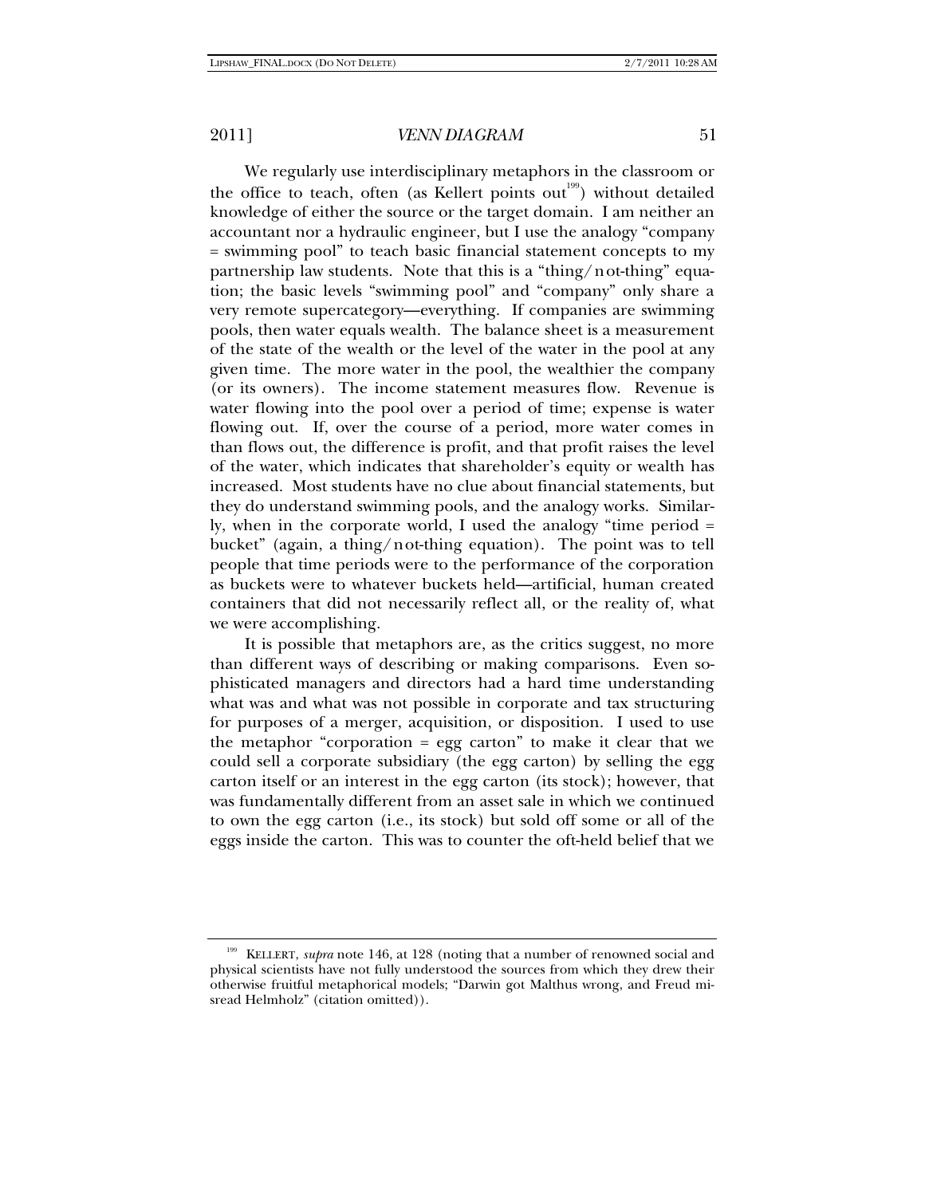We regularly use interdisciplinary metaphors in the classroom or the office to teach, often (as Kellert points out[199]) without detailed knowledge of either the source or the target domain. I am neither an accountant nor a hydraulic engineer, but I use the analogy "company = swimming pool" to teach basic financial statement concepts to my partnership law students. Note that this is a "thing/not-thing" equation; the basic levels "swimming pool" and "company" only share a very remote supercategory—everything. If companies are swimming pools, then water equals wealth. The balance sheet is a measurement of the state of the wealth or the level of the water in the pool at any given time. The more water in the pool, the wealthier the company (or its owners). The income statement measures flow. Revenue is water flowing into the pool over a period of time; expense is water flowing out. If, over the course of a period, more water comes in than flows out, the difference is profit, and that profit raises the level of the water, which indicates that shareholder's equity or wealth has increased. Most students have no clue about financial statements, but they do understand swimming pools, and the analogy works. Similarly, when in the corporate world, I used the analogy "time period = bucket" (again, a thing/not-thing equation). The point was to tell people that time periods were to the performance of the corporation as buckets were to whatever buckets held—artificial, human created containers that did not necessarily reflect all, or the reality of, what we were accomplishing.

It is possible that metaphors are, as the critics suggest, no more than different ways of describing or making comparisons. Even sophisticated managers and directors had a hard time understanding what was and what was not possible in corporate and tax structuring for purposes of a merger, acquisition, or disposition. I used to use the metaphor "corporation = egg carton" to make it clear that we could sell a corporate subsidiary (the egg carton) by selling the egg carton itself or an interest in the egg carton (its stock); however, that was fundamentally different from an asset sale in which we continued to own the egg carton (i.e., its stock) but sold off some or all of the eggs inside the carton. This was to counter the oft-held belief that we

---

[199] KELLERT, *supra* note 146, at 128 (noting that a number of renowned social and physical scientists have not fully understood the sources from which they drew their otherwise fruitful metaphorical models; "Darwin got Malthus wrong, and Freud misread Helmholz" (citation omitted)).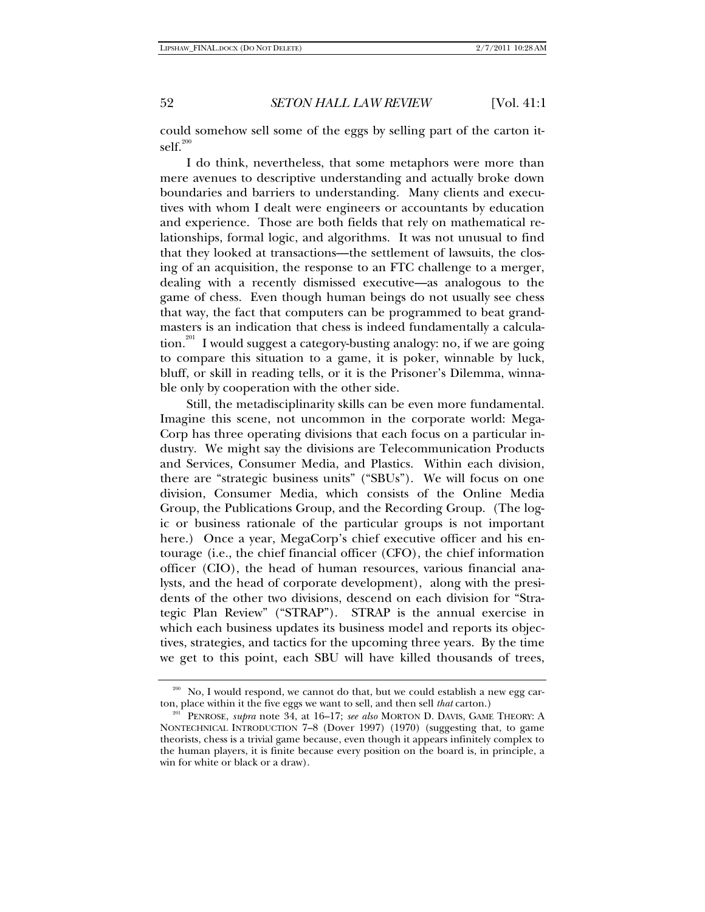could somehow sell some of the eggs by selling part of the carton itself.[200]

I do think, nevertheless, that some metaphors were more than mere avenues to descriptive understanding and actually broke down boundaries and barriers to understanding. Many clients and executives with whom I dealt were engineers or accountants by education and experience. Those are both fields that rely on mathematical relationships, formal logic, and algorithms. It was not unusual to find that they looked at transactions—the settlement of lawsuits, the closing of an acquisition, the response to an FTC challenge to a merger, dealing with a recently dismissed executive—as analogous to the game of chess. Even though human beings do not usually see chess that way, the fact that computers can be programmed to beat grandmasters is an indication that chess is indeed fundamentally a calculation.[201] I would suggest a category-busting analogy: no, if we are going to compare this situation to a game, it is poker, winnable by luck, bluff, or skill in reading tells, or it is the Prisoner's Dilemma, winnable only by cooperation with the other side.

Still, the metadisciplinarity skills can be even more fundamental. Imagine this scene, not uncommon in the corporate world: MegaCorp has three operating divisions that each focus on a particular industry. We might say the divisions are Telecommunication Products and Services, Consumer Media, and Plastics. Within each division, there are "strategic business units" ("SBUs"). We will focus on one division, Consumer Media, which consists of the Online Media Group, the Publications Group, and the Recording Group. (The logic or business rationale of the particular groups is not important here.) Once a year, MegaCorp's chief executive officer and his entourage (i.e., the chief financial officer (CFO), the chief information officer (CIO), the head of human resources, various financial analysts, and the head of corporate development), along with the presidents of the other two divisions, descend on each division for "Strategic Plan Review" ("STRAP"). STRAP is the annual exercise in which each business updates its business model and reports its objectives, strategies, and tactics for the upcoming three years. By the time we get to this point, each SBU will have killed thousands of trees,

---

[200] No, I would respond, we cannot do that, but we could establish a new egg carton, place within it the five eggs we want to sell, and then sell *that* carton.)

[201] PENROSE, *supra* note 34, at 16–17; *see also* MORTON D. DAVIS, GAME THEORY: A NONTECHNICAL INTRODUCTION 7–8 (Dover 1997) (1970) (suggesting that, to game theorists, chess is a trivial game because, even though it appears infinitely complex to the human players, it is finite because every position on the board is, in principle, a win for white or black or a draw).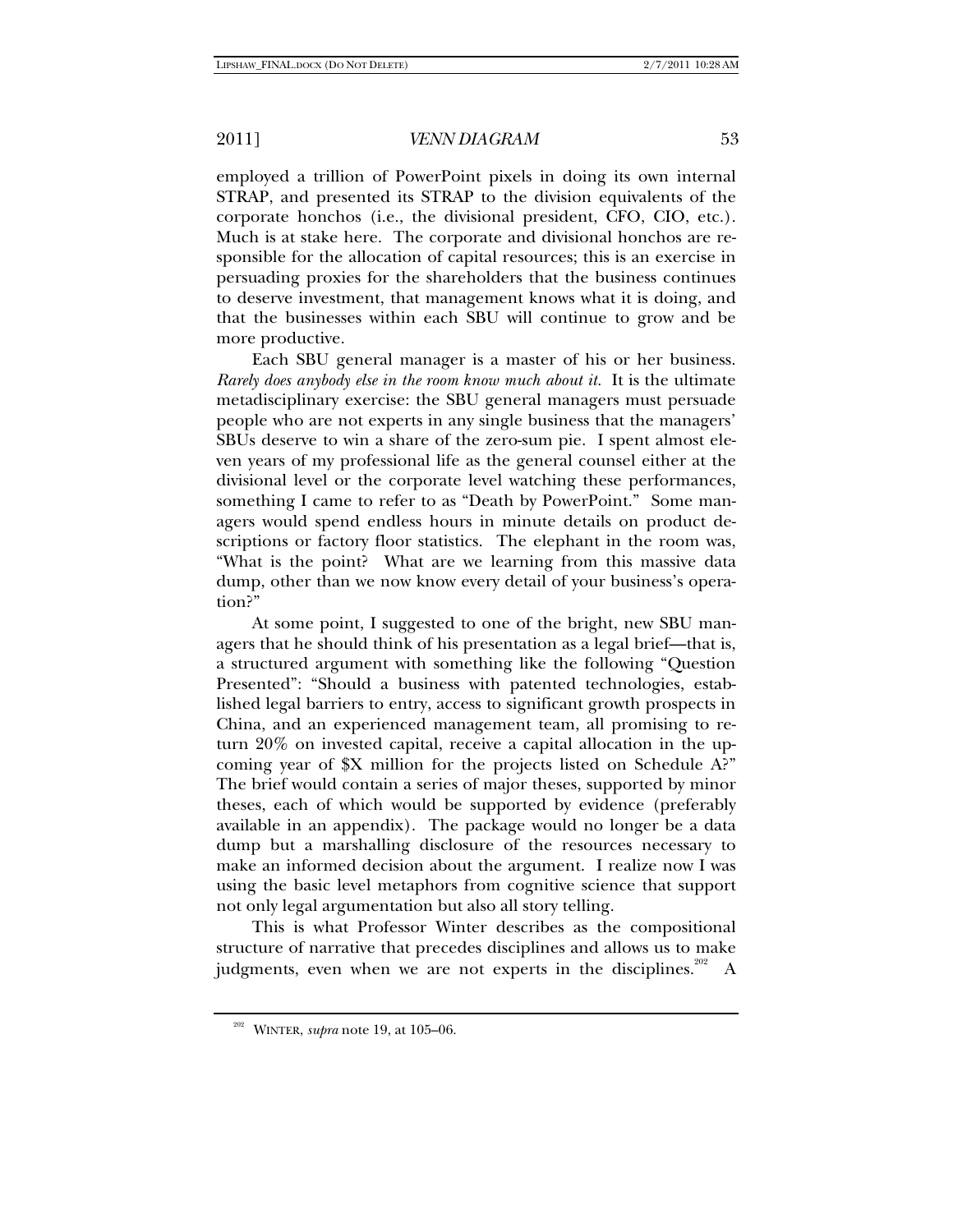employed a trillion of PowerPoint pixels in doing its own internal STRAP, and presented its STRAP to the division equivalents of the corporate honchos (i.e., the divisional president, CFO, CIO, etc.). Much is at stake here. The corporate and divisional honchos are responsible for the allocation of capital resources; this is an exercise in persuading proxies for the shareholders that the business continues to deserve investment, that management knows what it is doing, and that the businesses within each SBU will continue to grow and be more productive.

Each SBU general manager is a master of his or her business. *Rarely does anybody else in the room know much about it.* It is the ultimate metadisciplinary exercise: the SBU general managers must persuade people who are not experts in any single business that the managers' SBUs deserve to win a share of the zero-sum pie. I spent almost eleven years of my professional life as the general counsel either at the divisional level or the corporate level watching these performances, something I came to refer to as "Death by PowerPoint." Some managers would spend endless hours in minute details on product descriptions or factory floor statistics. The elephant in the room was, "What is the point? What are we learning from this massive data dump, other than we now know every detail of your business's operation?"

At some point, I suggested to one of the bright, new SBU managers that he should think of his presentation as a legal brief—that is, a structured argument with something like the following "Question Presented": "Should a business with patented technologies, established legal barriers to entry, access to significant growth prospects in China, and an experienced management team, all promising to return 20% on invested capital, receive a capital allocation in the upcoming year of $X million for the projects listed on Schedule A?" The brief would contain a series of major theses, supported by minor theses, each of which would be supported by evidence (preferably available in an appendix). The package would no longer be a data dump but a marshalling disclosure of the resources necessary to make an informed decision about the argument. I realize now I was using the basic level metaphors from cognitive science that support not only legal argumentation but also all story telling.

This is what Professor Winter describes as the compositional structure of narrative that precedes disciplines and allows us to make judgments, even when we are not experts in the disciplines.[202] A

[202] WINTER, *supra* note 19, at 105–06.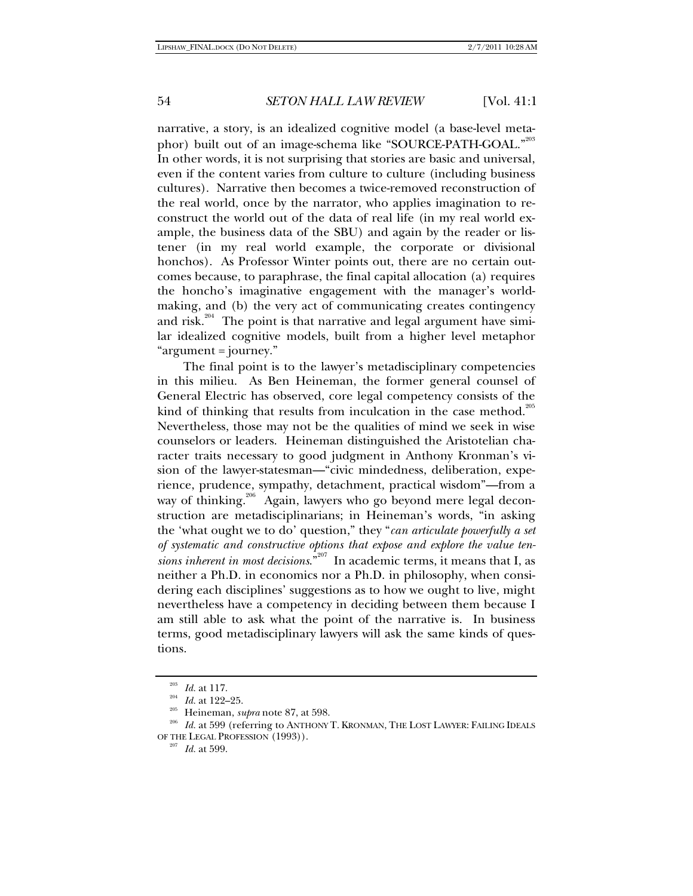narrative, a story, is an idealized cognitive model (a base-level metaphor) built out of an image-schema like "SOURCE-PATH-GOAL."[203] In other words, it is not surprising that stories are basic and universal, even if the content varies from culture to culture (including business cultures). Narrative then becomes a twice-removed reconstruction of the real world, once by the narrator, who applies imagination to reconstruct the world out of the data of real life (in my real world example, the business data of the SBU) and again by the reader or listener (in my real world example, the corporate or divisional honchos). As Professor Winter points out, there are no certain outcomes because, to paraphrase, the final capital allocation (a) requires the honcho's imaginative engagement with the manager's world-making, and (b) the very act of communicating creates contingency and risk.[204] The point is that narrative and legal argument have similar idealized cognitive models, built from a higher level metaphor "argument = journey."

The final point is to the lawyer's metadisciplinary competencies in this milieu. As Ben Heineman, the former general counsel of General Electric has observed, core legal competency consists of the kind of thinking that results from inculcation in the case method.[205] Nevertheless, those may not be the qualities of mind we seek in wise counselors or leaders. Heineman distinguished the Aristotelian character traits necessary to good judgment in Anthony Kronman's vision of the lawyer-statesman—"civic mindedness, deliberation, experience, prudence, sympathy, detachment, practical wisdom"—from a way of thinking.[206] Again, lawyers who go beyond mere legal deconstruction are metadisciplinarians; in Heineman's words, "in asking the 'what ought we to do' question," they "*can articulate powerfully a set of systematic and constructive options that expose and explore the value tensions inherent in most decisions*."[207] In academic terms, it means that I, as neither a Ph.D. in economics nor a Ph.D. in philosophy, when considering each disciplines' suggestions as to how we ought to live, might nevertheless have a competency in deciding between them because I am still able to ask what the point of the narrative is. In business terms, good metadisciplinary lawyers will ask the same kinds of questions.

---

[203] *Id.* at 117.

[204] *Id.* at 122–25.

[205] Heineman, *supra* note 87, at 598.

[206] *Id.* at 599 (referring to ANTHONY T. KRONMAN, THE LOST LAWYER: FAILING IDEALS OF THE LEGAL PROFESSION (1993)).

[207] *Id.* at 599.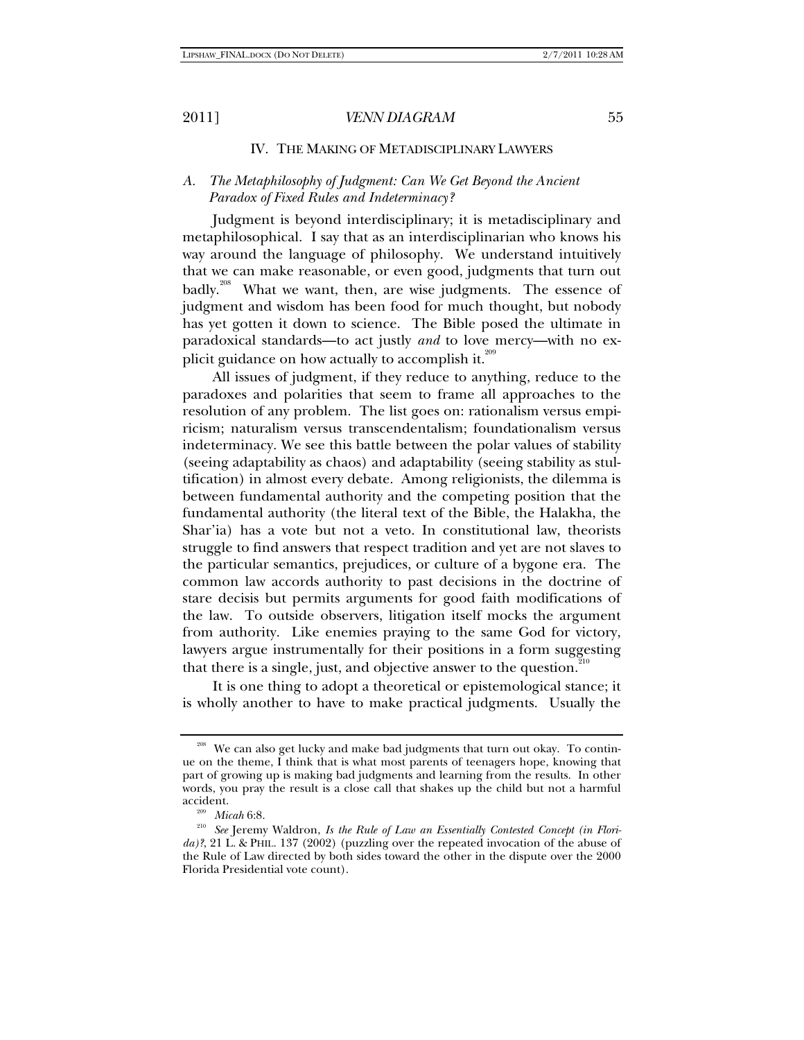## IV. THE MAKING OF METADISCIPLINARY LAWYERS

### *A. The Metaphilosophy of Judgment: Can We Get Beyond the Ancient Paradox of Fixed Rules and Indeterminacy?*

Judgment is beyond interdisciplinary; it is metadisciplinary and metaphilosophical. I say that as an interdisciplinarian who knows his way around the language of philosophy. We understand intuitively that we can make reasonable, or even good, judgments that turn out badly.[208] What we want, then, are wise judgments. The essence of judgment and wisdom has been food for much thought, but nobody has yet gotten it down to science. The Bible posed the ultimate in paradoxical standards—to act justly *and* to love mercy—with no explicit guidance on how actually to accomplish it.[209]

All issues of judgment, if they reduce to anything, reduce to the paradoxes and polarities that seem to frame all approaches to the resolution of any problem. The list goes on: rationalism versus empiricism; naturalism versus transcendentalism; foundationalism versus indeterminacy. We see this battle between the polar values of stability (seeing adaptability as chaos) and adaptability (seeing stability as stultification) in almost every debate. Among religionists, the dilemma is between fundamental authority and the competing position that the fundamental authority (the literal text of the Bible, the Halakha, the Shar'ia) has a vote but not a veto. In constitutional law, theorists struggle to find answers that respect tradition and yet are not slaves to the particular semantics, prejudices, or culture of a bygone era. The common law accords authority to past decisions in the doctrine of stare decisis but permits arguments for good faith modifications of the law. To outside observers, litigation itself mocks the argument from authority. Like enemies praying to the same God for victory, lawyers argue instrumentally for their positions in a form suggesting that there is a single, just, and objective answer to the question.[210]

It is one thing to adopt a theoretical or epistemological stance; it is wholly another to have to make practical judgments. Usually the

---

[208] We can also get lucky and make bad judgments that turn out okay. To continue on the theme, I think that is what most parents of teenagers hope, knowing that part of growing up is making bad judgments and learning from the results. In other words, you pray the result is a close call that shakes up the child but not a harmful accident.

[209] *Micah* 6:8.

[210] *See* Jeremy Waldron, *Is the Rule of Law an Essentially Contested Concept (in Florida)?*, 21 L. & PHIL. 137 (2002) (puzzling over the repeated invocation of the abuse of the Rule of Law directed by both sides toward the other in the dispute over the 2000 Florida Presidential vote count).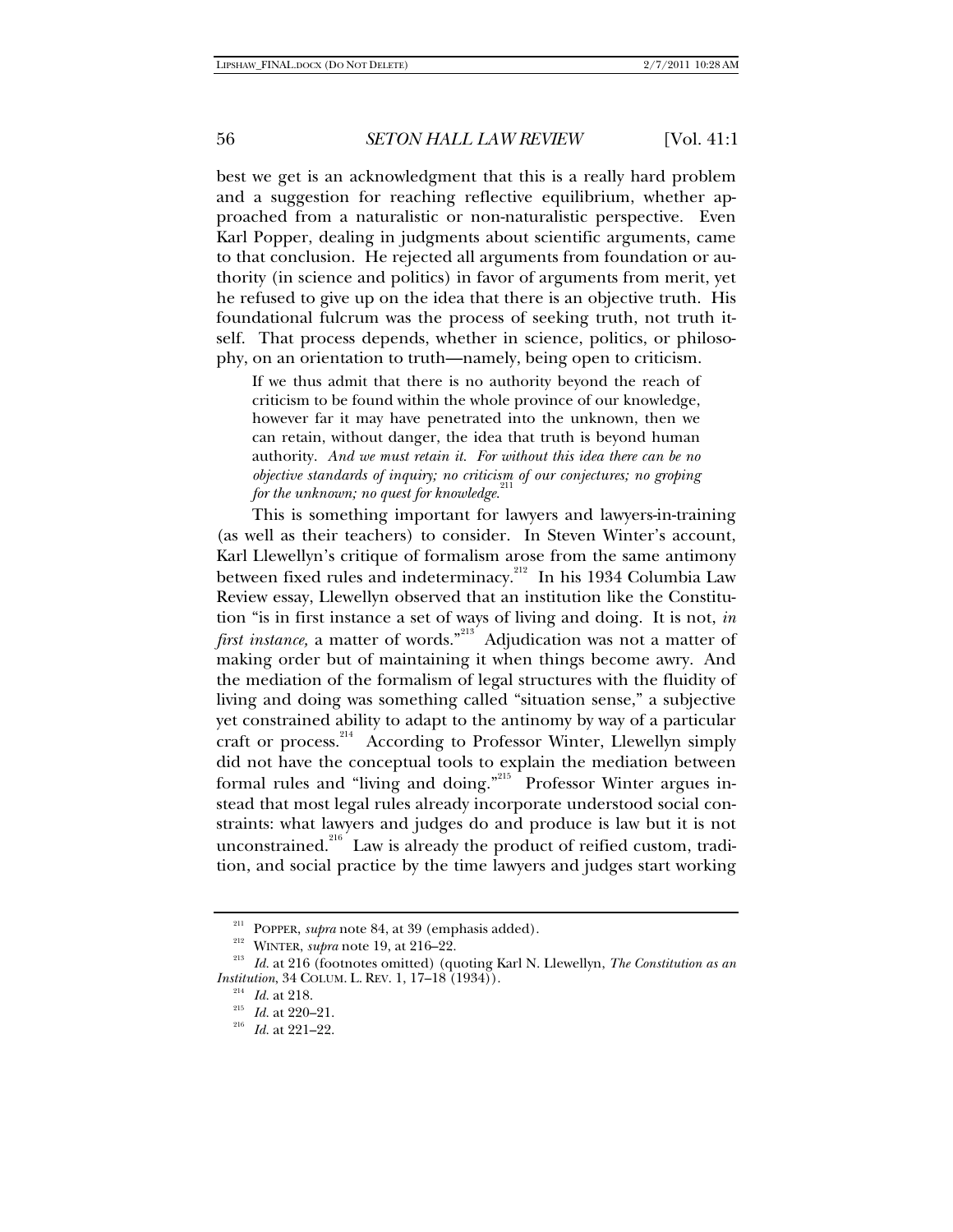best we get is an acknowledgment that this is a really hard problem and a suggestion for reaching reflective equilibrium, whether approached from a naturalistic or non-naturalistic perspective. Even Karl Popper, dealing in judgments about scientific arguments, came to that conclusion. He rejected all arguments from foundation or authority (in science and politics) in favor of arguments from merit, yet he refused to give up on the idea that there is an objective truth. His foundational fulcrum was the process of seeking truth, not truth itself. That process depends, whether in science, politics, or philosophy, on an orientation to truth—namely, being open to criticism.

> If we thus admit that there is no authority beyond the reach of criticism to be found within the whole province of our knowledge, however far it may have penetrated into the unknown, then we can retain, without danger, the idea that truth is beyond human authority. *And we must retain it. For without this idea there can be no objective standards of inquiry; no criticism of our conjectures; no groping for the unknown; no quest for knowledge.*[211]

This is something important for lawyers and lawyers-in-training (as well as their teachers) to consider. In Steven Winter's account, Karl Llewellyn's critique of formalism arose from the same antimony between fixed rules and indeterminacy.[212] In his 1934 Columbia Law Review essay, Llewellyn observed that an institution like the Constitution "is in first instance a set of ways of living and doing. It is not, *in first instance,* a matter of words."[213] Adjudication was not a matter of making order but of maintaining it when things become awry. And the mediation of the formalism of legal structures with the fluidity of living and doing was something called "situation sense," a subjective yet constrained ability to adapt to the antinomy by way of a particular craft or process.[214] According to Professor Winter, Llewellyn simply did not have the conceptual tools to explain the mediation between formal rules and "living and doing."[215] Professor Winter argues instead that most legal rules already incorporate understood social constraints: what lawyers and judges do and produce is law but it is not unconstrained.[216] Law is already the product of reified custom, tradition, and social practice by the time lawyers and judges start working

---

[211] POPPER, *supra* note 84, at 39 (emphasis added).

[212] WINTER, *supra* note 19, at 216–22.

[213] *Id.* at 216 (footnotes omitted) (quoting Karl N. Llewellyn, *The Constitution as an Institution*, 34 COLUM. L. REV. 1, 17–18 (1934)).

[214] *Id.* at 218.

[215] *Id.* at 220–21.

[216] *Id.* at 221–22.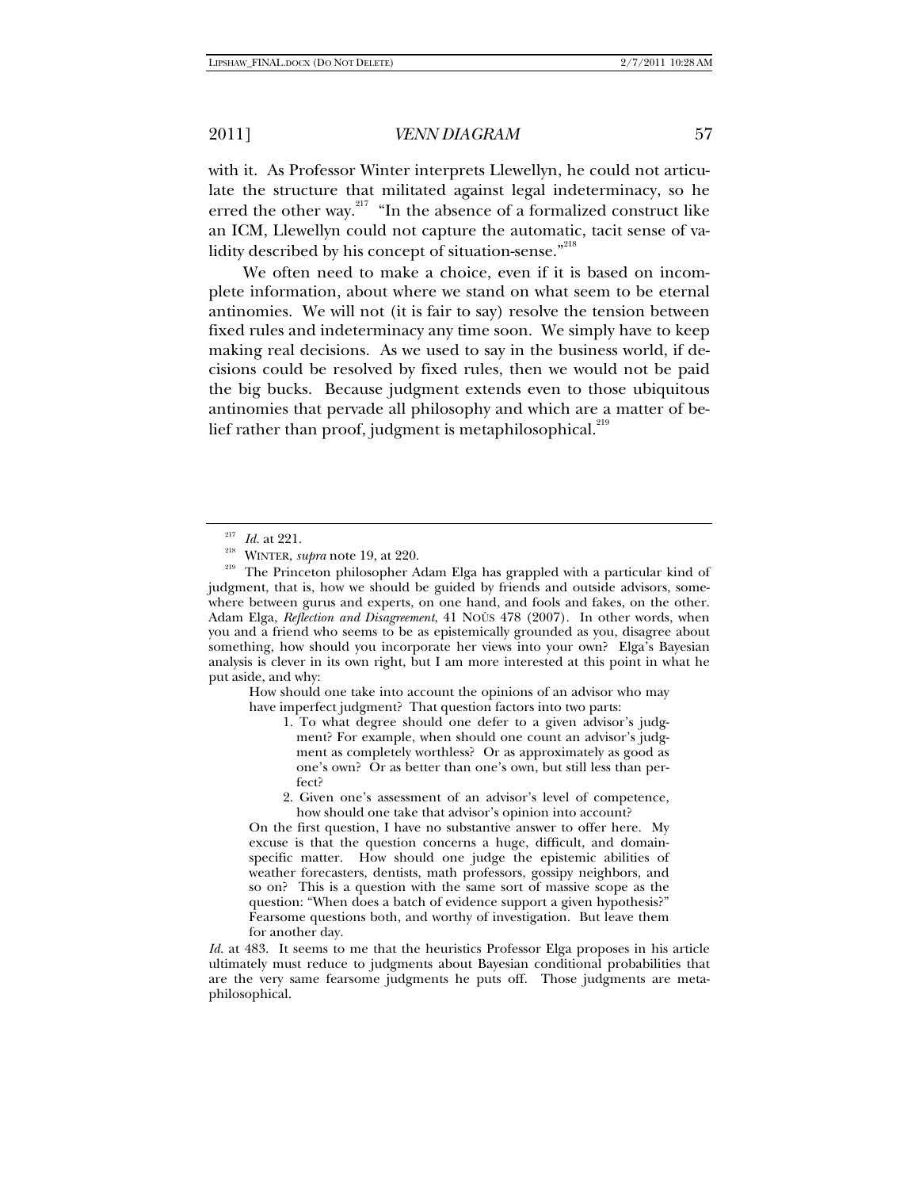with it. As Professor Winter interprets Llewellyn, he could not articulate the structure that militated against legal indeterminacy, so he erred the other way.[217] "In the absence of a formalized construct like an ICM, Llewellyn could not capture the automatic, tacit sense of validity described by his concept of situation-sense."[218]

We often need to make a choice, even if it is based on incomplete information, about where we stand on what seem to be eternal antinomies. We will not (it is fair to say) resolve the tension between fixed rules and indeterminacy any time soon. We simply have to keep making real decisions. As we used to say in the business world, if decisions could be resolved by fixed rules, then we would not be paid the big bucks. Because judgment extends even to those ubiquitous antinomies that pervade all philosophy and which are a matter of belief rather than proof, judgment is metaphilosophical.[219]

---

[217] *Id.* at 221.

[218] WINTER, *supra* note 19, at 220.

[219] The Princeton philosopher Adam Elga has grappled with a particular kind of judgment, that is, how we should be guided by friends and outside advisors, somewhere between gurus and experts, on one hand, and fools and fakes, on the other. Adam Elga, *Reflection and Disagreement*, 41 NOÛS 478 (2007). In other words, when you and a friend who seems to be as epistemically grounded as you, disagree about something, how should you incorporate her views into your own? Elga's Bayesian analysis is clever in its own right, but I am more interested at this point in what he put aside, and why:

> How should one take into account the opinions of an advisor who may have imperfect judgment? That question factors into two parts:
>
> 1. To what degree should one defer to a given advisor's judgment? For example, when should one count an advisor's judgment as completely worthless? Or as approximately as good as one's own? Or as better than one's own, but still less than perfect?
> 2. Given one's assessment of an advisor's level of competence, how should one take that advisor's opinion into account?
>
> On the first question, I have no substantive answer to offer here. My excuse is that the question concerns a huge, difficult, and domain-specific matter. How should one judge the epistemic abilities of weather forecasters, dentists, math professors, gossipy neighbors, and so on? This is a question with the same sort of massive scope as the question: "When does a batch of evidence support a given hypothesis?" Fearsome questions both, and worthy of investigation. But leave them for another day.

*Id.* at 483. It seems to me that the heuristics Professor Elga proposes in his article ultimately must reduce to judgments about Bayesian conditional probabilities that are the very same fearsome judgments he puts off. Those judgments are metaphilosophical.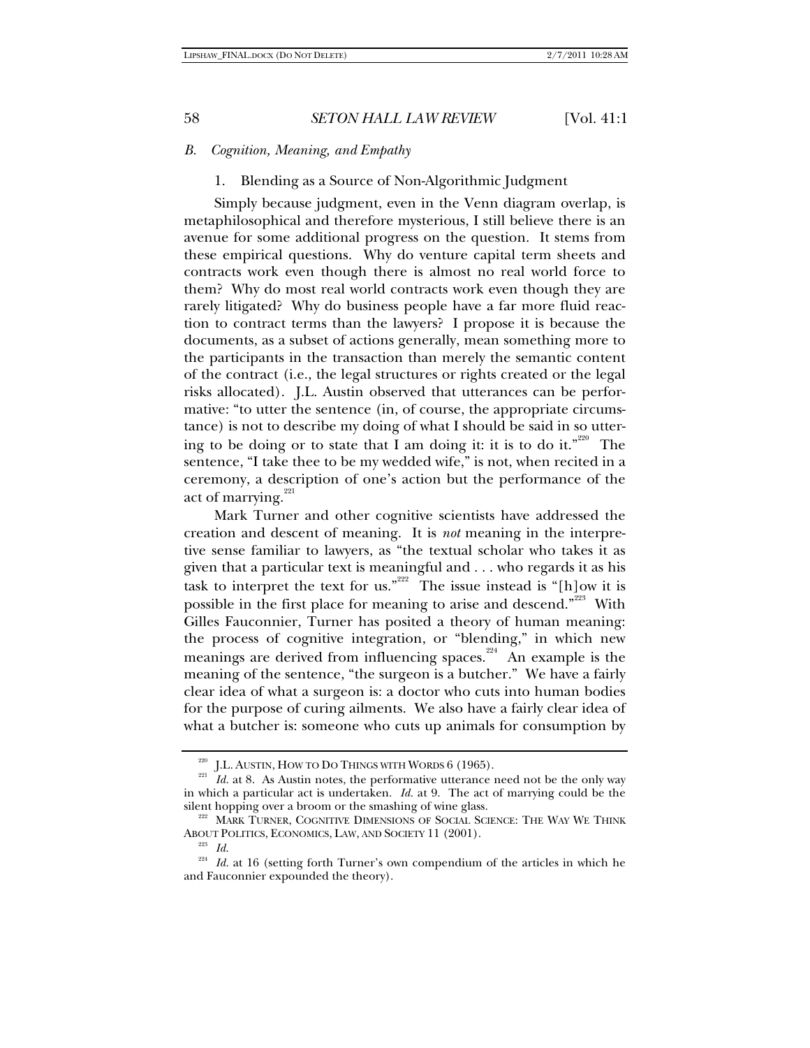### *B. Cognition, Meaning, and Empathy*

#### 1. Blending as a Source of Non-Algorithmic Judgment

Simply because judgment, even in the Venn diagram overlap, is metaphilosophical and therefore mysterious, I still believe there is an avenue for some additional progress on the question. It stems from these empirical questions. Why do venture capital term sheets and contracts work even though there is almost no real world force to them? Why do most real world contracts work even though they are rarely litigated? Why do business people have a far more fluid reaction to contract terms than the lawyers? I propose it is because the documents, as a subset of actions generally, mean something more to the participants in the transaction than merely the semantic content of the contract (i.e., the legal structures or rights created or the legal risks allocated). J.L. Austin observed that utterances can be performative: "to utter the sentence (in, of course, the appropriate circumstance) is not to describe my doing of what I should be said in so uttering to be doing or to state that I am doing it: it is to do it."[220] The sentence, "I take thee to be my wedded wife," is not, when recited in a ceremony, a description of one's action but the performance of the act of marrying.[221]

Mark Turner and other cognitive scientists have addressed the creation and descent of meaning. It is *not* meaning in the interpretive sense familiar to lawyers, as "the textual scholar who takes it as given that a particular text is meaningful and . . . who regards it as his task to interpret the text for us."[222] The issue instead is "[h]ow it is possible in the first place for meaning to arise and descend."[223] With Gilles Fauconnier, Turner has posited a theory of human meaning: the process of cognitive integration, or "blending," in which new meanings are derived from influencing spaces.[224] An example is the meaning of the sentence, "the surgeon is a butcher." We have a fairly clear idea of what a surgeon is: a doctor who cuts into human bodies for the purpose of curing ailments. We also have a fairly clear idea of what a butcher is: someone who cuts up animals for consumption by

---

[220] J.L. AUSTIN, HOW TO DO THINGS WITH WORDS 6 (1965).

[221] *Id.* at 8. As Austin notes, the performative utterance need not be the only way in which a particular act is undertaken. *Id.* at 9. The act of marrying could be the silent hopping over a broom or the smashing of wine glass.

[222] MARK TURNER, COGNITIVE DIMENSIONS OF SOCIAL SCIENCE: THE WAY WE THINK ABOUT POLITICS, ECONOMICS, LAW, AND SOCIETY 11 (2001).

[223] *Id.*

[224] *Id.* at 16 (setting forth Turner's own compendium of the articles in which he and Fauconnier expounded the theory).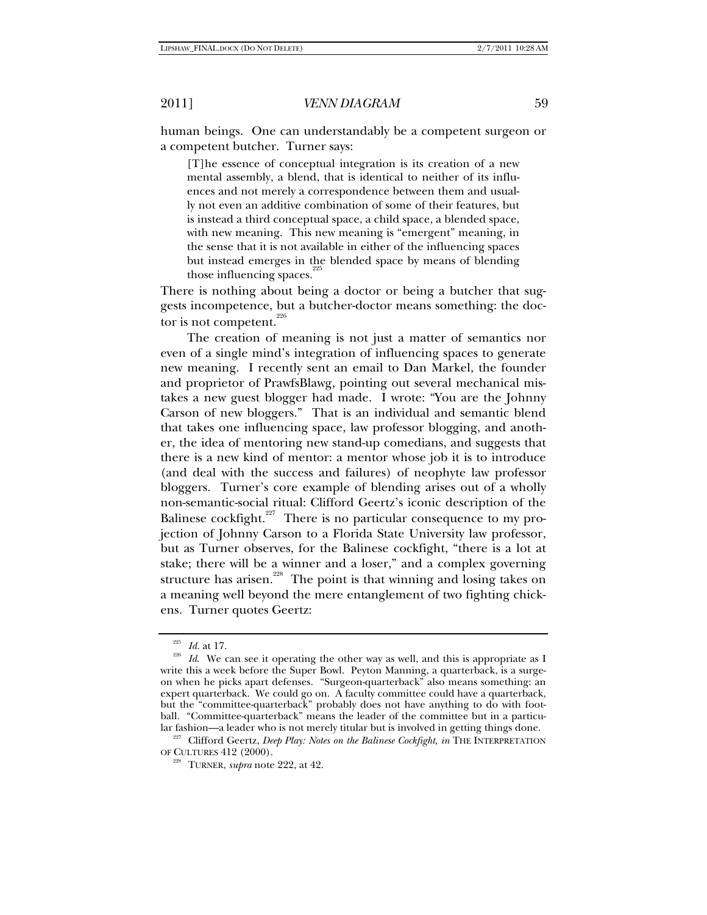human beings. One can understandably be a competent surgeon or a competent butcher. Turner says:

> [T]he essence of conceptual integration is its creation of a new mental assembly, a blend, that is identical to neither of its influences and not merely a correspondence between them and usually not even an additive combination of some of their features, but is instead a third conceptual space, a child space, a blended space, with new meaning. This new meaning is "emergent" meaning, in the sense that it is not available in either of the influencing spaces but instead emerges in the blended space by means of blending those influencing spaces.[225]

There is nothing about being a doctor or being a butcher that suggests incompetence, but a butcher-doctor means something: the doctor is not competent.[226]

The creation of meaning is not just a matter of semantics nor even of a single mind's integration of influencing spaces to generate new meaning. I recently sent an email to Dan Markel, the founder and proprietor of PrawfsBlawg, pointing out several mechanical mistakes a new guest blogger had made. I wrote: "You are the Johnny Carson of new bloggers." That is an individual and semantic blend that takes one influencing space, law professor blogging, and another, the idea of mentoring new stand-up comedians, and suggests that there is a new kind of mentor: a mentor whose job it is to introduce (and deal with the success and failures) of neophyte law professor bloggers. Turner's core example of blending arises out of a wholly non-semantic-social ritual: Clifford Geertz's iconic description of the Balinese cockfight.[227] There is no particular consequence to my projection of Johnny Carson to a Florida State University law professor, but as Turner observes, for the Balinese cockfight, "there is a lot at stake; there will be a winner and a loser," and a complex governing structure has arisen.[228] The point is that winning and losing takes on a meaning well beyond the mere entanglement of two fighting chickens. Turner quotes Geertz:

---

[225] *Id.* at 17.

[226] *Id*. We can see it operating the other way as well, and this is appropriate as I write this a week before the Super Bowl. Peyton Manning, a quarterback, is a surgeon when he picks apart defenses. "Surgeon-quarterback" also means something: an expert quarterback. We could go on. A faculty committee could have a quarterback, but the "committee-quarterback" probably does not have anything to do with football. "Committee-quarterback" means the leader of the committee but in a particular fashion—a leader who is not merely titular but is involved in getting things done.

[227] Clifford Geertz, *Deep Play: Notes on the Balinese Cockfight*, *in* THE INTERPRETATION OF CULTURES 412 (2000).

[228] TURNER, *supra* note 222, at 42.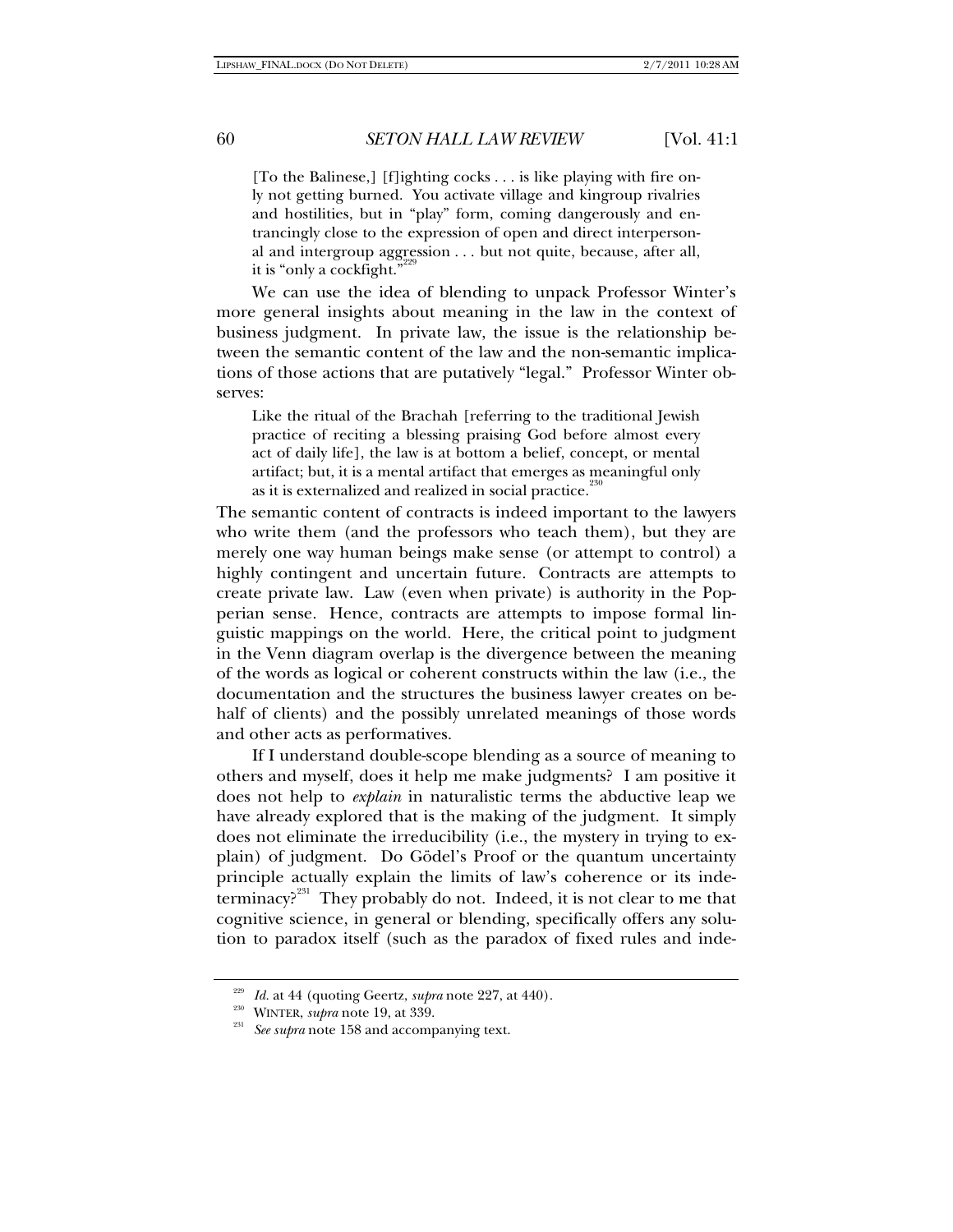> [To the Balinese,] [f]ighting cocks . . . is like playing with fire only not getting burned. You activate village and kingroup rivalries and hostilities, but in "play" form, coming dangerously and entrancingly close to the expression of open and direct interpersonal and intergroup aggression . . . but not quite, because, after all, it is "only a cockfight."[229]

We can use the idea of blending to unpack Professor Winter's more general insights about meaning in the law in the context of business judgment. In private law, the issue is the relationship between the semantic content of the law and the non-semantic implications of those actions that are putatively "legal." Professor Winter observes:

> Like the ritual of the Brachah [referring to the traditional Jewish practice of reciting a blessing praising God before almost every act of daily life], the law is at bottom a belief, concept, or mental artifact; but, it is a mental artifact that emerges as meaningful only as it is externalized and realized in social practice.[230]

The semantic content of contracts is indeed important to the lawyers who write them (and the professors who teach them), but they are merely one way human beings make sense (or attempt to control) a highly contingent and uncertain future. Contracts are attempts to create private law. Law (even when private) is authority in the Popperian sense. Hence, contracts are attempts to impose formal linguistic mappings on the world. Here, the critical point to judgment in the Venn diagram overlap is the divergence between the meaning of the words as logical or coherent constructs within the law (i.e., the documentation and the structures the business lawyer creates on behalf of clients) and the possibly unrelated meanings of those words and other acts as performatives.

If I understand double-scope blending as a source of meaning to others and myself, does it help me make judgments? I am positive it does not help to *explain* in naturalistic terms the abductive leap we have already explored that is the making of the judgment. It simply does not eliminate the irreducibility (i.e., the mystery in trying to explain) of judgment. Do Gödel's Proof or the quantum uncertainty principle actually explain the limits of law's coherence or its indeterminacy?[231] They probably do not. Indeed, it is not clear to me that cognitive science, in general or blending, specifically offers any solution to paradox itself (such as the paradox of fixed rules and inde-

---

[229] *Id.* at 44 (quoting Geertz, *supra* note 227, at 440).

[230] WINTER, *supra* note 19, at 339.

[231] *See supra* note 158 and accompanying text.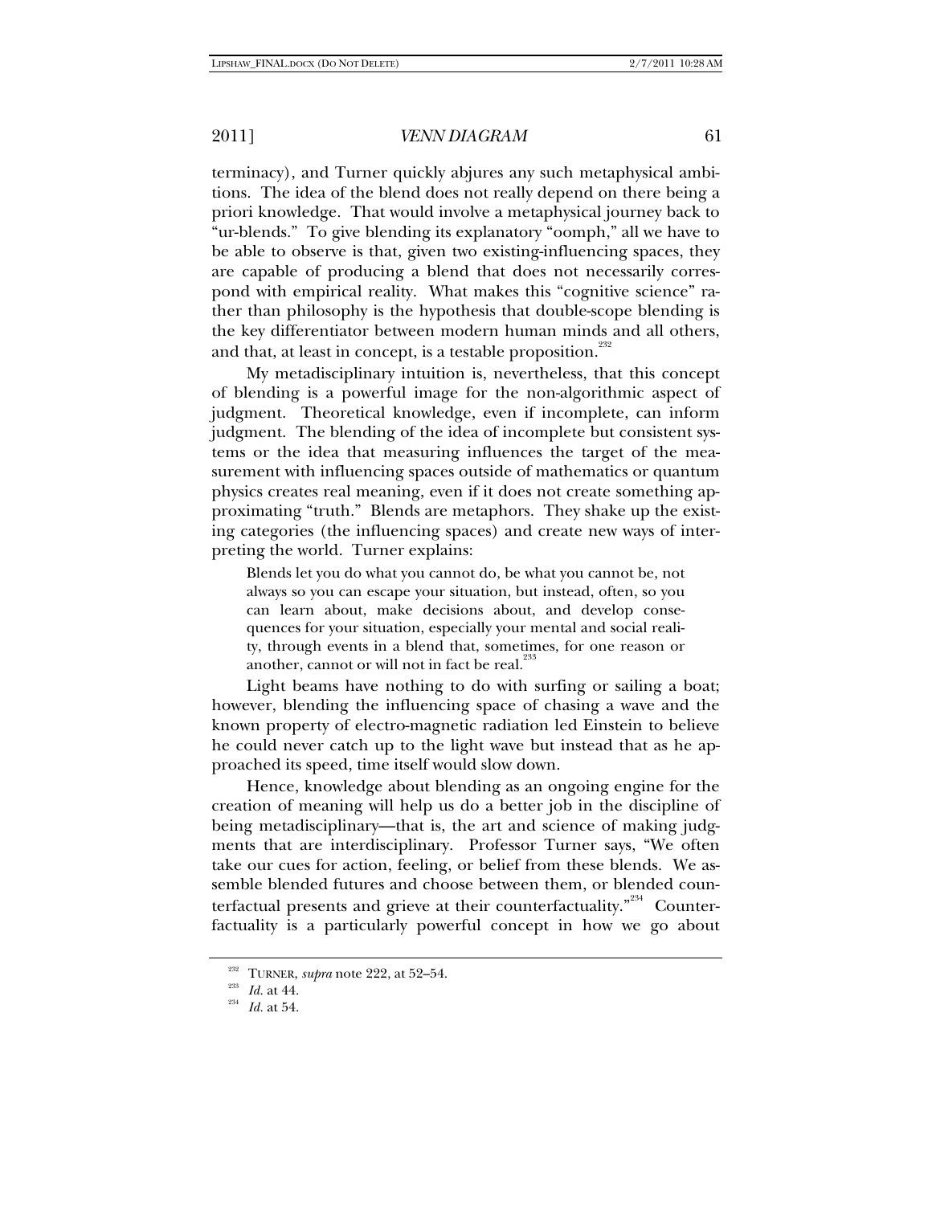terminacy), and Turner quickly abjures any such metaphysical ambitions. The idea of the blend does not really depend on there being a priori knowledge. That would involve a metaphysical journey back to "ur-blends." To give blending its explanatory "oomph," all we have to be able to observe is that, given two existing-influencing spaces, they are capable of producing a blend that does not necessarily correspond with empirical reality. What makes this "cognitive science" rather than philosophy is the hypothesis that double-scope blending is the key differentiator between modern human minds and all others, and that, at least in concept, is a testable proposition.[232]

My metadisciplinary intuition is, nevertheless, that this concept of blending is a powerful image for the non-algorithmic aspect of judgment. Theoretical knowledge, even if incomplete, can inform judgment. The blending of the idea of incomplete but consistent systems or the idea that measuring influences the target of the measurement with influencing spaces outside of mathematics or quantum physics creates real meaning, even if it does not create something approximating "truth." Blends are metaphors. They shake up the existing categories (the influencing spaces) and create new ways of interpreting the world. Turner explains:

> Blends let you do what you cannot do, be what you cannot be, not always so you can escape your situation, but instead, often, so you can learn about, make decisions about, and develop consequences for your situation, especially your mental and social reality, through events in a blend that, sometimes, for one reason or another, cannot or will not in fact be real.[233]

Light beams have nothing to do with surfing or sailing a boat; however, blending the influencing space of chasing a wave and the known property of electro-magnetic radiation led Einstein to believe he could never catch up to the light wave but instead that as he approached its speed, time itself would slow down.

Hence, knowledge about blending as an ongoing engine for the creation of meaning will help us do a better job in the discipline of being metadisciplinary—that is, the art and science of making judgments that are interdisciplinary. Professor Turner says, "We often take our cues for action, feeling, or belief from these blends. We assemble blended futures and choose between them, or blended counterfactual presents and grieve at their counterfactuality."[234] Counterfactuality is a particularly powerful concept in how we go about

---

[232] TURNER, *supra* note 222, at 52–54.

[233] *Id.* at 44.

[234] *Id.* at 54.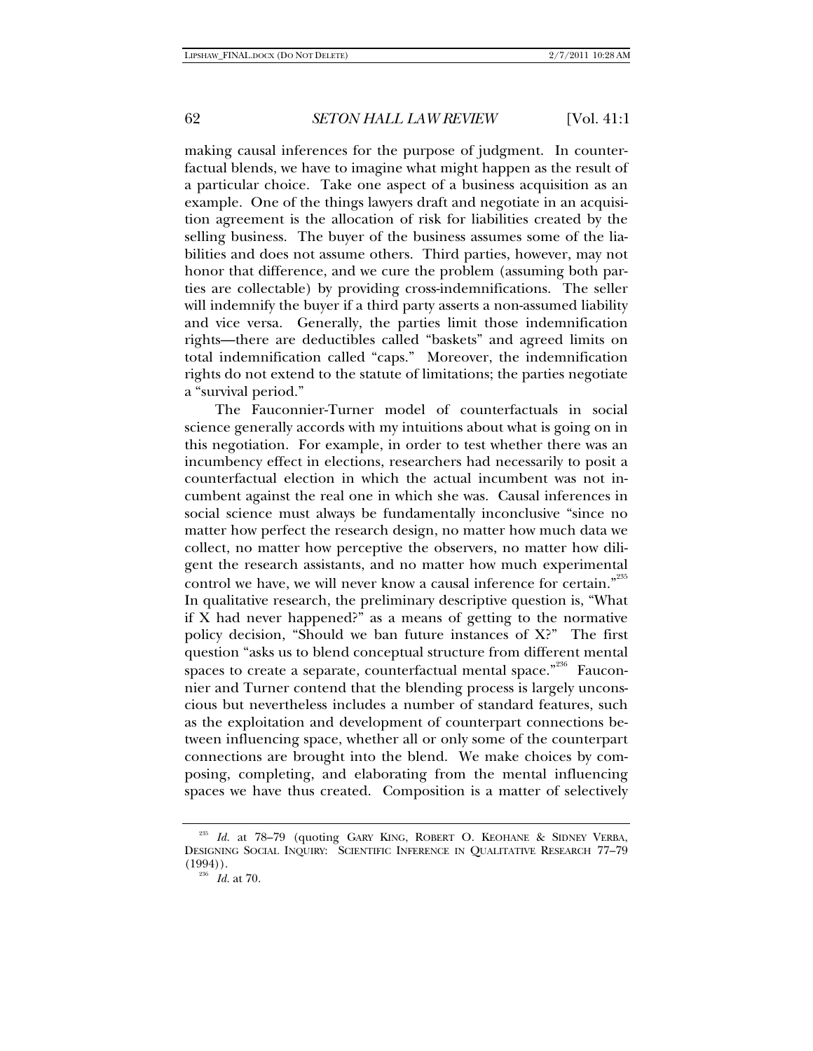making causal inferences for the purpose of judgment. In counterfactual blends, we have to imagine what might happen as the result of a particular choice. Take one aspect of a business acquisition as an example. One of the things lawyers draft and negotiate in an acquisition agreement is the allocation of risk for liabilities created by the selling business. The buyer of the business assumes some of the liabilities and does not assume others. Third parties, however, may not honor that difference, and we cure the problem (assuming both parties are collectable) by providing cross-indemnifications. The seller will indemnify the buyer if a third party asserts a non-assumed liability and vice versa. Generally, the parties limit those indemnification rights—there are deductibles called "baskets" and agreed limits on total indemnification called "caps." Moreover, the indemnification rights do not extend to the statute of limitations; the parties negotiate a "survival period."

The Fauconnier-Turner model of counterfactuals in social science generally accords with my intuitions about what is going on in this negotiation. For example, in order to test whether there was an incumbency effect in elections, researchers had necessarily to posit a counterfactual election in which the actual incumbent was not incumbent against the real one in which she was. Causal inferences in social science must always be fundamentally inconclusive "since no matter how perfect the research design, no matter how much data we collect, no matter how perceptive the observers, no matter how diligent the research assistants, and no matter how much experimental control we have, we will never know a causal inference for certain."[235] In qualitative research, the preliminary descriptive question is, "What if X had never happened?" as a means of getting to the normative policy decision, "Should we ban future instances of X?" The first question "asks us to blend conceptual structure from different mental spaces to create a separate, counterfactual mental space."[236] Fauconnier and Turner contend that the blending process is largely unconscious but nevertheless includes a number of standard features, such as the exploitation and development of counterpart connections between influencing space, whether all or only some of the counterpart connections are brought into the blend. We make choices by composing, completing, and elaborating from the mental influencing spaces we have thus created. Composition is a matter of selectively

---

[235] *Id.* at 78–79 (quoting GARY KING, ROBERT O. KEOHANE & SIDNEY VERBA, DESIGNING SOCIAL INQUIRY: SCIENTIFIC INFERENCE IN QUALITATIVE RESEARCH 77–79 (1994)).

[236] *Id.* at 70.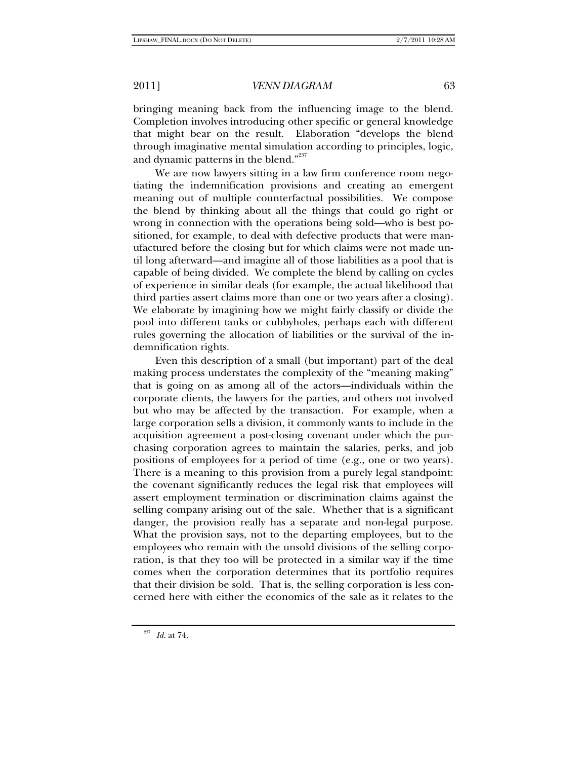bringing meaning back from the influencing image to the blend. Completion involves introducing other specific or general knowledge that might bear on the result. Elaboration "develops the blend through imaginative mental simulation according to principles, logic, and dynamic patterns in the blend."[237]

We are now lawyers sitting in a law firm conference room negotiating the indemnification provisions and creating an emergent meaning out of multiple counterfactual possibilities. We compose the blend by thinking about all the things that could go right or wrong in connection with the operations being sold—who is best positioned, for example, to deal with defective products that were manufactured before the closing but for which claims were not made until long afterward—and imagine all of those liabilities as a pool that is capable of being divided. We complete the blend by calling on cycles of experience in similar deals (for example, the actual likelihood that third parties assert claims more than one or two years after a closing). We elaborate by imagining how we might fairly classify or divide the pool into different tanks or cubbyholes, perhaps each with different rules governing the allocation of liabilities or the survival of the indemnification rights.

Even this description of a small (but important) part of the deal making process understates the complexity of the "meaning making" that is going on as among all of the actors—individuals within the corporate clients, the lawyers for the parties, and others not involved but who may be affected by the transaction. For example, when a large corporation sells a division, it commonly wants to include in the acquisition agreement a post-closing covenant under which the purchasing corporation agrees to maintain the salaries, perks, and job positions of employees for a period of time (e.g., one or two years). There is a meaning to this provision from a purely legal standpoint: the covenant significantly reduces the legal risk that employees will assert employment termination or discrimination claims against the selling company arising out of the sale. Whether that is a significant danger, the provision really has a separate and non-legal purpose. What the provision says, not to the departing employees, but to the employees who remain with the unsold divisions of the selling corporation, is that they too will be protected in a similar way if the time comes when the corporation determines that its portfolio requires that their division be sold. That is, the selling corporation is less concerned here with either the economics of the sale as it relates to the

[237] *Id.* at 74.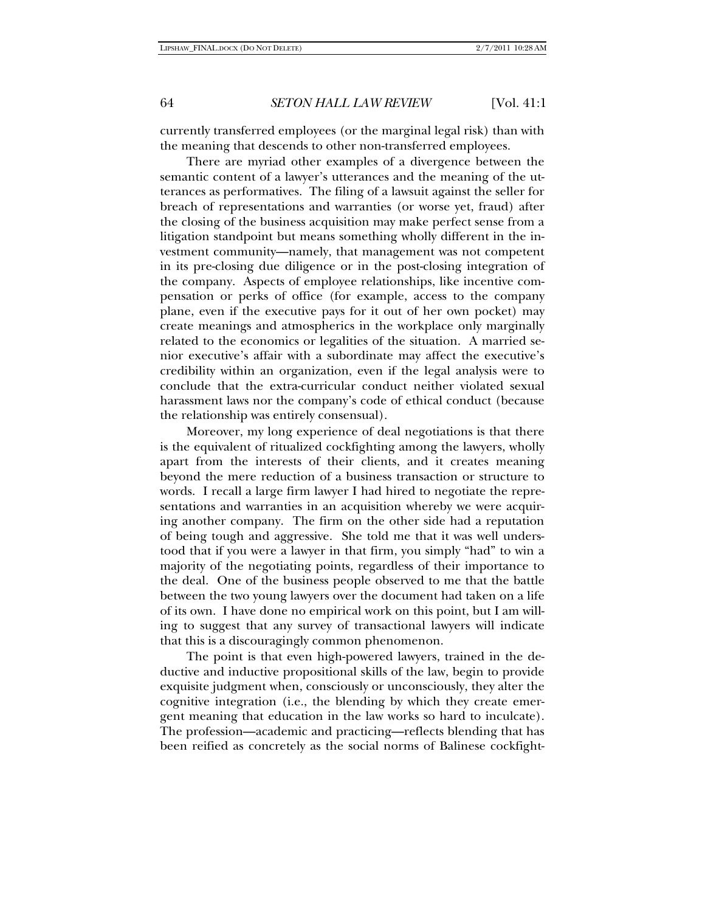currently transferred employees (or the marginal legal risk) than with the meaning that descends to other non-transferred employees.

There are myriad other examples of a divergence between the semantic content of a lawyer's utterances and the meaning of the utterances as performatives. The filing of a lawsuit against the seller for breach of representations and warranties (or worse yet, fraud) after the closing of the business acquisition may make perfect sense from a litigation standpoint but means something wholly different in the investment community—namely, that management was not competent in its pre-closing due diligence or in the post-closing integration of the company. Aspects of employee relationships, like incentive compensation or perks of office (for example, access to the company plane, even if the executive pays for it out of her own pocket) may create meanings and atmospherics in the workplace only marginally related to the economics or legalities of the situation. A married senior executive's affair with a subordinate may affect the executive's credibility within an organization, even if the legal analysis were to conclude that the extra-curricular conduct neither violated sexual harassment laws nor the company's code of ethical conduct (because the relationship was entirely consensual).

Moreover, my long experience of deal negotiations is that there is the equivalent of ritualized cockfighting among the lawyers, wholly apart from the interests of their clients, and it creates meaning beyond the mere reduction of a business transaction or structure to words. I recall a large firm lawyer I had hired to negotiate the representations and warranties in an acquisition whereby we were acquiring another company. The firm on the other side had a reputation of being tough and aggressive. She told me that it was well understood that if you were a lawyer in that firm, you simply "had" to win a majority of the negotiating points, regardless of their importance to the deal. One of the business people observed to me that the battle between the two young lawyers over the document had taken on a life of its own. I have done no empirical work on this point, but I am willing to suggest that any survey of transactional lawyers will indicate that this is a discouragingly common phenomenon.

The point is that even high-powered lawyers, trained in the deductive and inductive propositional skills of the law, begin to provide exquisite judgment when, consciously or unconsciously, they alter the cognitive integration (i.e., the blending by which they create emergent meaning that education in the law works so hard to inculcate). The profession—academic and practicing—reflects blending that has been reified as concretely as the social norms of Balinese cockfight-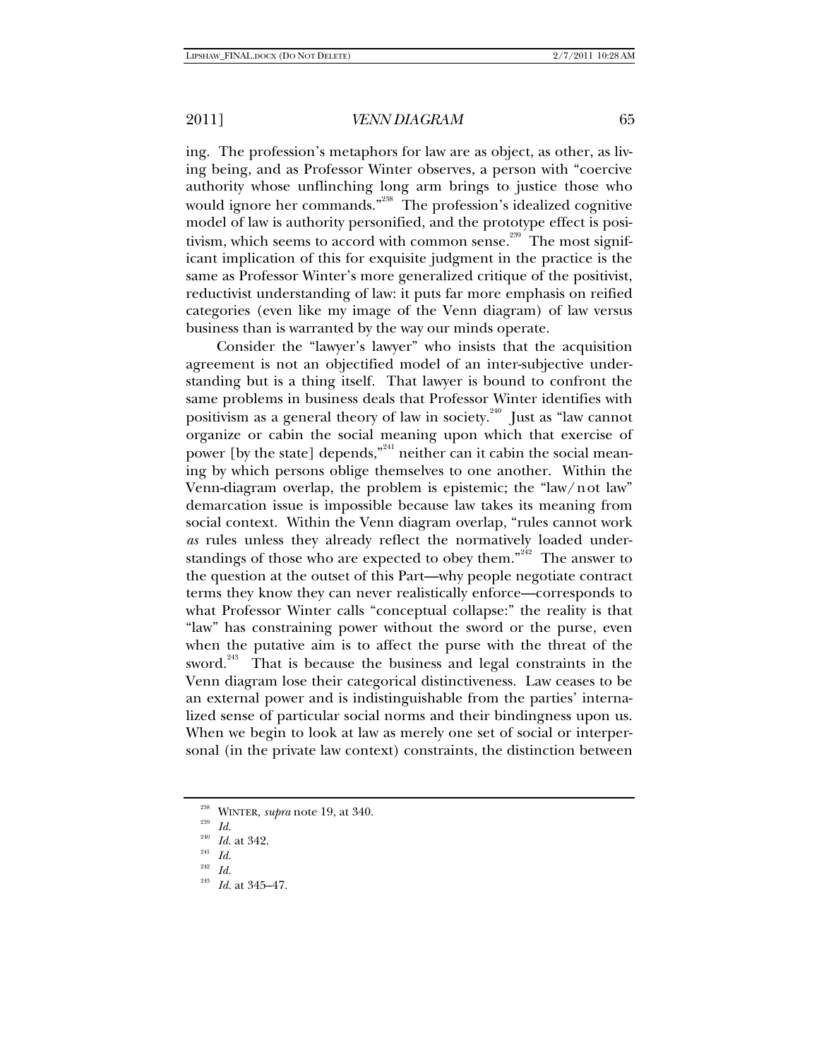ing. The profession's metaphors for law are as object, as other, as living being, and as Professor Winter observes, a person with "coercive authority whose unflinching long arm brings to justice those who would ignore her commands."[238] The profession's idealized cognitive model of law is authority personified, and the prototype effect is positivism, which seems to accord with common sense.[239] The most significant implication of this for exquisite judgment in the practice is the same as Professor Winter's more generalized critique of the positivist, reductivist understanding of law: it puts far more emphasis on reified categories (even like my image of the Venn diagram) of law versus business than is warranted by the way our minds operate.

Consider the "lawyer's lawyer" who insists that the acquisition agreement is not an objectified model of an inter-subjective understanding but is a thing itself. That lawyer is bound to confront the same problems in business deals that Professor Winter identifies with positivism as a general theory of law in society.[240] Just as "law cannot organize or cabin the social meaning upon which that exercise of power [by the state] depends,"[241] neither can it cabin the social meaning by which persons oblige themselves to one another. Within the Venn-diagram overlap, the problem is epistemic; the "law/not law" demarcation issue is impossible because law takes its meaning from social context. Within the Venn diagram overlap, "rules cannot work *as* rules unless they already reflect the normatively loaded understandings of those who are expected to obey them."[242] The answer to the question at the outset of this Part—why people negotiate contract terms they know they can never realistically enforce—corresponds to what Professor Winter calls "conceptual collapse:" the reality is that "law" has constraining power without the sword or the purse, even when the putative aim is to affect the purse with the threat of the sword.[243] That is because the business and legal constraints in the Venn diagram lose their categorical distinctiveness. Law ceases to be an external power and is indistinguishable from the parties' internalized sense of particular social norms and their bindingness upon us. When we begin to look at law as merely one set of social or interpersonal (in the private law context) constraints, the distinction between

---

[238] WINTER, *supra* note 19, at 340.

[239] *Id.*

[240] *Id.* at 342.

[241] *Id.*

[242] *Id.*

[243] *Id.* at 345–47.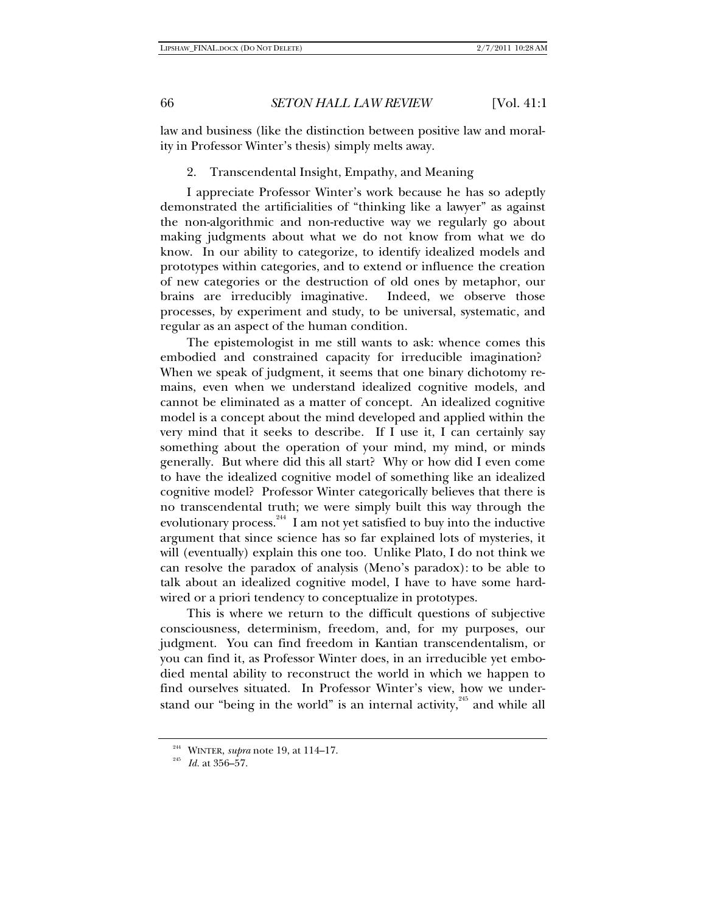law and business (like the distinction between positive law and morality in Professor Winter's thesis) simply melts away.

### 2. Transcendental Insight, Empathy, and Meaning

I appreciate Professor Winter's work because he has so adeptly demonstrated the artificialities of "thinking like a lawyer" as against the non-algorithmic and non-reductive way we regularly go about making judgments about what we do not know from what we do know. In our ability to categorize, to identify idealized models and prototypes within categories, and to extend or influence the creation of new categories or the destruction of old ones by metaphor, our brains are irreducibly imaginative. Indeed, we observe those processes, by experiment and study, to be universal, systematic, and regular as an aspect of the human condition.

The epistemologist in me still wants to ask: whence comes this embodied and constrained capacity for irreducible imagination? When we speak of judgment, it seems that one binary dichotomy remains, even when we understand idealized cognitive models, and cannot be eliminated as a matter of concept. An idealized cognitive model is a concept about the mind developed and applied within the very mind that it seeks to describe. If I use it, I can certainly say something about the operation of your mind, my mind, or minds generally. But where did this all start? Why or how did I even come to have the idealized cognitive model of something like an idealized cognitive model? Professor Winter categorically believes that there is no transcendental truth; we were simply built this way through the evolutionary process.[244] I am not yet satisfied to buy into the inductive argument that since science has so far explained lots of mysteries, it will (eventually) explain this one too. Unlike Plato, I do not think we can resolve the paradox of analysis (Meno's paradox): to be able to talk about an idealized cognitive model, I have to have some hard-wired or a priori tendency to conceptualize in prototypes.

This is where we return to the difficult questions of subjective consciousness, determinism, freedom, and, for my purposes, our judgment. You can find freedom in Kantian transcendentalism, or you can find it, as Professor Winter does, in an irreducible yet embodied mental ability to reconstruct the world in which we happen to find ourselves situated. In Professor Winter's view, how we understand our "being in the world" is an internal activity,[245] and while all

---

[244] WINTER, *supra* note 19, at 114–17.

[245] *Id.* at 356–57.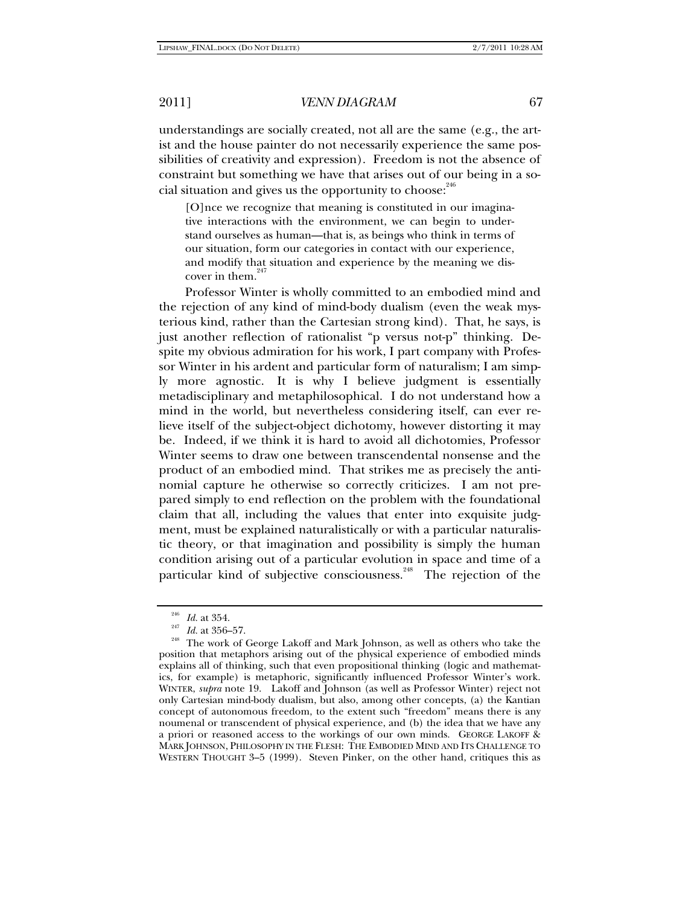understandings are socially created, not all are the same (e.g., the artist and the house painter do not necessarily experience the same possibilities of creativity and expression). Freedom is not the absence of constraint but something we have that arises out of our being in a social situation and gives us the opportunity to choose:[246]

> [O]nce we recognize that meaning is constituted in our imaginative interactions with the environment, we can begin to understand ourselves as human—that is, as beings who think in terms of our situation, form our categories in contact with our experience, and modify that situation and experience by the meaning we discover in them.[247]

Professor Winter is wholly committed to an embodied mind and the rejection of any kind of mind-body dualism (even the weak mysterious kind, rather than the Cartesian strong kind). That, he says, is just another reflection of rationalist "p versus not-p" thinking. Despite my obvious admiration for his work, I part company with Professor Winter in his ardent and particular form of naturalism; I am simply more agnostic. It is why I believe judgment is essentially metadisciplinary and metaphilosophical. I do not understand how a mind in the world, but nevertheless considering itself, can ever relieve itself of the subject-object dichotomy, however distorting it may be. Indeed, if we think it is hard to avoid all dichotomies, Professor Winter seems to draw one between transcendental nonsense and the product of an embodied mind. That strikes me as precisely the antinomial capture he otherwise so correctly criticizes. I am not prepared simply to end reflection on the problem with the foundational claim that all, including the values that enter into exquisite judgment, must be explained naturalistically or with a particular naturalistic theory, or that imagination and possibility is simply the human condition arising out of a particular evolution in space and time of a particular kind of subjective consciousness.[248] The rejection of the

---

[246] *Id.* at 354.

[247] *Id.* at 356–57.

[248] The work of George Lakoff and Mark Johnson, as well as others who take the position that metaphors arising out of the physical experience of embodied minds explains all of thinking, such that even propositional thinking (logic and mathematics, for example) is metaphoric, significantly influenced Professor Winter's work. WINTER, *supra* note 19. Lakoff and Johnson (as well as Professor Winter) reject not only Cartesian mind-body dualism, but also, among other concepts, (a) the Kantian concept of autonomous freedom, to the extent such "freedom" means there is any noumenal or transcendent of physical experience, and (b) the idea that we have any a priori or reasoned access to the workings of our own minds. GEORGE LAKOFF & MARK JOHNSON, PHILOSOPHY IN THE FLESH: THE EMBODIED MIND AND ITS CHALLENGE TO WESTERN THOUGHT 3–5 (1999). Steven Pinker, on the other hand, critiques this as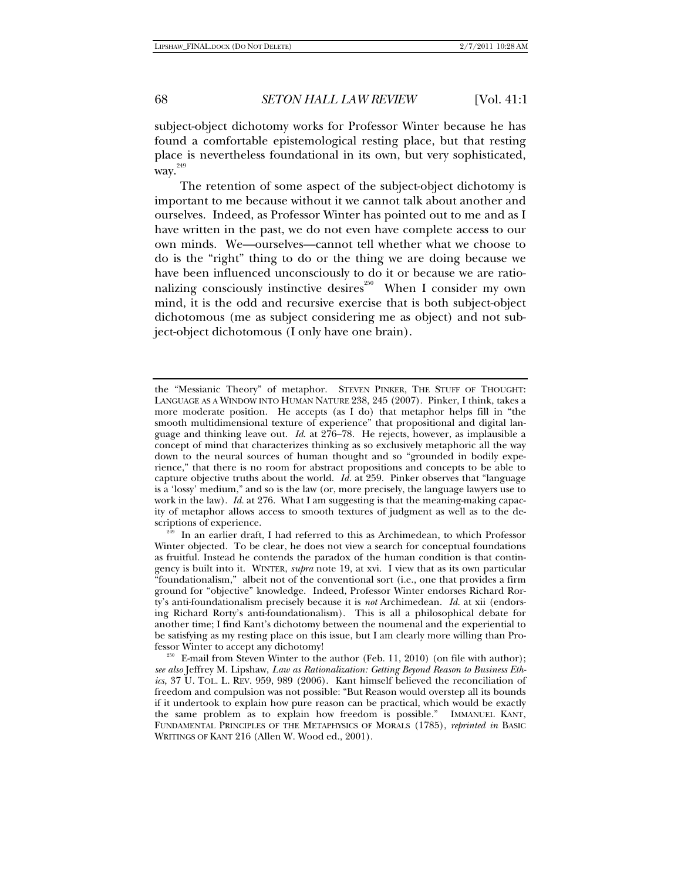subject-object dichotomy works for Professor Winter because he has found a comfortable epistemological resting place, but that resting place is nevertheless foundational in its own, but very sophisticated, way.[249]

The retention of some aspect of the subject-object dichotomy is important to me because without it we cannot talk about another and ourselves. Indeed, as Professor Winter has pointed out to me and as I have written in the past, we do not even have complete access to our own minds. We—ourselves—cannot tell whether what we choose to do is the "right" thing to do or the thing we are doing because we have been influenced unconsciously to do it or because we are rationalizing consciously instinctive desires[250] When I consider my own mind, it is the odd and recursive exercise that is both subject-object dichotomous (me as subject considering me as object) and not subject-object dichotomous (I only have one brain).

---

the "Messianic Theory" of metaphor. STEVEN PINKER, THE STUFF OF THOUGHT: LANGUAGE AS A WINDOW INTO HUMAN NATURE 238, 245 (2007). Pinker, I think, takes a more moderate position. He accepts (as I do) that metaphor helps fill in "the smooth multidimensional texture of experience" that propositional and digital language and thinking leave out. *Id.* at 276–78. He rejects, however, as implausible a concept of mind that characterizes thinking as so exclusively metaphoric all the way down to the neural sources of human thought and so "grounded in bodily experience," that there is no room for abstract propositions and concepts to be able to capture objective truths about the world. *Id.* at 259. Pinker observes that "language is a 'lossy' medium," and so is the law (or, more precisely, the language lawyers use to work in the law). *Id.* at 276. What I am suggesting is that the meaning-making capacity of metaphor allows access to smooth textures of judgment as well as to the descriptions of experience.

[249] In an earlier draft, I had referred to this as Archimedean, to which Professor Winter objected. To be clear, he does not view a search for conceptual foundations as fruitful. Instead he contends the paradox of the human condition is that contingency is built into it. WINTER, *supra* note 19, at xvi. I view that as its own particular "foundationalism," albeit not of the conventional sort (i.e., one that provides a firm ground for "objective" knowledge. Indeed, Professor Winter endorses Richard Rorty's anti-foundationalism precisely because it is *not* Archimedean. *Id.* at xii (endorsing Richard Rorty's anti-foundationalism). This is all a philosophical debate for another time; I find Kant's dichotomy between the noumenal and the experiential to be satisfying as my resting place on this issue, but I am clearly more willing than Professor Winter to accept any dichotomy!

[250] E-mail from Steven Winter to the author (Feb. 11, 2010) (on file with author); *see also* Jeffrey M. Lipshaw, *Law as Rationalization: Getting Beyond Reason to Business Ethics*, 37 U. TOL. L. REV. 959, 989 (2006). Kant himself believed the reconciliation of freedom and compulsion was not possible: "But Reason would overstep all its bounds if it undertook to explain how pure reason can be practical, which would be exactly the same problem as to explain how freedom is possible." IMMANUEL KANT, FUNDAMENTAL PRINCIPLES OF THE METAPHYSICS OF MORALS (1785), *reprinted in* BASIC WRITINGS OF KANT 216 (Allen W. Wood ed., 2001).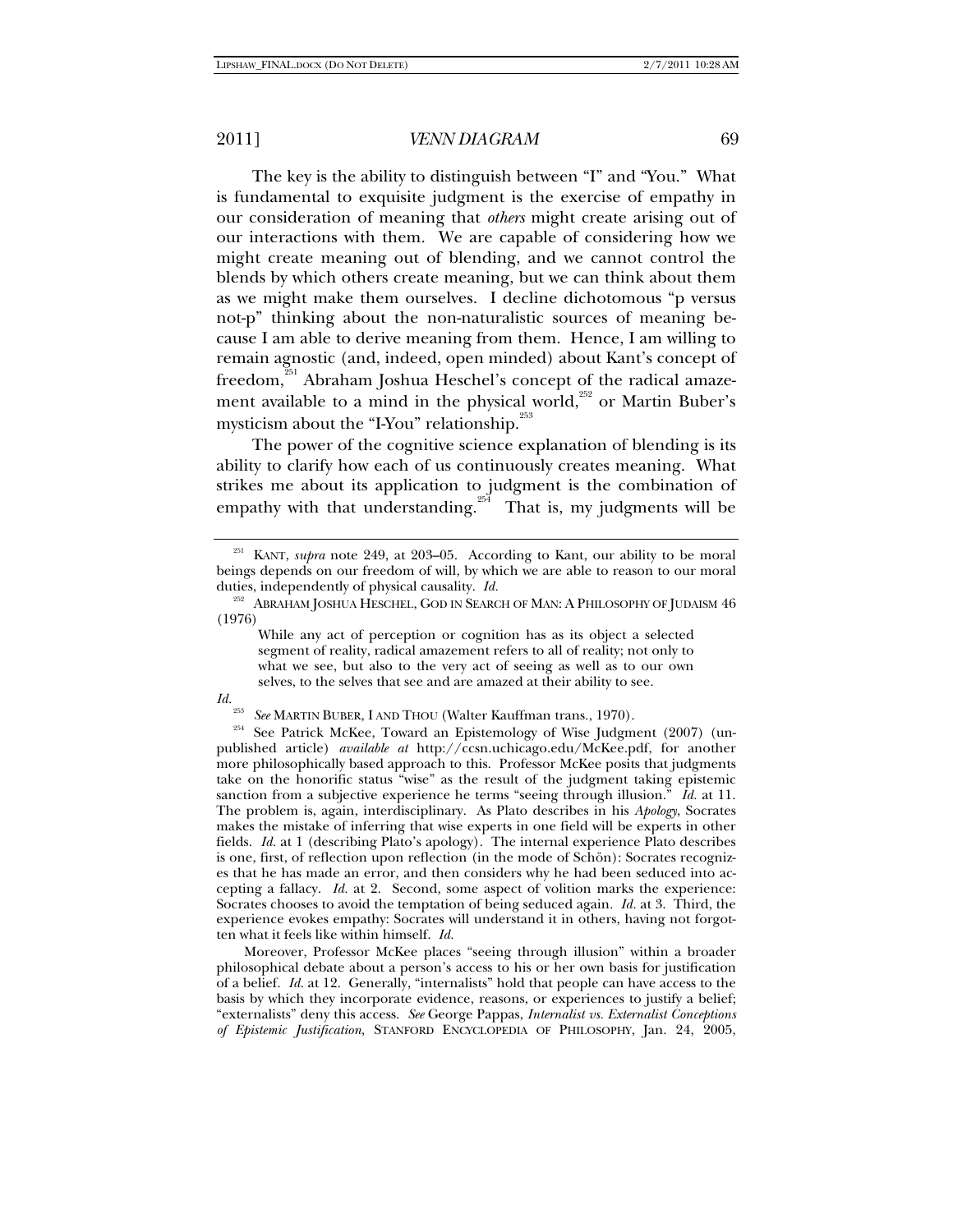The key is the ability to distinguish between "I" and "You." What is fundamental to exquisite judgment is the exercise of empathy in our consideration of meaning that *others* might create arising out of our interactions with them. We are capable of considering how we might create meaning out of blending, and we cannot control the blends by which others create meaning, but we can think about them as we might make them ourselves. I decline dichotomous "p versus not-p" thinking about the non-naturalistic sources of meaning because I am able to derive meaning from them. Hence, I am willing to remain agnostic (and, indeed, open minded) about Kant's concept of freedom,[251] Abraham Joshua Heschel's concept of the radical amazement available to a mind in the physical world,[252] or Martin Buber's mysticism about the "I-You" relationship.[253]

The power of the cognitive science explanation of blending is its ability to clarify how each of us continuously creates meaning. What strikes me about its application to judgment is the combination of empathy with that understanding.[254] That is, my judgments will be

---

[251] KANT, *supra* note 249, at 203–05. According to Kant, our ability to be moral beings depends on our freedom of will, by which we are able to reason to our moral duties, independently of physical causality. *Id.*

[252] ABRAHAM JOSHUA HESCHEL, GOD IN SEARCH OF MAN: A PHILOSOPHY OF JUDAISM 46 (1976)

> While any act of perception or cognition has as its object a selected segment of reality, radical amazement refers to all of reality; not only to what we see, but also to the very act of seeing as well as to our own selves, to the selves that see and are amazed at their ability to see.

*Id.*

[253] *See* MARTIN BUBER, I AND THOU (Walter Kauffman trans., 1970).

[254] See Patrick McKee, Toward an Epistemology of Wise Judgment (2007) (unpublished article) *available at* http://ccsn.uchicago.edu/McKee.pdf, for another more philosophically based approach to this. Professor McKee posits that judgments take on the honorific status "wise" as the result of the judgment taking epistemic sanction from a subjective experience he terms "seeing through illusion." *Id.* at 11. The problem is, again, interdisciplinary. As Plato describes in his *Apology*, Socrates makes the mistake of inferring that wise experts in one field will be experts in other fields. *Id.* at 1 (describing Plato's apology). The internal experience Plato describes is one, first, of reflection upon reflection (in the mode of Schön): Socrates recognizes that he has made an error, and then considers why he had been seduced into accepting a fallacy. *Id.* at 2. Second, some aspect of volition marks the experience: Socrates chooses to avoid the temptation of being seduced again. *Id.* at 3. Third, the experience evokes empathy: Socrates will understand it in others, having not forgotten what it feels like within himself. *Id.*

Moreover, Professor McKee places "seeing through illusion" within a broader philosophical debate about a person's access to his or her own basis for justification of a belief. *Id.* at 12. Generally, "internalists" hold that people can have access to the basis by which they incorporate evidence, reasons, or experiences to justify a belief; "externalists" deny this access. *See* George Pappas, *Internalist vs. Externalist Conceptions of Epistemic Justification*, STANFORD ENCYCLOPEDIA OF PHILOSOPHY, Jan. 24, 2005,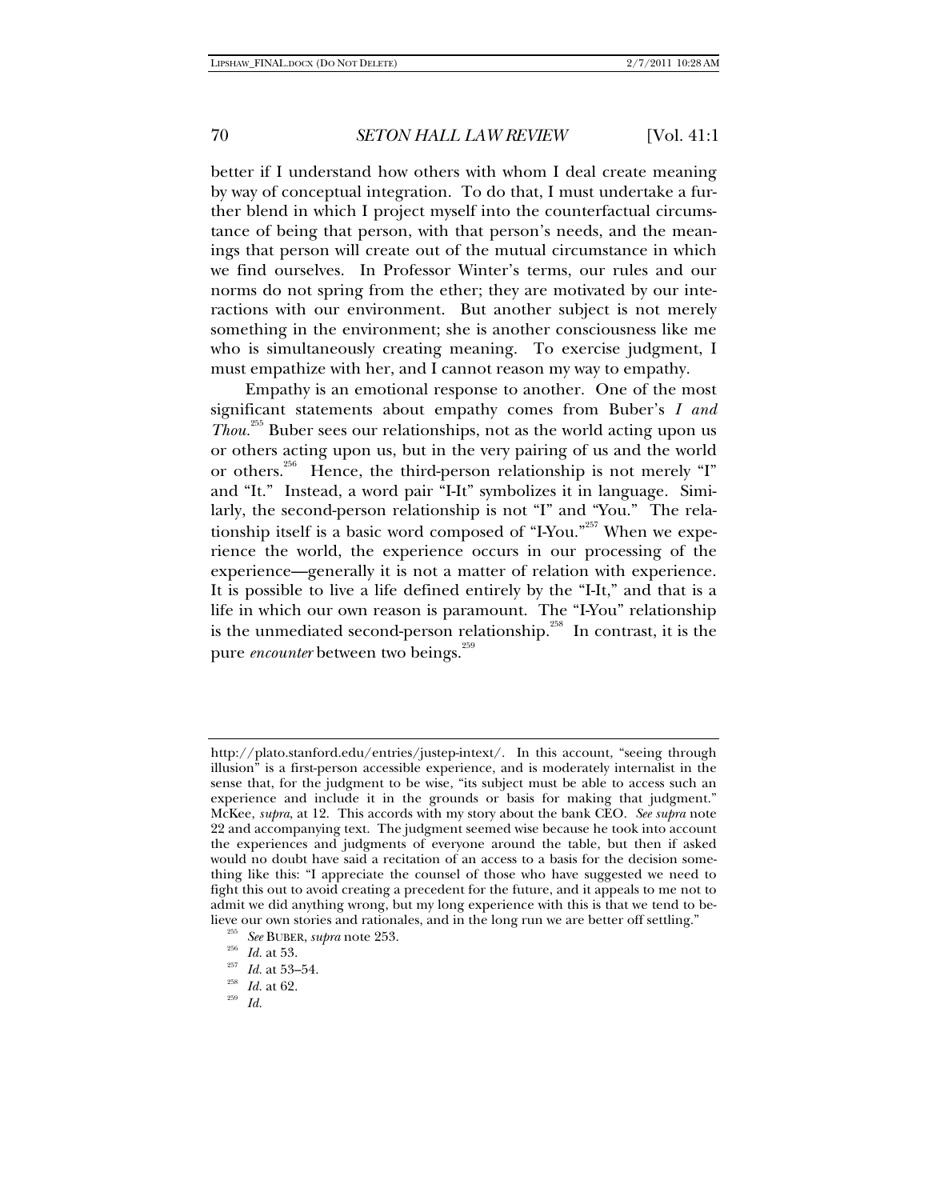better if I understand how others with whom I deal create meaning by way of conceptual integration. To do that, I must undertake a further blend in which I project myself into the counterfactual circumstance of being that person, with that person's needs, and the meanings that person will create out of the mutual circumstance in which we find ourselves. In Professor Winter's terms, our rules and our norms do not spring from the ether; they are motivated by our interactions with our environment. But another subject is not merely something in the environment; she is another consciousness like me who is simultaneously creating meaning. To exercise judgment, I must empathize with her, and I cannot reason my way to empathy.

Empathy is an emotional response to another. One of the most significant statements about empathy comes from Buber's *I and Thou*.[255] Buber sees our relationships, not as the world acting upon us or others acting upon us, but in the very pairing of us and the world or others.[256] Hence, the third-person relationship is not merely "I" and "It." Instead, a word pair "I-It" symbolizes it in language. Similarly, the second-person relationship is not "I" and "You." The relationship itself is a basic word composed of "I-You."[257] When we experience the world, the experience occurs in our processing of the experience—generally it is not a matter of relation with experience. It is possible to live a life defined entirely by the "I-It," and that is a life in which our own reason is paramount. The "I-You" relationship is the unmediated second-person relationship.[258] In contrast, it is the pure *encounter* between two beings.[259]

---

http://plato.stanford.edu/entries/justep-intext/. In this account, "seeing through illusion" is a first-person accessible experience, and is moderately internalist in the sense that, for the judgment to be wise, "its subject must be able to access such an experience and include it in the grounds or basis for making that judgment." McKee, *supra*, at 12. This accords with my story about the bank CEO. *See supra* note 22 and accompanying text. The judgment seemed wise because he took into account the experiences and judgments of everyone around the table, but then if asked would no doubt have said a recitation of an access to a basis for the decision something like this: "I appreciate the counsel of those who have suggested we need to fight this out to avoid creating a precedent for the future, and it appeals to me not to admit we did anything wrong, but my long experience with this is that we tend to believe our own stories and rationales, and in the long run we are better off settling."

[255] *See* BUBER, *supra* note 253.

[256] *Id.* at 53.

[257] *Id.* at 53–54.

[258] *Id.* at 62.

[259] *Id.*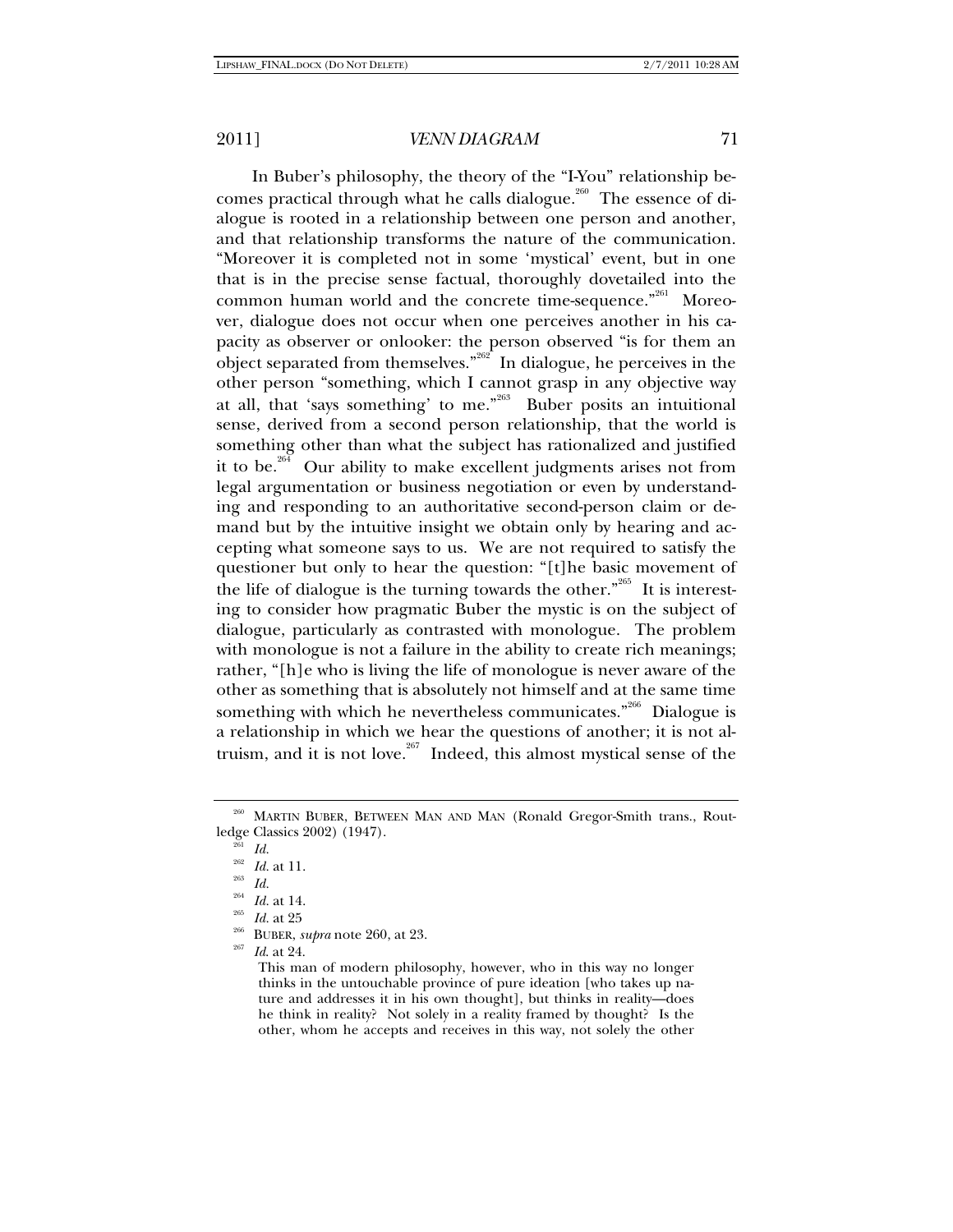In Buber's philosophy, the theory of the "I-You" relationship becomes practical through what he calls dialogue.[260] The essence of dialogue is rooted in a relationship between one person and another, and that relationship transforms the nature of the communication. "Moreover it is completed not in some 'mystical' event, but in one that is in the precise sense factual, thoroughly dovetailed into the common human world and the concrete time-sequence."[261] Moreover, dialogue does not occur when one perceives another in his capacity as observer or onlooker: the person observed "is for them an object separated from themselves."[262] In dialogue, he perceives in the other person "something, which I cannot grasp in any objective way at all, that 'says something' to me."[263] Buber posits an intuitional sense, derived from a second person relationship, that the world is something other than what the subject has rationalized and justified it to be.[264] Our ability to make excellent judgments arises not from legal argumentation or business negotiation or even by understanding and responding to an authoritative second-person claim or demand but by the intuitive insight we obtain only by hearing and accepting what someone says to us. We are not required to satisfy the questioner but only to hear the question: "[t]he basic movement of the life of dialogue is the turning towards the other."[265] It is interesting to consider how pragmatic Buber the mystic is on the subject of dialogue, particularly as contrasted with monologue. The problem with monologue is not a failure in the ability to create rich meanings; rather, "[h]e who is living the life of monologue is never aware of the other as something that is absolutely not himself and at the same time something with which he nevertheless communicates."[266] Dialogue is a relationship in which we hear the questions of another; it is not altruism, and it is not love.[267] Indeed, this almost mystical sense of the

---

[260] MARTIN BUBER, BETWEEN MAN AND MAN (Ronald Gregor-Smith trans., Routledge Classics 2002) (1947).

[261] *Id.*

[262] *Id.* at 11.

[263] *Id.*

[264] *Id.* at 14.

[265] *Id.* at 25

[266] BUBER, *supra* note 260, at 23.

[267] *Id.* at 24.

> This man of modern philosophy, however, who in this way no longer thinks in the untouchable province of pure ideation [who takes up nature and addresses it in his own thought], but thinks in reality—does he think in reality? Not solely in a reality framed by thought? Is the other, whom he accepts and receives in this way, not solely the other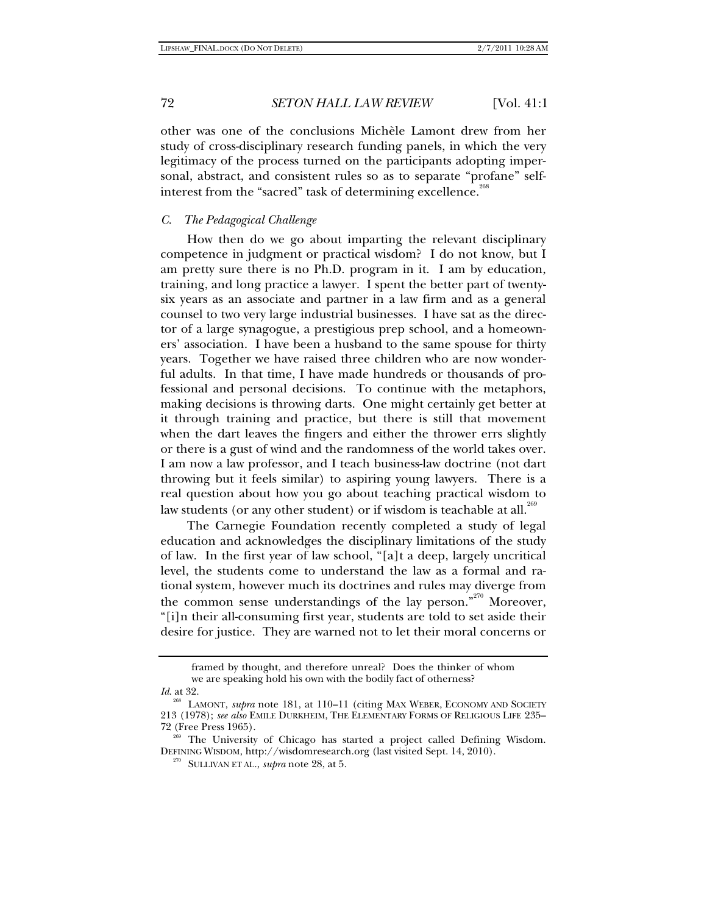other was one of the conclusions Michèle Lamont drew from her study of cross-disciplinary research funding panels, in which the very legitimacy of the process turned on the participants adopting impersonal, abstract, and consistent rules so as to separate "profane" self-interest from the "sacred" task of determining excellence.[268]

### *C. The Pedagogical Challenge*

How then do we go about imparting the relevant disciplinary competence in judgment or practical wisdom? I do not know, but I am pretty sure there is no Ph.D. program in it. I am by education, training, and long practice a lawyer. I spent the better part of twenty-six years as an associate and partner in a law firm and as a general counsel to two very large industrial businesses. I have sat as the director of a large synagogue, a prestigious prep school, and a homeowners' association. I have been a husband to the same spouse for thirty years. Together we have raised three children who are now wonderful adults. In that time, I have made hundreds or thousands of professional and personal decisions. To continue with the metaphors, making decisions is throwing darts. One might certainly get better at it through training and practice, but there is still that movement when the dart leaves the fingers and either the thrower errs slightly or there is a gust of wind and the randomness of the world takes over. I am now a law professor, and I teach business-law doctrine (not dart throwing but it feels similar) to aspiring young lawyers. There is a real question about how you go about teaching practical wisdom to law students (or any other student) or if wisdom is teachable at all.[269]

The Carnegie Foundation recently completed a study of legal education and acknowledges the disciplinary limitations of the study of law. In the first year of law school, "[a]t a deep, largely uncritical level, the students come to understand the law as a formal and rational system, however much its doctrines and rules may diverge from the common sense understandings of the lay person."[270] Moreover, "[i]n their all-consuming first year, students are told to set aside their desire for justice. They are warned not to let their moral concerns or

---

> framed by thought, and therefore unreal? Does the thinker of whom we are speaking hold his own with the bodily fact of otherness?

*Id.* at 32.

[268] LAMONT, *supra* note 181, at 110–11 (citing MAX WEBER, ECONOMY AND SOCIETY 213 (1978); *see also* EMILE DURKHEIM, THE ELEMENTARY FORMS OF RELIGIOUS LIFE 235–72 (Free Press 1965).

[269] The University of Chicago has started a project called Defining Wisdom. DEFINING WISDOM, http://wisdomresearch.org (last visited Sept. 14, 2010).

[270] SULLIVAN ET AL., *supra* note 28, at 5.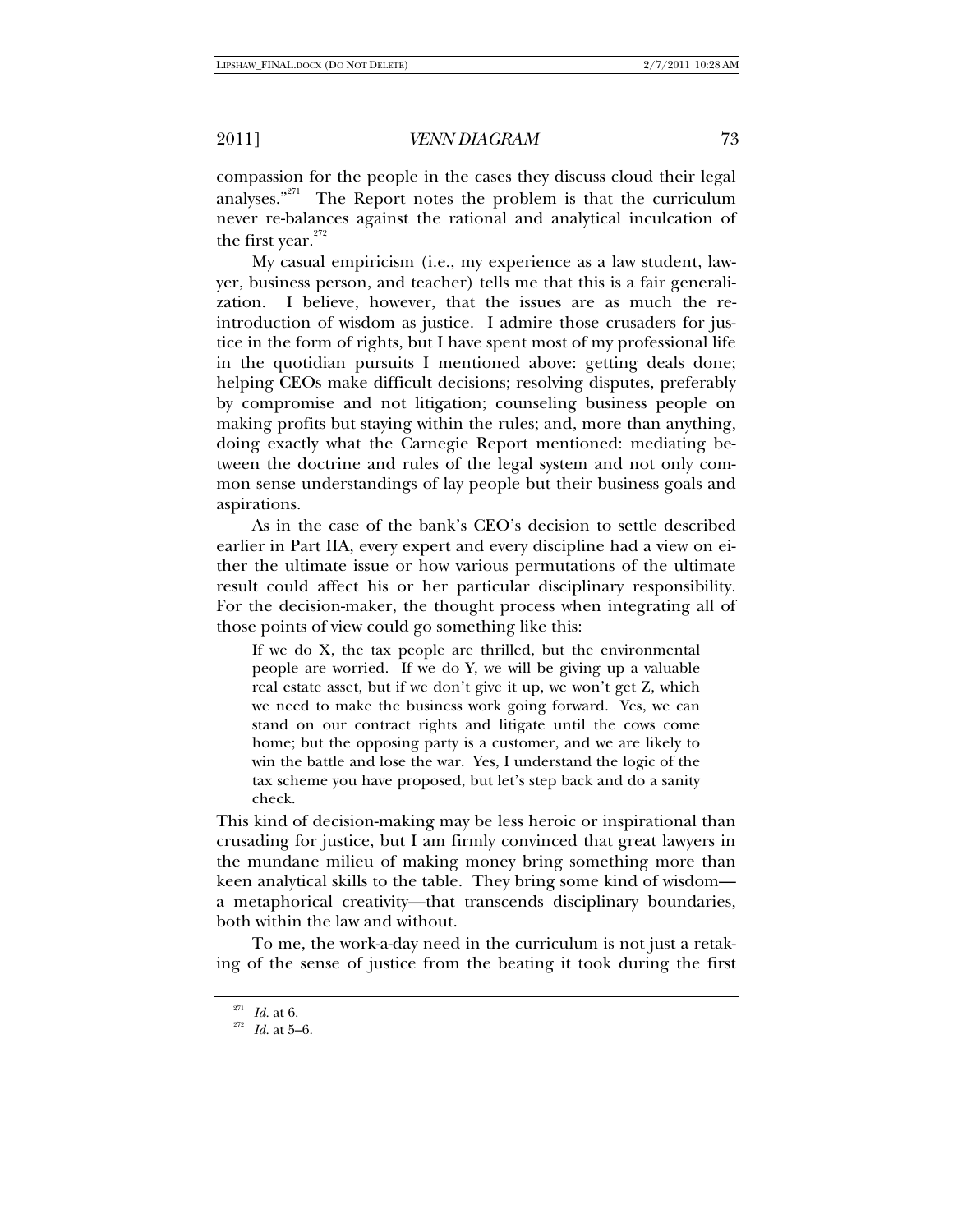compassion for the people in the cases they discuss cloud their legal analyses."[271] The Report notes the problem is that the curriculum never re-balances against the rational and analytical inculcation of the first year.[272]

My casual empiricism (i.e., my experience as a law student, lawyer, business person, and teacher) tells me that this is a fair generalization. I believe, however, that the issues are as much the reintroduction of wisdom as justice. I admire those crusaders for justice in the form of rights, but I have spent most of my professional life in the quotidian pursuits I mentioned above: getting deals done; helping CEOs make difficult decisions; resolving disputes, preferably by compromise and not litigation; counseling business people on making profits but staying within the rules; and, more than anything, doing exactly what the Carnegie Report mentioned: mediating between the doctrine and rules of the legal system and not only common sense understandings of lay people but their business goals and aspirations.

As in the case of the bank's CEO's decision to settle described earlier in Part IIA, every expert and every discipline had a view on either the ultimate issue or how various permutations of the ultimate result could affect his or her particular disciplinary responsibility. For the decision-maker, the thought process when integrating all of those points of view could go something like this:

> If we do X, the tax people are thrilled, but the environmental people are worried. If we do Y, we will be giving up a valuable real estate asset, but if we don't give it up, we won't get Z, which we need to make the business work going forward. Yes, we can stand on our contract rights and litigate until the cows come home; but the opposing party is a customer, and we are likely to win the battle and lose the war. Yes, I understand the logic of the tax scheme you have proposed, but let's step back and do a sanity check.

This kind of decision-making may be less heroic or inspirational than crusading for justice, but I am firmly convinced that great lawyers in the mundane milieu of making money bring something more than keen analytical skills to the table. They bring some kind of wisdom—a metaphorical creativity—that transcends disciplinary boundaries, both within the law and without.

To me, the work-a-day need in the curriculum is not just a retaking of the sense of justice from the beating it took during the first

---

[271] *Id.* at 6.

[272] *Id.* at 5–6.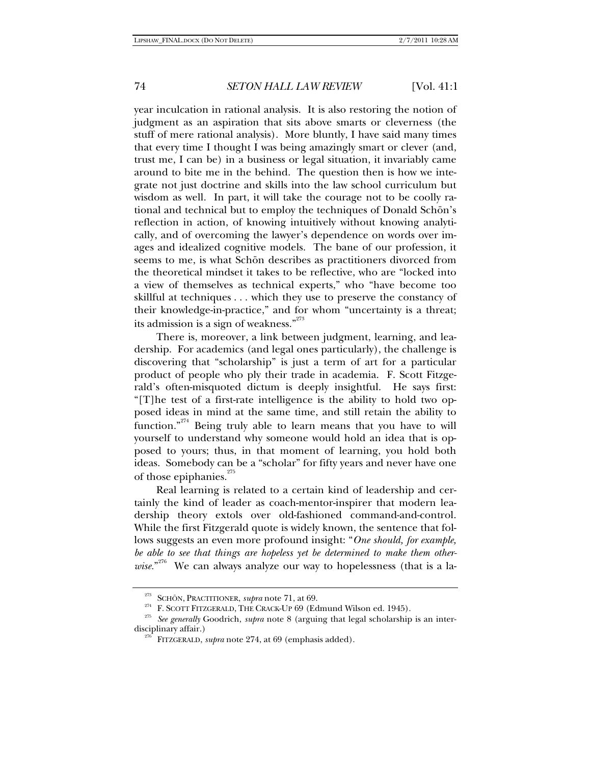year inculcation in rational analysis. It is also restoring the notion of judgment as an aspiration that sits above smarts or cleverness (the stuff of mere rational analysis). More bluntly, I have said many times that every time I thought I was being amazingly smart or clever (and, trust me, I can be) in a business or legal situation, it invariably came around to bite me in the behind. The question then is how we integrate not just doctrine and skills into the law school curriculum but wisdom as well. In part, it will take the courage not to be coolly rational and technical but to employ the techniques of Donald Schön's reflection in action, of knowing intuitively without knowing analytically, and of overcoming the lawyer's dependence on words over images and idealized cognitive models. The bane of our profession, it seems to me, is what Schön describes as practitioners divorced from the theoretical mindset it takes to be reflective, who are "locked into a view of themselves as technical experts," who "have become too skillful at techniques . . . which they use to preserve the constancy of their knowledge-in-practice," and for whom "uncertainty is a threat; its admission is a sign of weakness."[273]

There is, moreover, a link between judgment, learning, and leadership. For academics (and legal ones particularly), the challenge is discovering that "scholarship" is just a term of art for a particular product of people who ply their trade in academia. F. Scott Fitzgerald's often-misquoted dictum is deeply insightful. He says first: "[T]he test of a first-rate intelligence is the ability to hold two opposed ideas in mind at the same time, and still retain the ability to function."[274] Being truly able to learn means that you have to will yourself to understand why someone would hold an idea that is opposed to yours; thus, in that moment of learning, you hold both ideas. Somebody can be a "scholar" for fifty years and never have one of those epiphanies.[275]

Real learning is related to a certain kind of leadership and certainly the kind of leader as coach-mentor-inspirer that modern leadership theory extols over old-fashioned command-and-control. While the first Fitzgerald quote is widely known, the sentence that follows suggests an even more profound insight: "*One should, for example, be able to see that things are hopeless yet be determined to make them otherwise.*"[276] We can always analyze our way to hopelessness (that is a la-

---

[273] SCHÖN, PRACTITIONER, *supra* note 71, at 69.

[274] F. SCOTT FITZGERALD, THE CRACK-UP 69 (Edmund Wilson ed. 1945).

[275] *See generally* Goodrich, *supra* note 8 (arguing that legal scholarship is an interdisciplinary affair.)

[276] FITZGERALD, *supra* note 274, at 69 (emphasis added).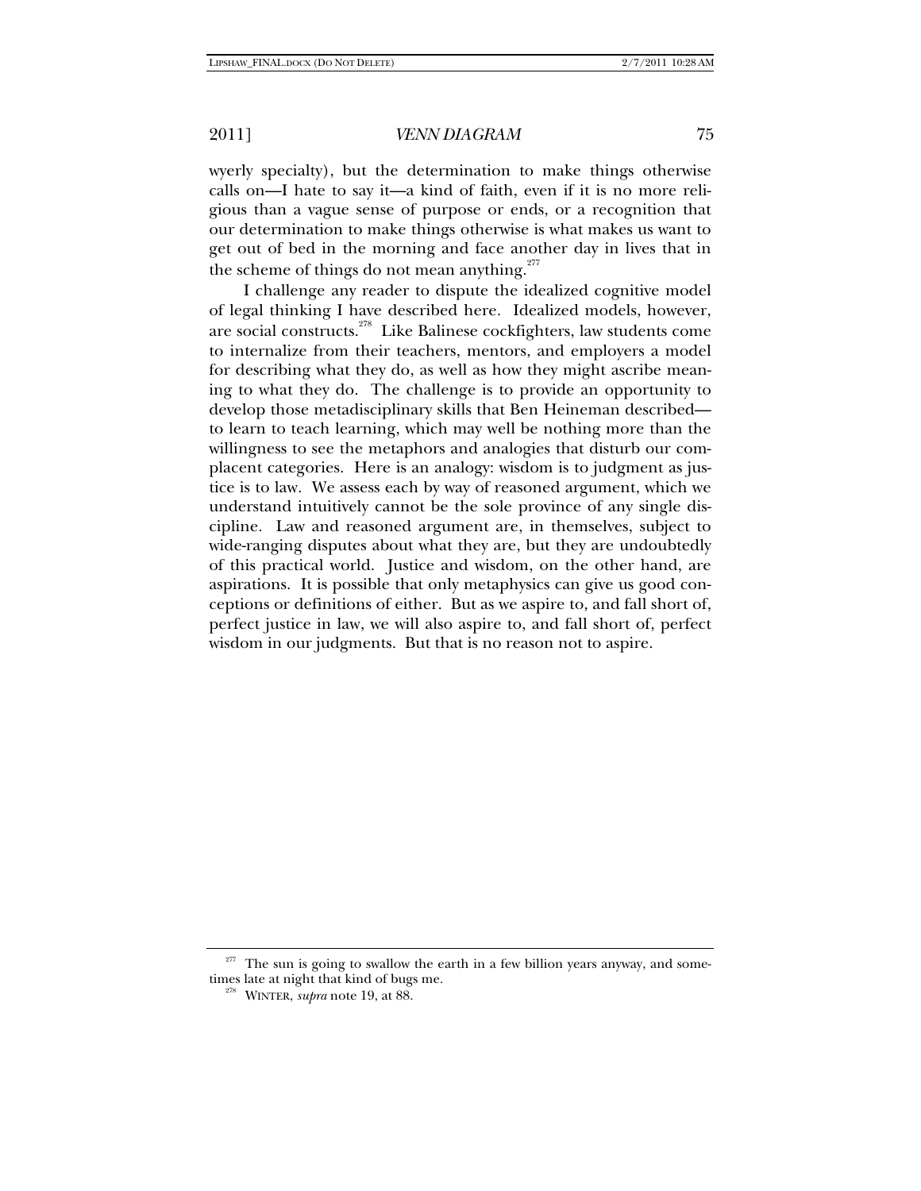wyerly specialty), but the determination to make things otherwise calls on—I hate to say it—a kind of faith, even if it is no more religious than a vague sense of purpose or ends, or a recognition that our determination to make things otherwise is what makes us want to get out of bed in the morning and face another day in lives that in the scheme of things do not mean anything.[277]

I challenge any reader to dispute the idealized cognitive model of legal thinking I have described here. Idealized models, however, are social constructs.[278] Like Balinese cockfighters, law students come to internalize from their teachers, mentors, and employers a model for describing what they do, as well as how they might ascribe meaning to what they do. The challenge is to provide an opportunity to develop those metadisciplinary skills that Ben Heineman described—to learn to teach learning, which may well be nothing more than the willingness to see the metaphors and analogies that disturb our complacent categories. Here is an analogy: wisdom is to judgment as justice is to law. We assess each by way of reasoned argument, which we understand intuitively cannot be the sole province of any single discipline. Law and reasoned argument are, in themselves, subject to wide-ranging disputes about what they are, but they are undoubtedly of this practical world. Justice and wisdom, on the other hand, are aspirations. It is possible that only metaphysics can give us good conceptions or definitions of either. But as we aspire to, and fall short of, perfect justice in law, we will also aspire to, and fall short of, perfect wisdom in our judgments. But that is no reason not to aspire.

---

[277] The sun is going to swallow the earth in a few billion years anyway, and sometimes late at night that kind of bugs me.

[278] WINTER, *supra* note 19, at 88.